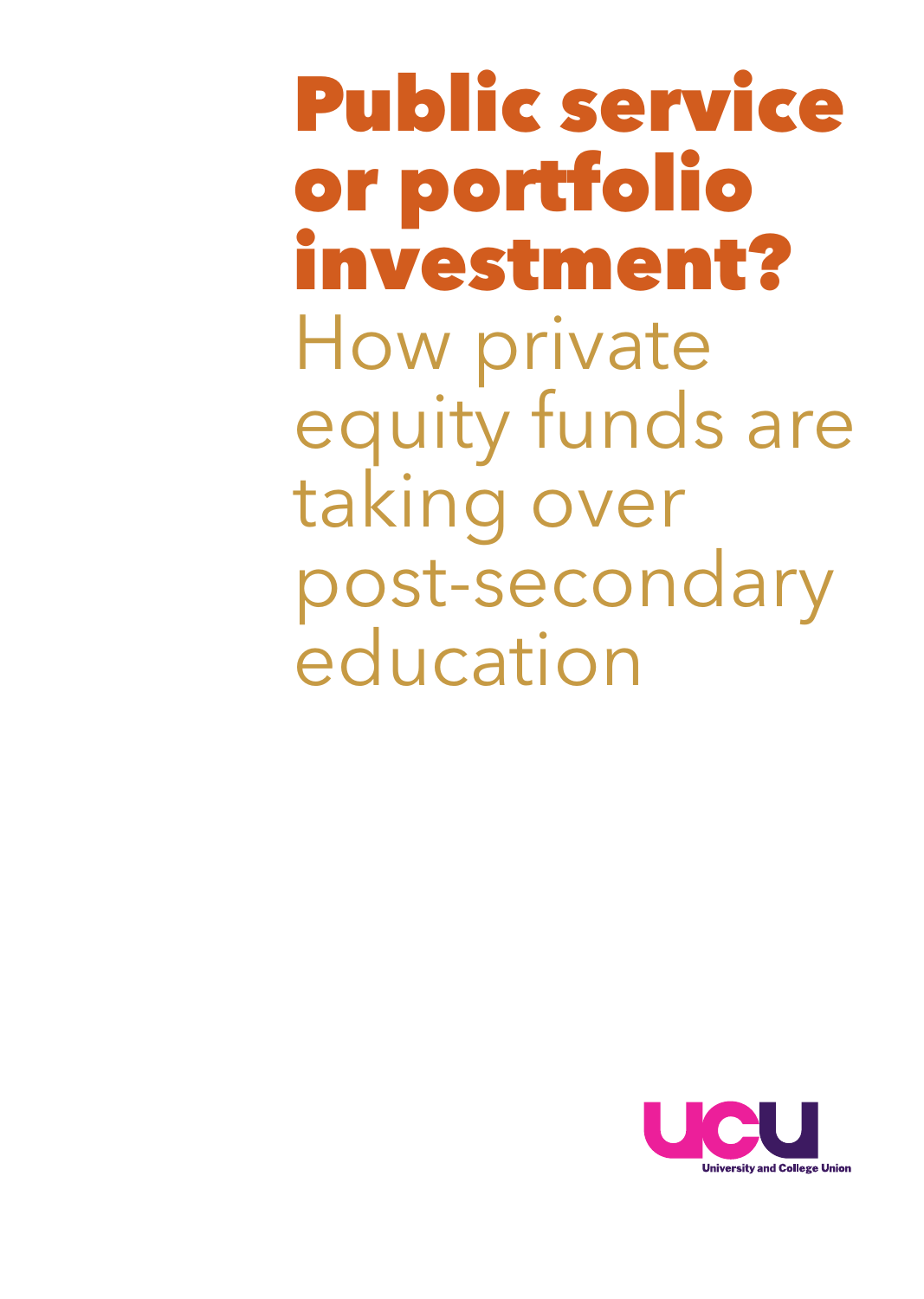# Public service or portfolio investment?

## How private equity funds are taking over post-secondary education

University and College Union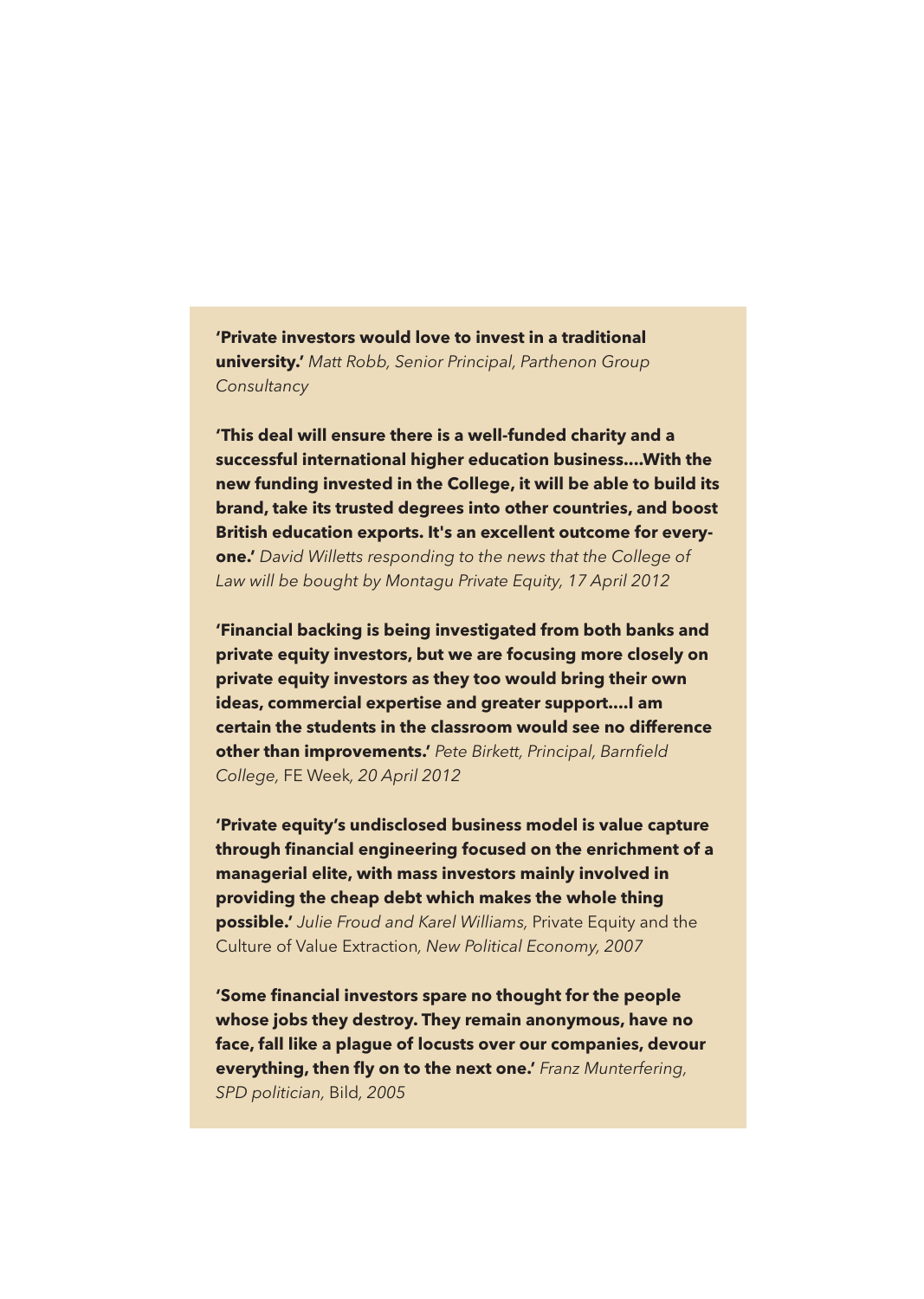**'Private investors would love to invest in a traditional university.'** *Matt Robb, Senior Principal, Parthenon Group Consultancy*

**'This deal will ensure there is a well-funded charity and a successful international higher education business....With the new funding invested in the College, it will be able to build its brand, take its trusted degrees into other countries, and boost British education exports. It's an excellent outcome for everyone.'** *David Willetts responding to the news that the College of Law will be bought by Montagu Private Equity, 17 April 2012*

**'Financial backing is being investigated from both banks and private equity investors, but we are focusing more closely on private equity investors as they too would bring their own ideas, commercial expertise and greater support....I am certain the students in the classroom would see no difference other than improvements.'** *Pete Birkett, Principal, Barnfield College,* FE Week*, 20 April 2012*

**'Private equity's undisclosed business model is value capture through financial engineering focused on the enrichment of a managerial elite, with mass investors mainly involved in providing the cheap debt which makes the whole thing possible.'** *Julie Froud and Karel Williams,* Private Equity and the Culture of Value Extraction*, New Political Economy, 2007*

**'Some financial investors spare no thought for the people whose jobs they destroy. They remain anonymous, have no face, fall like a plague of locusts over our companies, devour everything, then fly on to the next one.'** *Franz Munterfering, SPD politician,* Bild*, 2005*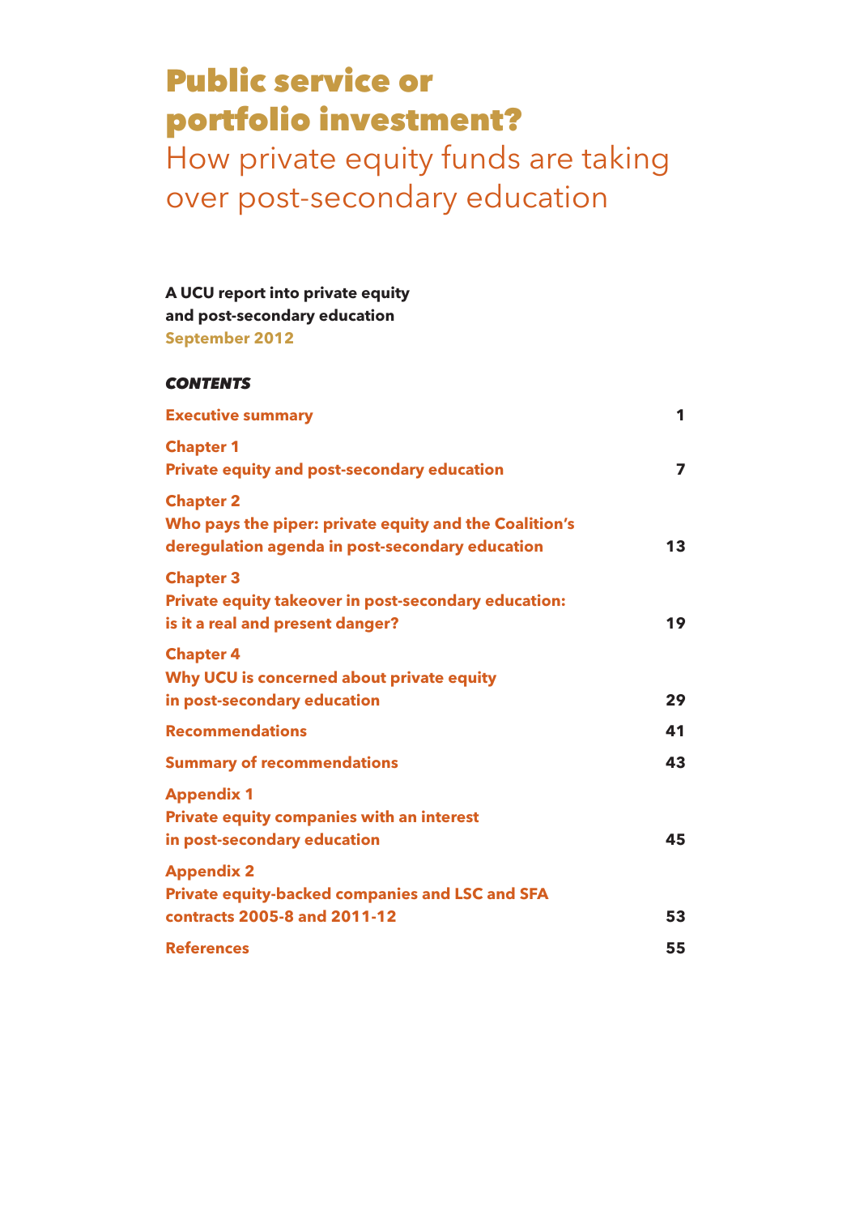# Public service or portfolio investment?

## How private equity funds are taking over post-secondary education

**A UCU report into private equity and post-secondary education**
**September 2012**

***CONTENTS***

| | |
|---|---|
| **Executive summary** | **1** |
| **Chapter 1**<br>**Private equity and post-secondary education** | **7** |
| **Chapter 2**<br>**Who pays the piper: private equity and the Coalition's deregulation agenda in post-secondary education** | **13** |
| **Chapter 3**<br>**Private equity takeover in post-secondary education: is it a real and present danger?** | **19** |
| **Chapter 4**<br>**Why UCU is concerned about private equity in post-secondary education** | **29** |
| **Recommendations** | **41** |
| **Summary of recommendations** | **43** |
| **Appendix 1**<br>**Private equity companies with an interest in post-secondary education** | **45** |
| **Appendix 2**<br>**Private equity-backed companies and LSC and SFA contracts 2005-8 and 2011-12** | **53** |
| **References** | **55** |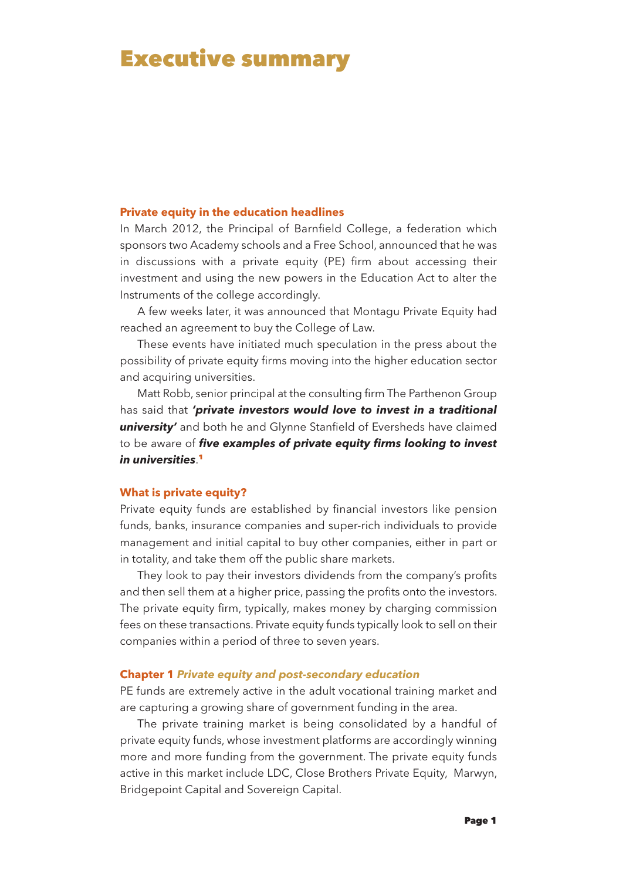# Executive summary

### Private equity in the education headlines

In March 2012, the Principal of Barnfield College, a federation which sponsors two Academy schools and a Free School, announced that he was in discussions with a private equity (PE) firm about accessing their investment and using the new powers in the Education Act to alter the Instruments of the college accordingly.

A few weeks later, it was announced that Montagu Private Equity had reached an agreement to buy the College of Law.

These events have initiated much speculation in the press about the possibility of private equity firms moving into the higher education sector and acquiring universities.

Matt Robb, senior principal at the consulting firm The Parthenon Group has said that ***'private investors would love to invest in a traditional university'*** and both he and Glynne Stanfield of Eversheds have claimed to be aware of ***five examples of private equity firms looking to invest in universities***.[1]

### What is private equity?

Private equity funds are established by financial investors like pension funds, banks, insurance companies and super-rich individuals to provide management and initial capital to buy other companies, either in part or in totality, and take them off the public share markets.

They look to pay their investors dividends from the company's profits and then sell them at a higher price, passing the profits onto the investors. The private equity firm, typically, makes money by charging commission fees on these transactions. Private equity funds typically look to sell on their companies within a period of three to seven years.

### Chapter 1 *Private equity and post-secondary education*

PE funds are extremely active in the adult vocational training market and are capturing a growing share of government funding in the area.

The private training market is being consolidated by a handful of private equity funds, whose investment platforms are accordingly winning more and more funding from the government. The private equity funds active in this market include LDC, Close Brothers Private Equity, Marwyn, Bridgepoint Capital and Sovereign Capital.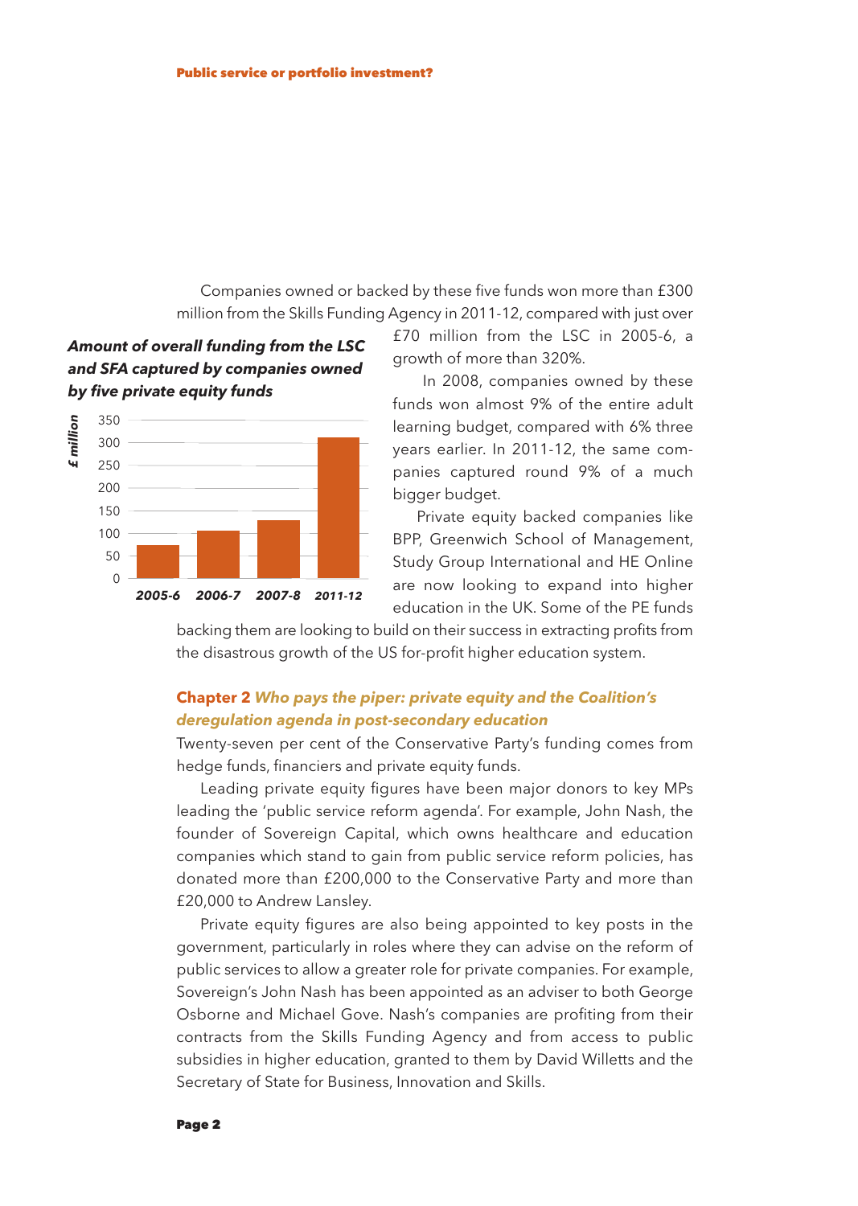Companies owned or backed by these five funds won more than £300 million from the Skills Funding Agency in 2011-12, compared with just over £70 million from the LSC in 2005-6, a growth of more than 320%.

**_Amount of overall funding from the LSC and SFA captured by companies owned by five private equity funds_**

| Year | £ million |
| --- | --- |
| 2005-6 | ~73 |
| 2006-7 | ~105 |
| 2007-8 | ~128 |
| 2011-12 | ~312 |

In 2008, companies owned by these funds won almost 9% of the entire adult learning budget, compared with 6% three years earlier. In 2011-12, the same companies captured round 9% of a much bigger budget.

Private equity backed companies like BPP, Greenwich School of Management, Study Group International and HE Online are now looking to expand into higher education in the UK. Some of the PE funds backing them are looking to build on their success in extracting profits from the disastrous growth of the US for-profit higher education system.

## Chapter 2 *Who pays the piper: private equity and the Coalition's deregulation agenda in post-secondary education*

Twenty-seven per cent of the Conservative Party's funding comes from hedge funds, financiers and private equity funds.

Leading private equity figures have been major donors to key MPs leading the 'public service reform agenda'. For example, John Nash, the founder of Sovereign Capital, which owns healthcare and education companies which stand to gain from public service reform policies, has donated more than £200,000 to the Conservative Party and more than £20,000 to Andrew Lansley.

Private equity figures are also being appointed to key posts in the government, particularly in roles where they can advise on the reform of public services to allow a greater role for private companies. For example, Sovereign's John Nash has been appointed as an adviser to both George Osborne and Michael Gove. Nash's companies are profiting from their contracts from the Skills Funding Agency and from access to public subsidies in higher education, granted to them by David Willetts and the Secretary of State for Business, Innovation and Skills.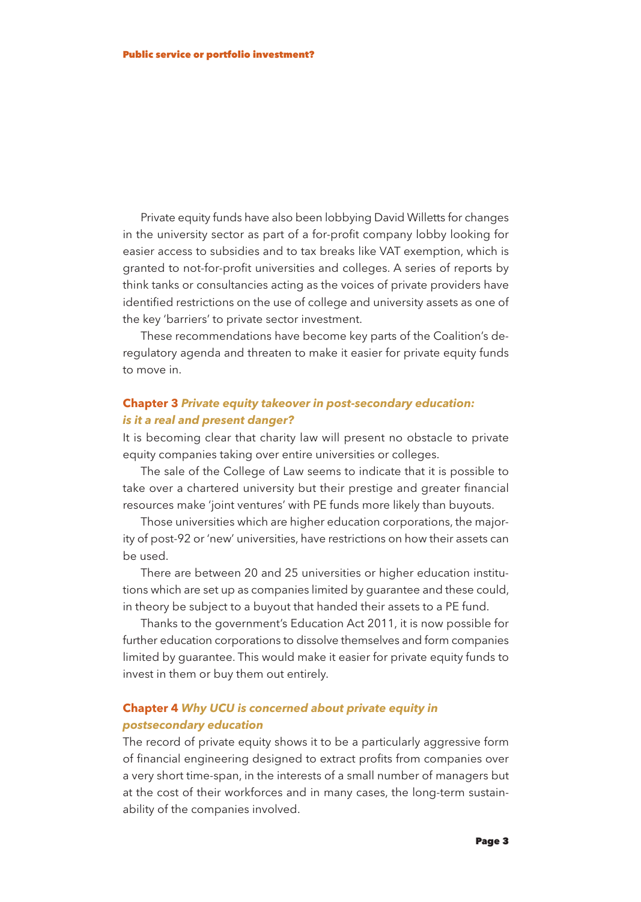Private equity funds have also been lobbying David Willetts for changes in the university sector as part of a for-profit company lobby looking for easier access to subsidies and to tax breaks like VAT exemption, which is granted to not-for-profit universities and colleges. A series of reports by think tanks or consultancies acting as the voices of private providers have identified restrictions on the use of college and university assets as one of the key 'barriers' to private sector investment.

These recommendations have become key parts of the Coalition's deregulatory agenda and threaten to make it easier for private equity funds to move in.

### Chapter 3 *Private equity takeover in post-secondary education: is it a real and present danger?*

It is becoming clear that charity law will present no obstacle to private equity companies taking over entire universities or colleges.

The sale of the College of Law seems to indicate that it is possible to take over a chartered university but their prestige and greater financial resources make 'joint ventures' with PE funds more likely than buyouts.

Those universities which are higher education corporations, the majority of post-92 or 'new' universities, have restrictions on how their assets can be used.

There are between 20 and 25 universities or higher education institutions which are set up as companies limited by guarantee and these could, in theory be subject to a buyout that handed their assets to a PE fund.

Thanks to the government's Education Act 2011, it is now possible for further education corporations to dissolve themselves and form companies limited by guarantee. This would make it easier for private equity funds to invest in them or buy them out entirely.

### Chapter 4 *Why UCU is concerned about private equity in postsecondary education*

The record of private equity shows it to be a particularly aggressive form of financial engineering designed to extract profits from companies over a very short time-span, in the interests of a small number of managers but at the cost of their workforces and in many cases, the long-term sustainability of the companies involved.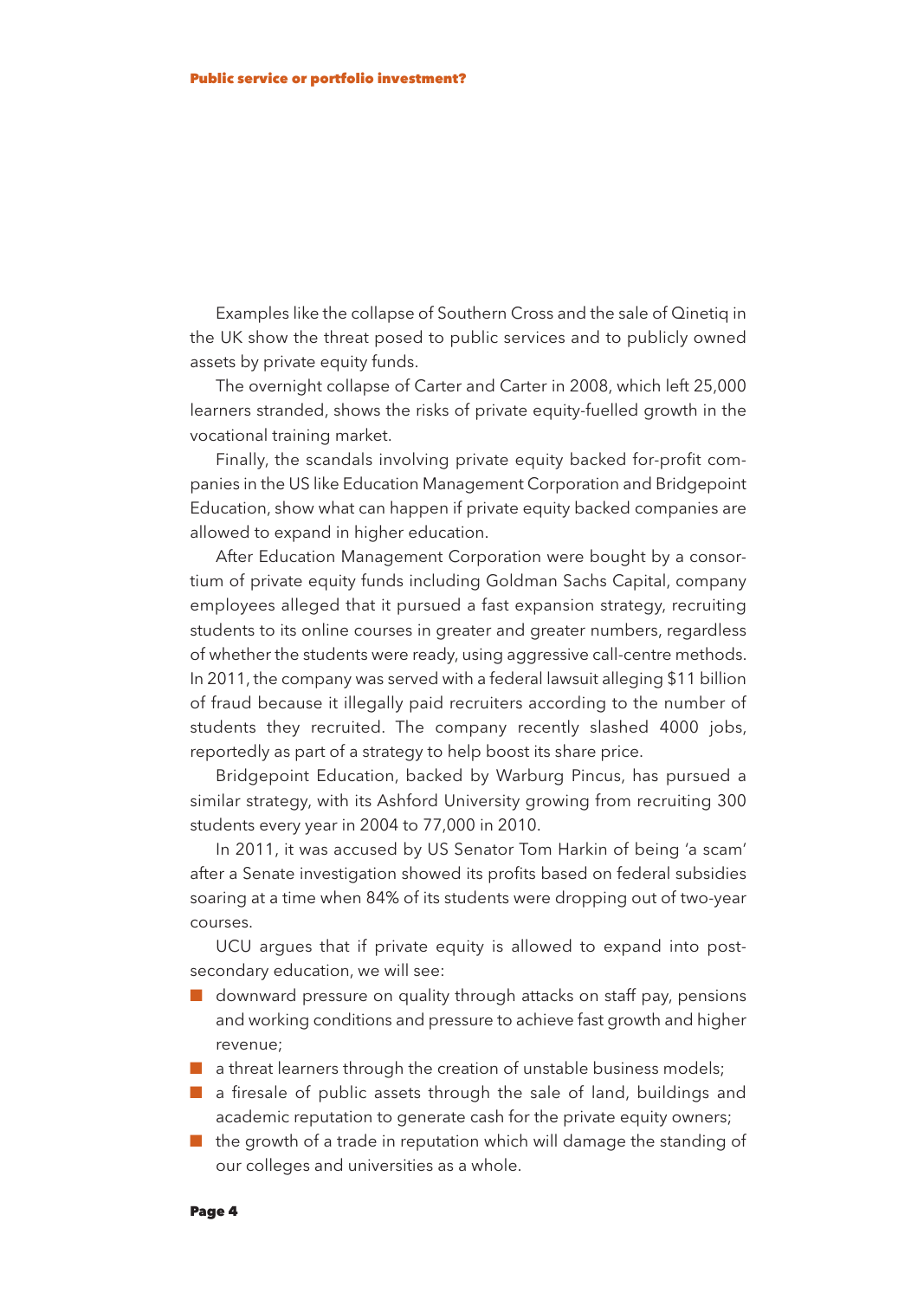Examples like the collapse of Southern Cross and the sale of Qinetiq in the UK show the threat posed to public services and to publicly owned assets by private equity funds.

The overnight collapse of Carter and Carter in 2008, which left 25,000 learners stranded, shows the risks of private equity-fuelled growth in the vocational training market.

Finally, the scandals involving private equity backed for-profit companies in the US like Education Management Corporation and Bridgepoint Education, show what can happen if private equity backed companies are allowed to expand in higher education.

After Education Management Corporation were bought by a consortium of private equity funds including Goldman Sachs Capital, company employees alleged that it pursued a fast expansion strategy, recruiting students to its online courses in greater and greater numbers, regardless of whether the students were ready, using aggressive call-centre methods. In 2011, the company was served with a federal lawsuit alleging $11 billion of fraud because it illegally paid recruiters according to the number of students they recruited. The company recently slashed 4000 jobs, reportedly as part of a strategy to help boost its share price.

Bridgepoint Education, backed by Warburg Pincus, has pursued a similar strategy, with its Ashford University growing from recruiting 300 students every year in 2004 to 77,000 in 2010.

In 2011, it was accused by US Senator Tom Harkin of being 'a scam' after a Senate investigation showed its profits based on federal subsidies soaring at a time when 84% of its students were dropping out of two-year courses.

UCU argues that if private equity is allowed to expand into post-secondary education, we will see:

- downward pressure on quality through attacks on staff pay, pensions and working conditions and pressure to achieve fast growth and higher revenue;
- a threat learners through the creation of unstable business models;
- a firesale of public assets through the sale of land, buildings and academic reputation to generate cash for the private equity owners;
- the growth of a trade in reputation which will damage the standing of our colleges and universities as a whole.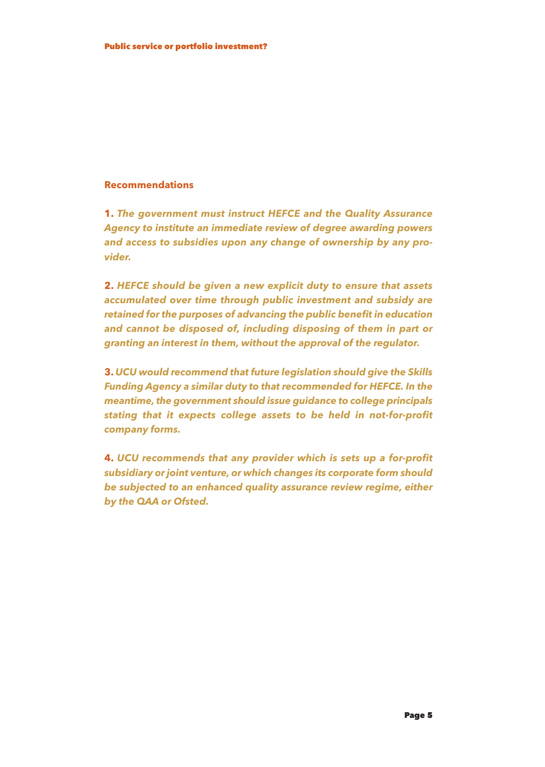## Recommendations

**1.** ***The government must instruct HEFCE and the Quality Assurance Agency to institute an immediate review of degree awarding powers and access to subsidies upon any change of ownership by any provider.***

**2.** ***HEFCE should be given a new explicit duty to ensure that assets accumulated over time through public investment and subsidy are retained for the purposes of advancing the public benefit in education and cannot be disposed of, including disposing of them in part or granting an interest in them, without the approval of the regulator.***

**3.** ***UCU would recommend that future legislation should give the Skills Funding Agency a similar duty to that recommended for HEFCE. In the meantime, the government should issue guidance to college principals stating that it expects college assets to be held in not-for-profit company forms.***

**4.** ***UCU recommends that any provider which is sets up a for-profit subsidiary or joint venture, or which changes its corporate form should be subjected to an enhanced quality assurance review regime, either by the QAA or Ofsted.***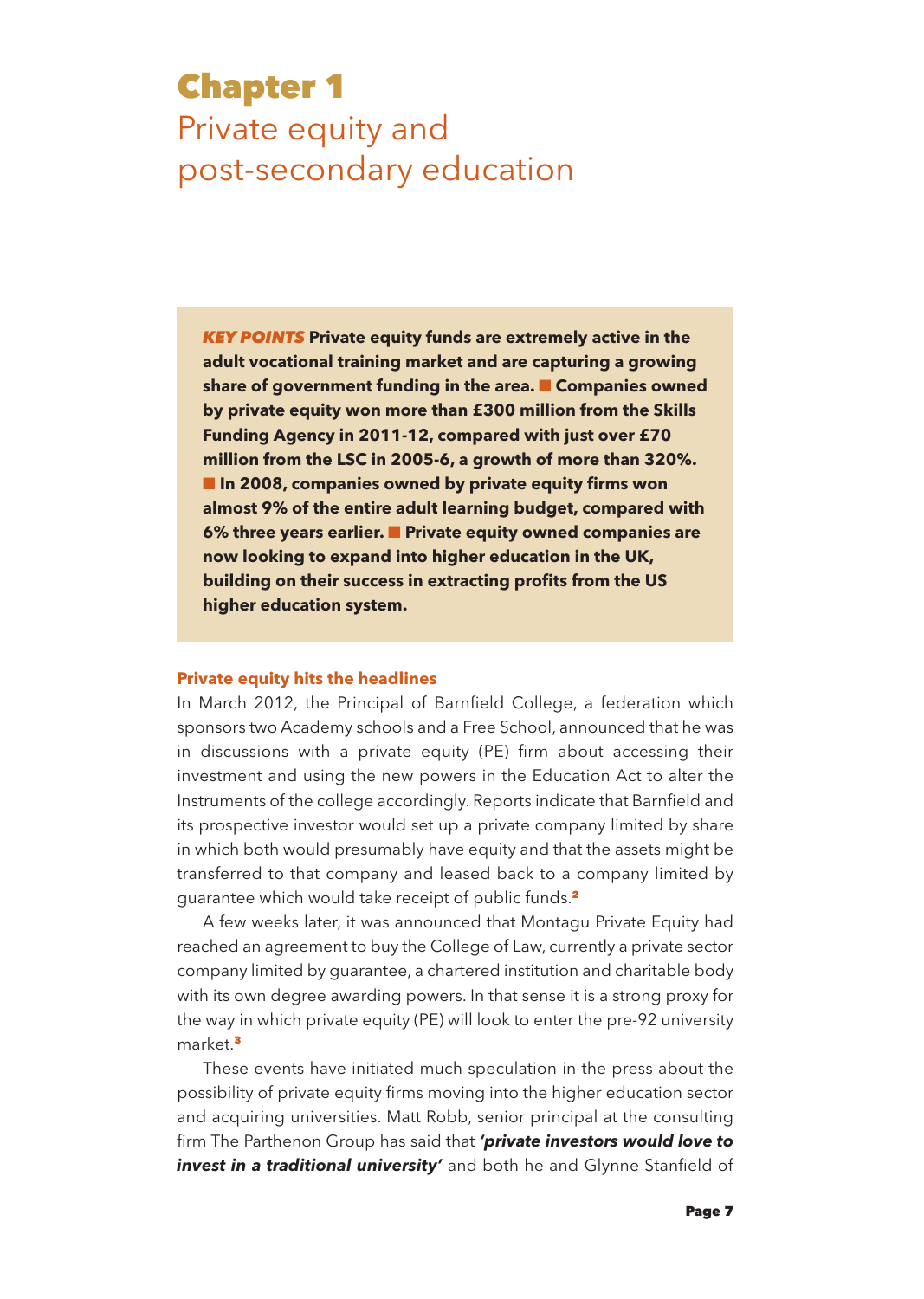# Chapter 1
## Private equity and post-secondary education

***KEY POINTS*** **Private equity funds are extremely active in the adult vocational training market and are capturing a growing share of government funding in the area. ■ Companies owned by private equity won more than £300 million from the Skills Funding Agency in 2011-12, compared with just over £70 million from the LSC in 2005-6, a growth of more than 320%. ■ In 2008, companies owned by private equity firms won almost 9% of the entire adult learning budget, compared with 6% three years earlier. ■ Private equity owned companies are now looking to expand into higher education in the UK, building on their success in extracting profits from the US higher education system.**

### Private equity hits the headlines

In March 2012, the Principal of Barnfield College, a federation which sponsors two Academy schools and a Free School, announced that he was in discussions with a private equity (PE) firm about accessing their investment and using the new powers in the Education Act to alter the Instruments of the college accordingly. Reports indicate that Barnfield and its prospective investor would set up a private company limited by share in which both would presumably have equity and that the assets might be transferred to that company and leased back to a company limited by guarantee which would take receipt of public funds.[2]

A few weeks later, it was announced that Montagu Private Equity had reached an agreement to buy the College of Law, currently a private sector company limited by guarantee, a chartered institution and charitable body with its own degree awarding powers. In that sense it is a strong proxy for the way in which private equity (PE) will look to enter the pre-92 university market.[3]

These events have initiated much speculation in the press about the possibility of private equity firms moving into the higher education sector and acquiring universities. Matt Robb, senior principal at the consulting firm The Parthenon Group has said that ***'private investors would love to invest in a traditional university'*** and both he and Glynne Stanfield of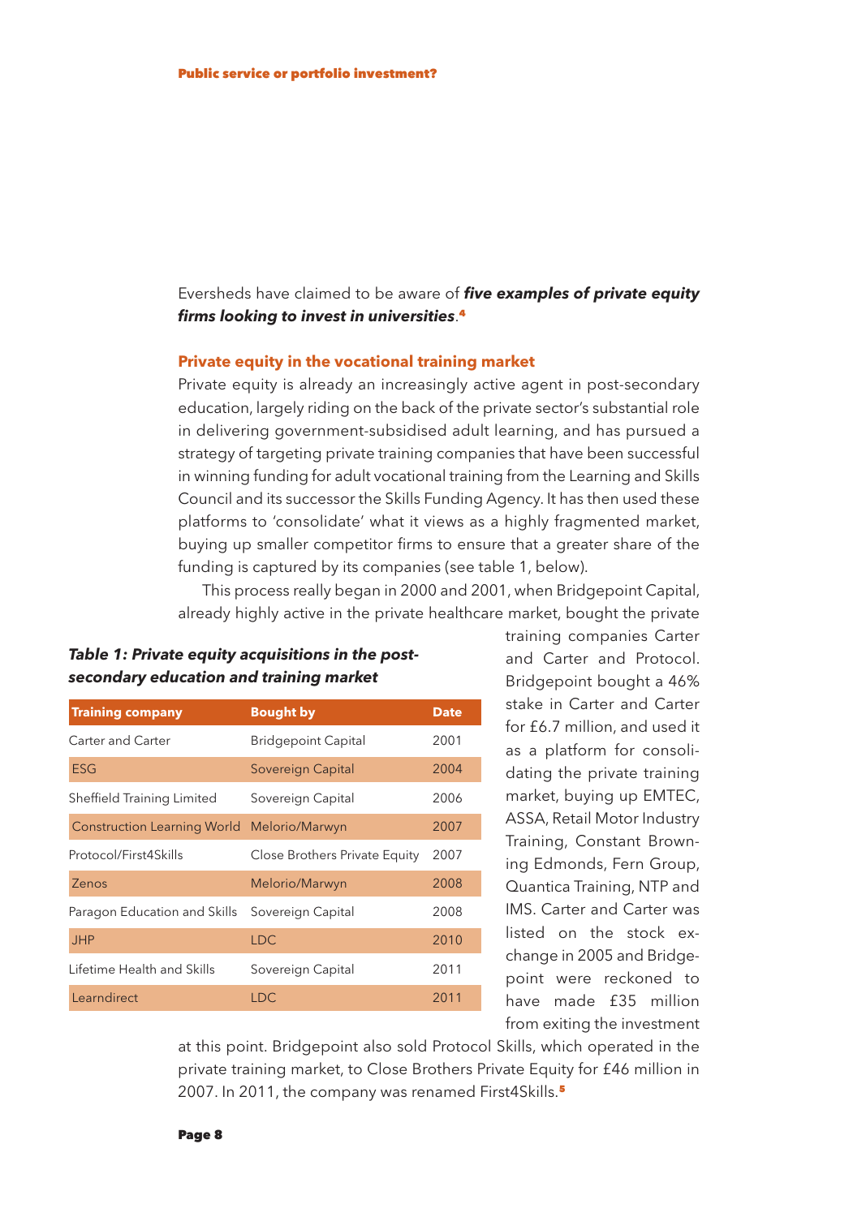Eversheds have claimed to be aware of ***five examples of private equity firms looking to invest in universities***.[4]

## Private equity in the vocational training market

Private equity is already an increasingly active agent in post-secondary education, largely riding on the back of the private sector's substantial role in delivering government-subsidised adult learning, and has pursued a strategy of targeting private training companies that have been successful in winning funding for adult vocational training from the Learning and Skills Council and its successor the Skills Funding Agency. It has then used these platforms to 'consolidate' what it views as a highly fragmented market, buying up smaller competitor firms to ensure that a greater share of the funding is captured by its companies (see table 1, below).

This process really began in 2000 and 2001, when Bridgepoint Capital, already highly active in the private healthcare market, bought the private training companies Carter and Carter and Protocol. Bridgepoint bought a 46% stake in Carter and Carter for £6.7 million, and used it as a platform for consolidating the private training market, buying up EMTEC, ASSA, Retail Motor Industry Training, Constant Browning Edmonds, Fern Group, Quantica Training, NTP and IMS. Carter and Carter was listed on the stock exchange in 2005 and Bridgepoint were reckoned to have made £35 million from exiting the investment at this point. Bridgepoint also sold Protocol Skills, which operated in the private training market, to Close Brothers Private Equity for £46 million in 2007. In 2011, the company was renamed First4Skills.[5]

***Table 1: Private equity acquisitions in the post-secondary education and training market***

| Training company | Bought by | Date |
|---|---|---|
| Carter and Carter | Bridgepoint Capital | 2001 |
| ESG | Sovereign Capital | 2004 |
| Sheffield Training Limited | Sovereign Capital | 2006 |
| Construction Learning World | Melorio/Marwyn | 2007 |
| Protocol/First4Skills | Close Brothers Private Equity | 2007 |
| Zenos | Melorio/Marwyn | 2008 |
| Paragon Education and Skills | Sovereign Capital | 2008 |
| JHP | LDC | 2010 |
| Lifetime Health and Skills | Sovereign Capital | 2011 |
| Learndirect | LDC | 2011 |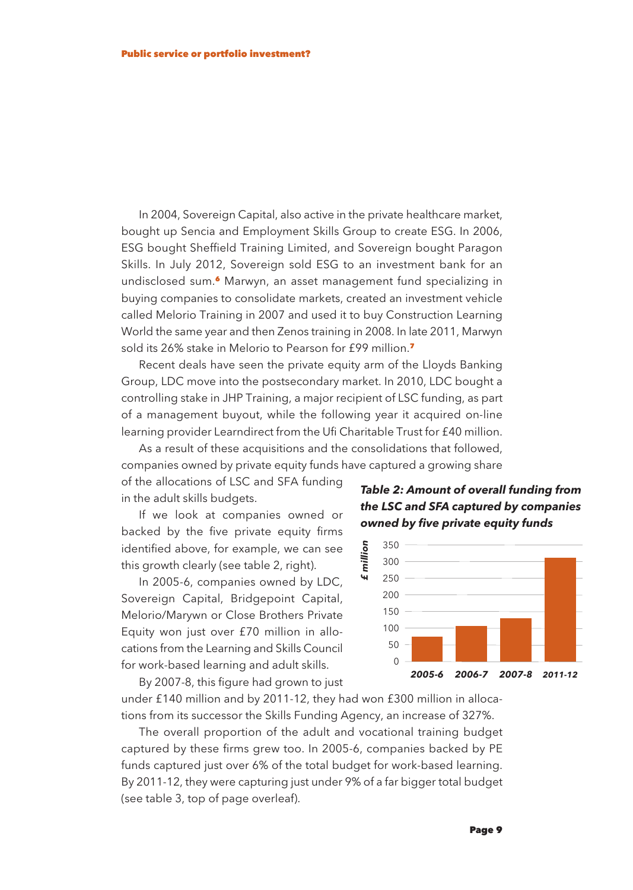In 2004, Sovereign Capital, also active in the private healthcare market, bought up Sencia and Employment Skills Group to create ESG. In 2006, ESG bought Sheffield Training Limited, and Sovereign bought Paragon Skills. In July 2012, Sovereign sold ESG to an investment bank for an undisclosed sum.[6] Marwyn, an asset management fund specializing in buying companies to consolidate markets, created an investment vehicle called Melorio Training in 2007 and used it to buy Construction Learning World the same year and then Zenos training in 2008. In late 2011, Marwyn sold its 26% stake in Melorio to Pearson for £99 million.[7]

Recent deals have seen the private equity arm of the Lloyds Banking Group, LDC move into the postsecondary market. In 2010, LDC bought a controlling stake in JHP Training, a major recipient of LSC funding, as part of a management buyout, while the following year it acquired on-line learning provider Learndirect from the Ufi Charitable Trust for £40 million.

As a result of these acquisitions and the consolidations that followed, companies owned by private equity funds have captured a growing share of the allocations of LSC and SFA funding in the adult skills budgets.

If we look at companies owned or backed by the five private equity firms identified above, for example, we can see this growth clearly (see table 2, right).

***Table 2: Amount of overall funding from the LSC and SFA captured by companies owned by five private equity funds***

| Year | £ million (approx.) |
|---|---|
| 2005-6 | 75 |
| 2006-7 | 107 |
| 2007-8 | 130 |
| 2011-12 | 312 |

In 2005-6, companies owned by LDC, Sovereign Capital, Bridgepoint Capital, Melorio/Marywn or Close Brothers Private Equity won just over £70 million in allocations from the Learning and Skills Council for work-based learning and adult skills.

By 2007-8, this figure had grown to just under £140 million and by 2011-12, they had won £300 million in allocations from its successor the Skills Funding Agency, an increase of 327%.

The overall proportion of the adult and vocational training budget captured by these firms grew too. In 2005-6, companies backed by PE funds captured just over 6% of the total budget for work-based learning. By 2011-12, they were capturing just under 9% of a far bigger total budget (see table 3, top of page overleaf).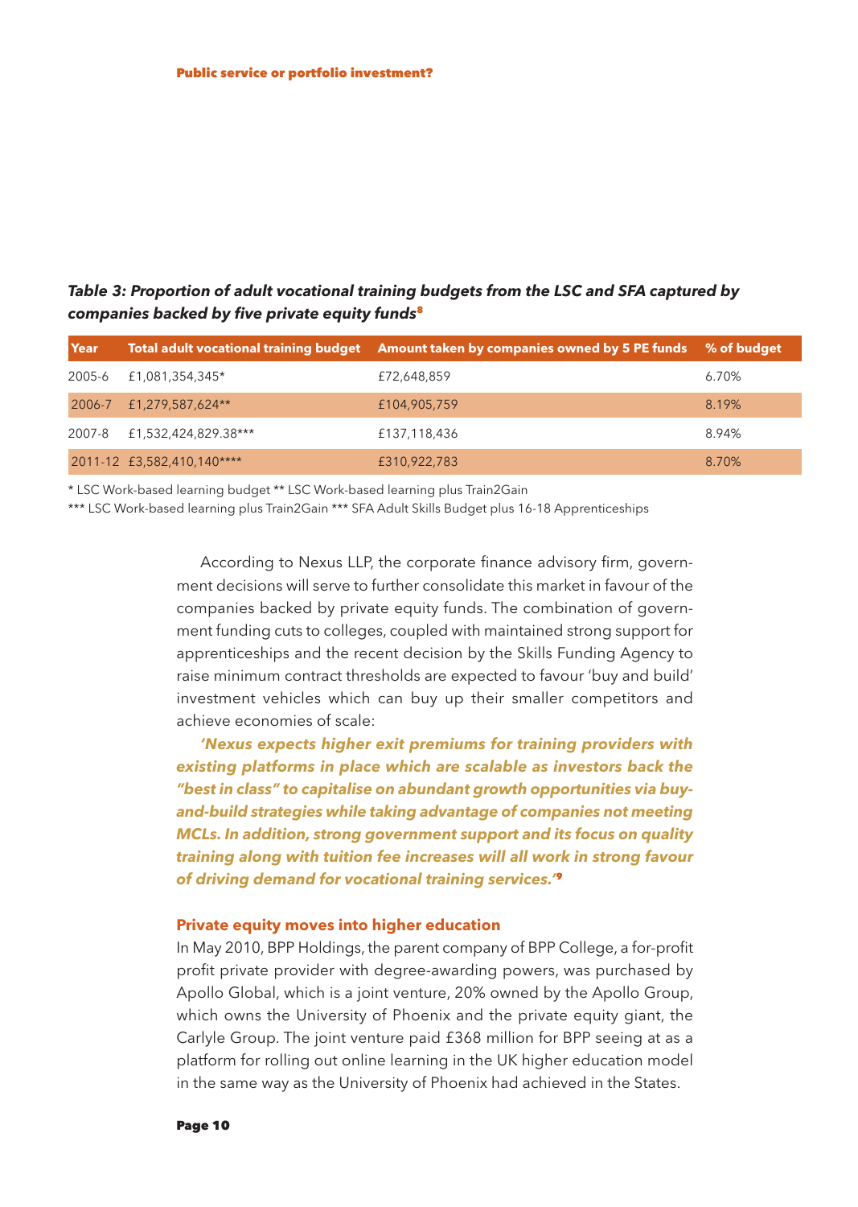*Table 3: Proportion of adult vocational training budgets from the LSC and SFA captured by companies backed by five private equity funds*[8]

| Year | Total adult vocational training budget | Amount taken by companies owned by 5 PE funds | % of budget |
|---|---|---|---|
| 2005-6 | £1,081,354,345* | £72,648,859 | 6.70% |
| 2006-7 | £1,279,587,624** | £104,905,759 | 8.19% |
| 2007-8 | £1,532,424,829.38*** | £137,118,436 | 8.94% |
| 2011-12 | £3,582,410,140**** | £310,922,783 | 8.70% |

* LSC Work-based learning budget ** LSC Work-based learning plus Train2Gain
*** LSC Work-based learning plus Train2Gain *** SFA Adult Skills Budget plus 16-18 Apprenticeships

According to Nexus LLP, the corporate finance advisory firm, government decisions will serve to further consolidate this market in favour of the companies backed by private equity funds. The combination of government funding cuts to colleges, coupled with maintained strong support for apprenticeships and the recent decision by the Skills Funding Agency to raise minimum contract thresholds are expected to favour 'buy and build' investment vehicles which can buy up their smaller competitors and achieve economies of scale:

***'Nexus expects higher exit premiums for training providers with existing platforms in place which are scalable as investors back the "best in class" to capitalise on abundant growth opportunities via buy-and-build strategies while taking advantage of companies not meeting MCLs. In addition, strong government support and its focus on quality training along with tuition fee increases will all work in strong favour of driving demand for vocational training services.'***[9]

### Private equity moves into higher education

In May 2010, BPP Holdings, the parent company of BPP College, a for-profit profit private provider with degree-awarding powers, was purchased by Apollo Global, which is a joint venture, 20% owned by the Apollo Group, which owns the University of Phoenix and the private equity giant, the Carlyle Group. The joint venture paid £368 million for BPP seeing at as a platform for rolling out online learning in the UK higher education model in the same way as the University of Phoenix had achieved in the States.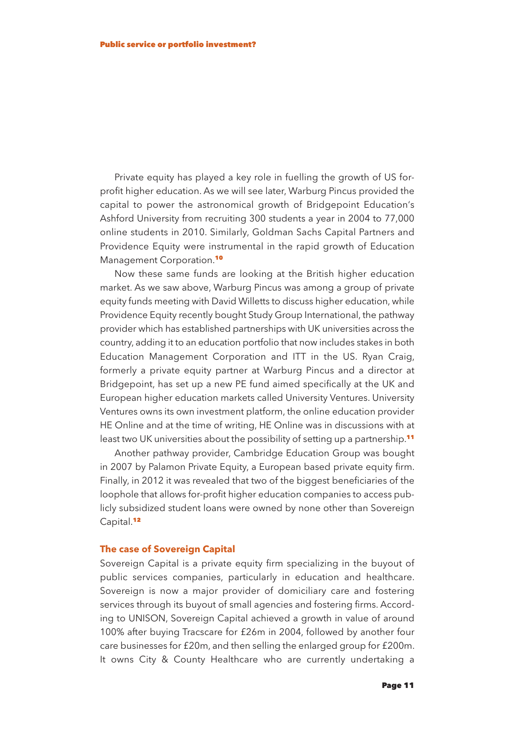Private equity has played a key role in fuelling the growth of US for-profit higher education. As we will see later, Warburg Pincus provided the capital to power the astronomical growth of Bridgepoint Education's Ashford University from recruiting 300 students a year in 2004 to 77,000 online students in 2010. Similarly, Goldman Sachs Capital Partners and Providence Equity were instrumental in the rapid growth of Education Management Corporation.[10]

Now these same funds are looking at the British higher education market. As we saw above, Warburg Pincus was among a group of private equity funds meeting with David Willetts to discuss higher education, while Providence Equity recently bought Study Group International, the pathway provider which has established partnerships with UK universities across the country, adding it to an education portfolio that now includes stakes in both Education Management Corporation and ITT in the US. Ryan Craig, formerly a private equity partner at Warburg Pincus and a director at Bridgepoint, has set up a new PE fund aimed specifically at the UK and European higher education markets called University Ventures. University Ventures owns its own investment platform, the online education provider HE Online and at the time of writing, HE Online was in discussions with at least two UK universities about the possibility of setting up a partnership.[11]

Another pathway provider, Cambridge Education Group was bought in 2007 by Palamon Private Equity, a European based private equity firm. Finally, in 2012 it was revealed that two of the biggest beneficiaries of the loophole that allows for-profit higher education companies to access publicly subsidized student loans were owned by none other than Sovereign Capital.[12]

### The case of Sovereign Capital

Sovereign Capital is a private equity firm specializing in the buyout of public services companies, particularly in education and healthcare. Sovereign is now a major provider of domiciliary care and fostering services through its buyout of small agencies and fostering firms. According to UNISON, Sovereign Capital achieved a growth in value of around 100% after buying Tracscare for £26m in 2004, followed by another four care businesses for £20m, and then selling the enlarged group for £200m. It owns City & County Healthcare who are currently undertaking a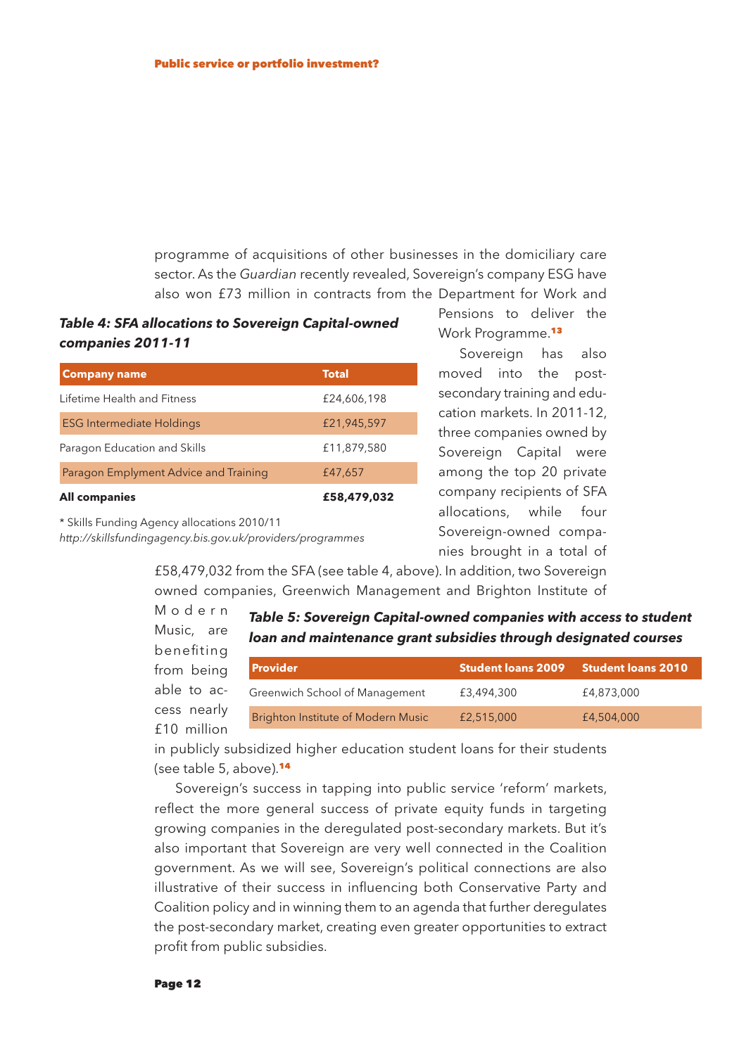programme of acquisitions of other businesses in the domiciliary care sector. As the *Guardian* recently revealed, Sovereign's company ESG have also won £73 million in contracts from the Department for Work and Pensions to deliver the Work Programme.[13]

Sovereign has also moved into the post-secondary training and education markets. In 2011-12, three companies owned by Sovereign Capital were among the top 20 private company recipients of SFA allocations, while four Sovereign-owned companies brought in a total of £58,479,032 from the SFA (see table 4, above). In addition, two Sovereign owned companies, Greenwich Management and Brighton Institute of Modern Music, are benefiting from being able to access nearly £10 million in publicly subsidized higher education student loans for their students (see table 5, above).[14]

***Table 4: SFA allocations to Sovereign Capital-owned companies 2011-11***

| Company name | Total |
|---|---|
| Lifetime Health and Fitness | £24,606,198 |
| ESG Intermediate Holdings | £21,945,597 |
| Paragon Education and Skills | £11,879,580 |
| Paragon Emplyment Advice and Training | £47,657 |
| **All companies** | **£58,479,032** |

\* Skills Funding Agency allocations 2010/11
*http://skillsfundingagency.bis.gov.uk/providers/programmes*

***Table 5: Sovereign Capital-owned companies with access to student loan and maintenance grant subsidies through designated courses***

| Provider | Student loans 2009 | Student loans 2010 |
|---|---|---|
| Greenwich School of Management | £3,494,300 | £4,873,000 |
| Brighton Institute of Modern Music | £2,515,000 | £4,504,000 |

Sovereign's success in tapping into public service 'reform' markets, reflect the more general success of private equity funds in targeting growing companies in the deregulated post-secondary markets. But it's also important that Sovereign are very well connected in the Coalition government. As we will see, Sovereign's political connections are also illustrative of their success in influencing both Conservative Party and Coalition policy and in winning them to an agenda that further deregulates the post-secondary market, creating even greater opportunities to extract profit from public subsidies.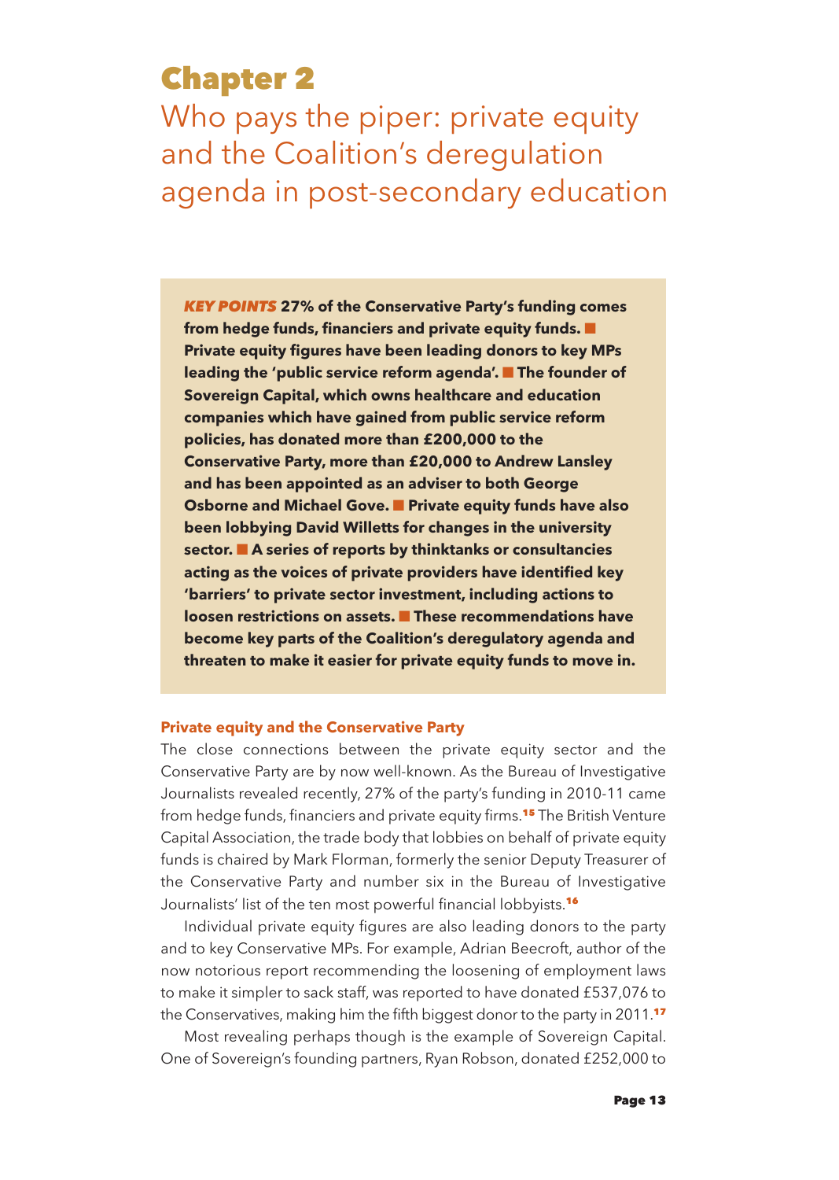# Chapter 2

## Who pays the piper: private equity and the Coalition's deregulation agenda in post-secondary education

***KEY POINTS*** **27% of the Conservative Party's funding comes from hedge funds, financiers and private equity funds. ■ Private equity figures have been leading donors to key MPs leading the 'public service reform agenda'. ■ The founder of Sovereign Capital, which owns healthcare and education companies which have gained from public service reform policies, has donated more than £200,000 to the Conservative Party, more than £20,000 to Andrew Lansley and has been appointed as an adviser to both George Osborne and Michael Gove. ■ Private equity funds have also been lobbying David Willetts for changes in the university sector. ■ A series of reports by thinktanks or consultancies acting as the voices of private providers have identified key 'barriers' to private sector investment, including actions to loosen restrictions on assets. ■ These recommendations have become key parts of the Coalition's deregulatory agenda and threaten to make it easier for private equity funds to move in.**

### Private equity and the Conservative Party

The close connections between the private equity sector and the Conservative Party are by now well-known. As the Bureau of Investigative Journalists revealed recently, 27% of the party's funding in 2010-11 came from hedge funds, financiers and private equity firms.[15] The British Venture Capital Association, the trade body that lobbies on behalf of private equity funds is chaired by Mark Florman, formerly the senior Deputy Treasurer of the Conservative Party and number six in the Bureau of Investigative Journalists' list of the ten most powerful financial lobbyists.[16]

Individual private equity figures are also leading donors to the party and to key Conservative MPs. For example, Adrian Beecroft, author of the now notorious report recommending the loosening of employment laws to make it simpler to sack staff, was reported to have donated £537,076 to the Conservatives, making him the fifth biggest donor to the party in 2011.[17]

Most revealing perhaps though is the example of Sovereign Capital. One of Sovereign's founding partners, Ryan Robson, donated £252,000 to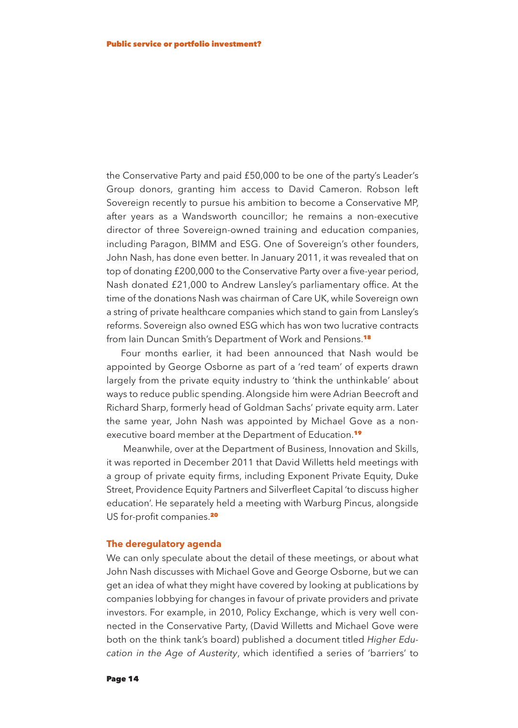the Conservative Party and paid £50,000 to be one of the party's Leader's Group donors, granting him access to David Cameron. Robson left Sovereign recently to pursue his ambition to become a Conservative MP, after years as a Wandsworth councillor; he remains a non-executive director of three Sovereign-owned training and education companies, including Paragon, BIMM and ESG. One of Sovereign's other founders, John Nash, has done even better. In January 2011, it was revealed that on top of donating £200,000 to the Conservative Party over a five-year period, Nash donated £21,000 to Andrew Lansley's parliamentary office. At the time of the donations Nash was chairman of Care UK, while Sovereign own a string of private healthcare companies which stand to gain from Lansley's reforms. Sovereign also owned ESG which has won two lucrative contracts from Iain Duncan Smith's Department of Work and Pensions.[18]

Four months earlier, it had been announced that Nash would be appointed by George Osborne as part of a 'red team' of experts drawn largely from the private equity industry to 'think the unthinkable' about ways to reduce public spending. Alongside him were Adrian Beecroft and Richard Sharp, formerly head of Goldman Sachs' private equity arm. Later the same year, John Nash was appointed by Michael Gove as a non-executive board member at the Department of Education.[19]

Meanwhile, over at the Department of Business, Innovation and Skills, it was reported in December 2011 that David Willetts held meetings with a group of private equity firms, including Exponent Private Equity, Duke Street, Providence Equity Partners and Silverfleet Capital 'to discuss higher education'. He separately held a meeting with Warburg Pincus, alongside US for-profit companies.[20]

## The deregulatory agenda

We can only speculate about the detail of these meetings, or about what John Nash discusses with Michael Gove and George Osborne, but we can get an idea of what they might have covered by looking at publications by companies lobbying for changes in favour of private providers and private investors. For example, in 2010, Policy Exchange, which is very well connected in the Conservative Party, (David Willetts and Michael Gove were both on the think tank's board) published a document titled *Higher Education in the Age of Austerity*, which identified a series of 'barriers' to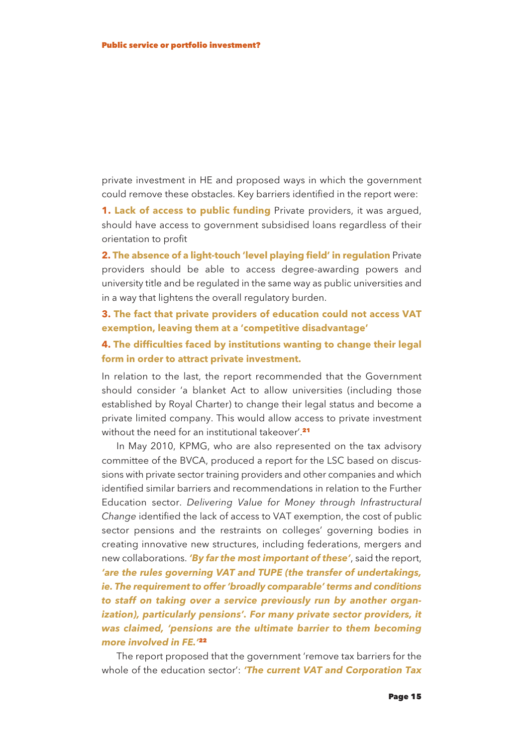private investment in HE and proposed ways in which the government could remove these obstacles. Key barriers identified in the report were:

**1. Lack of access to public funding** Private providers, it was argued, should have access to government subsidised loans regardless of their orientation to profit

**2. The absence of a light-touch 'level playing field' in regulation** Private providers should be able to access degree-awarding powers and university title and be regulated in the same way as public universities and in a way that lightens the overall regulatory burden.

**3. The fact that private providers of education could not access VAT exemption, leaving them at a 'competitive disadvantage'**

**4. The difficulties faced by institutions wanting to change their legal form in order to attract private investment.**

In relation to the last, the report recommended that the Government should consider 'a blanket Act to allow universities (including those established by Royal Charter) to change their legal status and become a private limited company. This would allow access to private investment without the need for an institutional takeover'.[21]

In May 2010, KPMG, who are also represented on the tax advisory committee of the BVCA, produced a report for the LSC based on discussions with private sector training providers and other companies and which identified similar barriers and recommendations in relation to the Further Education sector. *Delivering Value for Money through Infrastructural Change* identified the lack of access to VAT exemption, the cost of public sector pensions and the restraints on colleges' governing bodies in creating innovative new structures, including federations, mergers and new collaborations. ***'By far the most important of these'***, said the report, ***'are the rules governing VAT and TUPE (the transfer of undertakings, ie. The requirement to offer 'broadly comparable' terms and conditions to staff on taking over a service previously run by another organization), particularly pensions'. For many private sector providers, it was claimed, 'pensions are the ultimate barrier to them becoming more involved in FE.'***[22]

The report proposed that the government 'remove tax barriers for the whole of the education sector': ***'The current VAT and Corporation Tax***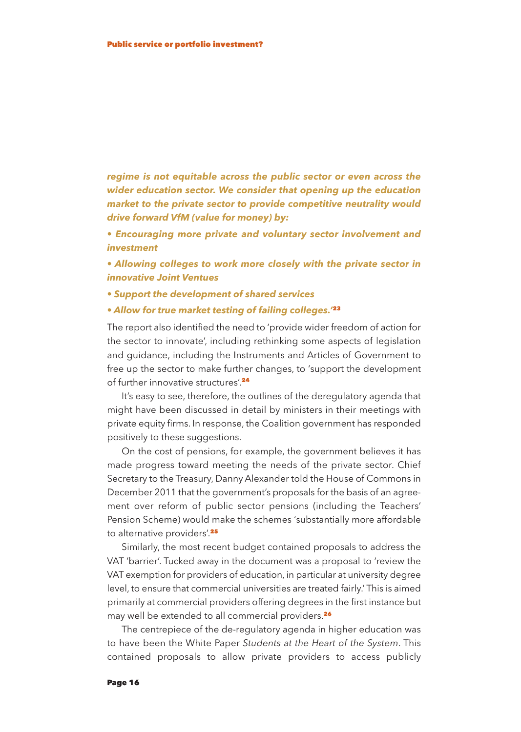***regime is not equitable across the public sector or even across the wider education sector. We consider that opening up the education market to the private sector to provide competitive neutrality would drive forward VfM (value for money) by:***

- ***Encouraging more private and voluntary sector involvement and investment***
- ***Allowing colleges to work more closely with the private sector in innovative Joint Ventures***
- ***Support the development of shared services***
- ***Allow for true market testing of failing colleges.'***[23]

The report also identified the need to 'provide wider freedom of action for the sector to innovate', including rethinking some aspects of legislation and guidance, including the Instruments and Articles of Government to free up the sector to make further changes, to 'support the development of further innovative structures'.[24]

It's easy to see, therefore, the outlines of the deregulatory agenda that might have been discussed in detail by ministers in their meetings with private equity firms. In response, the Coalition government has responded positively to these suggestions.

On the cost of pensions, for example, the government believes it has made progress toward meeting the needs of the private sector. Chief Secretary to the Treasury, Danny Alexander told the House of Commons in December 2011 that the government's proposals for the basis of an agreement over reform of public sector pensions (including the Teachers' Pension Scheme) would make the schemes 'substantially more affordable to alternative providers'.[25]

Similarly, the most recent budget contained proposals to address the VAT 'barrier'. Tucked away in the document was a proposal to 'review the VAT exemption for providers of education, in particular at university degree level, to ensure that commercial universities are treated fairly.' This is aimed primarily at commercial providers offering degrees in the first instance but may well be extended to all commercial providers.[26]

The centrepiece of the de-regulatory agenda in higher education was to have been the White Paper *Students at the Heart of the System*. This contained proposals to allow private providers to access publicly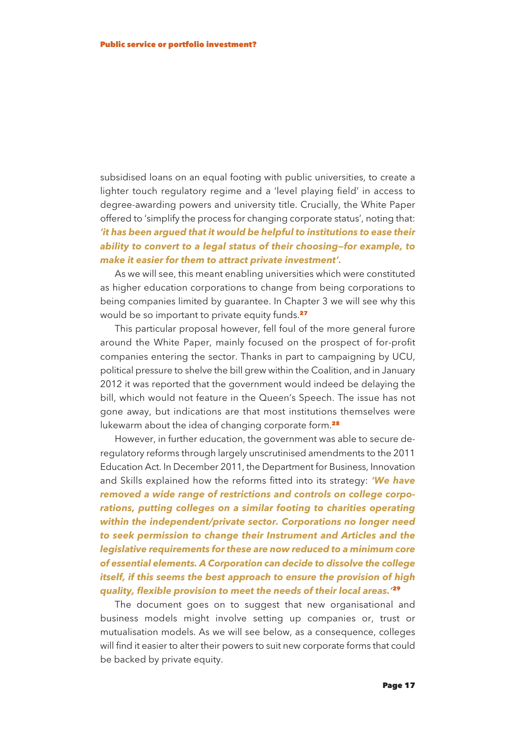subsidised loans on an equal footing with public universities, to create a lighter touch regulatory regime and a 'level playing field' in access to degree-awarding powers and university title. Crucially, the White Paper offered to 'simplify the process for changing corporate status', noting that: ***'it has been argued that it would be helpful to institutions to ease their ability to convert to a legal status of their choosing—for example, to make it easier for them to attract private investment'.***

As we will see, this meant enabling universities which were constituted as higher education corporations to change from being corporations to being companies limited by guarantee. In Chapter 3 we will see why this would be so important to private equity funds.[27]

This particular proposal however, fell foul of the more general furore around the White Paper, mainly focused on the prospect of for-profit companies entering the sector. Thanks in part to campaigning by UCU, political pressure to shelve the bill grew within the Coalition, and in January 2012 it was reported that the government would indeed be delaying the bill, which would not feature in the Queen's Speech. The issue has not gone away, but indications are that most institutions themselves were lukewarm about the idea of changing corporate form.[28]

However, in further education, the government was able to secure de-regulatory reforms through largely unscrutinised amendments to the 2011 Education Act. In December 2011, the Department for Business, Innovation and Skills explained how the reforms fitted into its strategy: ***'We have removed a wide range of restrictions and controls on college corporations, putting colleges on a similar footing to charities operating within the independent/private sector. Corporations no longer need to seek permission to change their Instrument and Articles and the legislative requirements for these are now reduced to a minimum core of essential elements. A Corporation can decide to dissolve the college itself, if this seems the best approach to ensure the provision of high quality, flexible provision to meet the needs of their local areas.'***[29]

The document goes on to suggest that new organisational and business models might involve setting up companies or, trust or mutualisation models. As we will see below, as a consequence, colleges will find it easier to alter their powers to suit new corporate forms that could be backed by private equity.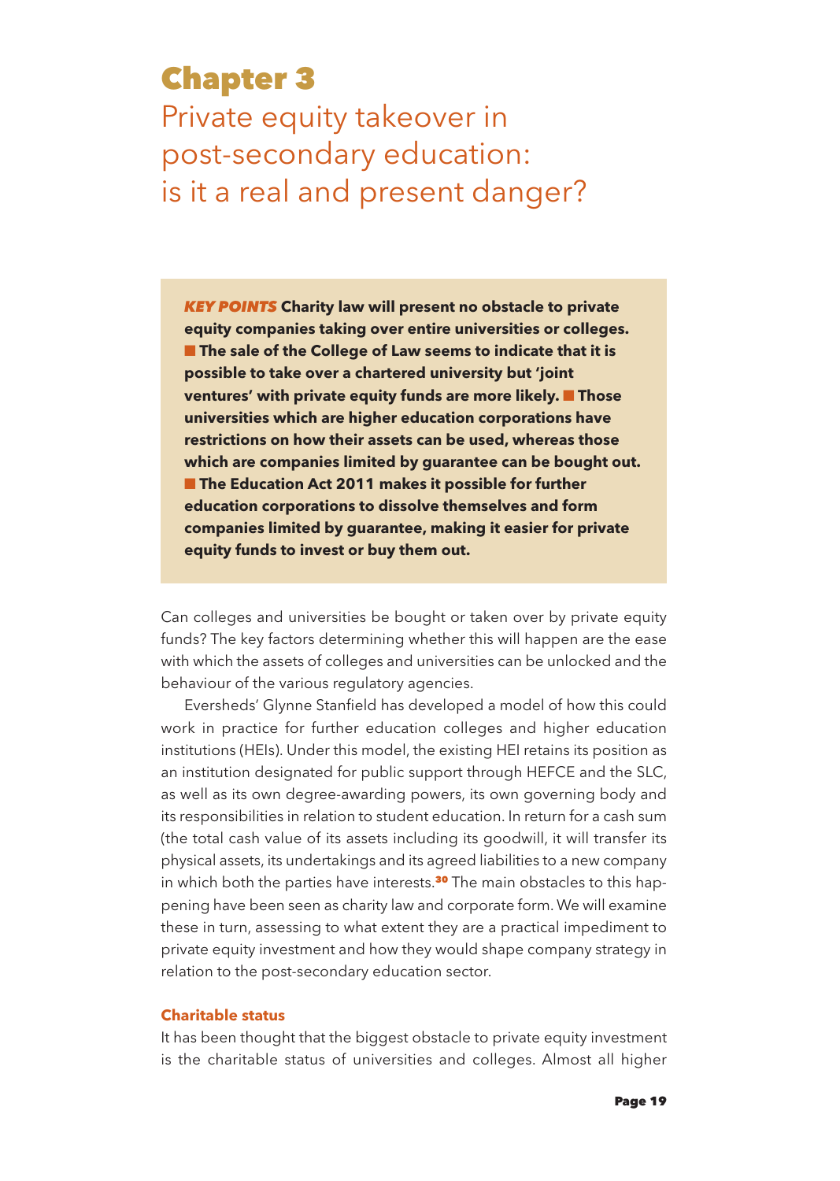# Chapter 3

## Private equity takeover in post-secondary education: is it a real and present danger?

> ***KEY POINTS*** **Charity law will present no obstacle to private equity companies taking over entire universities or colleges. ■ The sale of the College of Law seems to indicate that it is possible to take over a chartered university but 'joint ventures' with private equity funds are more likely. ■ Those universities which are higher education corporations have restrictions on how their assets can be used, whereas those which are companies limited by guarantee can be bought out. ■ The Education Act 2011 makes it possible for further education corporations to dissolve themselves and form companies limited by guarantee, making it easier for private equity funds to invest or buy them out.**

Can colleges and universities be bought or taken over by private equity funds? The key factors determining whether this will happen are the ease with which the assets of colleges and universities can be unlocked and the behaviour of the various regulatory agencies.

Eversheds' Glynne Stanfield has developed a model of how this could work in practice for further education colleges and higher education institutions (HEIs). Under this model, the existing HEI retains its position as an institution designated for public support through HEFCE and the SLC, as well as its own degree-awarding powers, its own governing body and its responsibilities in relation to student education. In return for a cash sum (the total cash value of its assets including its goodwill, it will transfer its physical assets, its undertakings and its agreed liabilities to a new company in which both the parties have interests.[30] The main obstacles to this happening have been seen as charity law and corporate form. We will examine these in turn, assessing to what extent they are a practical impediment to private equity investment and how they would shape company strategy in relation to the post-secondary education sector.

### Charitable status

It has been thought that the biggest obstacle to private equity investment is the charitable status of universities and colleges. Almost all higher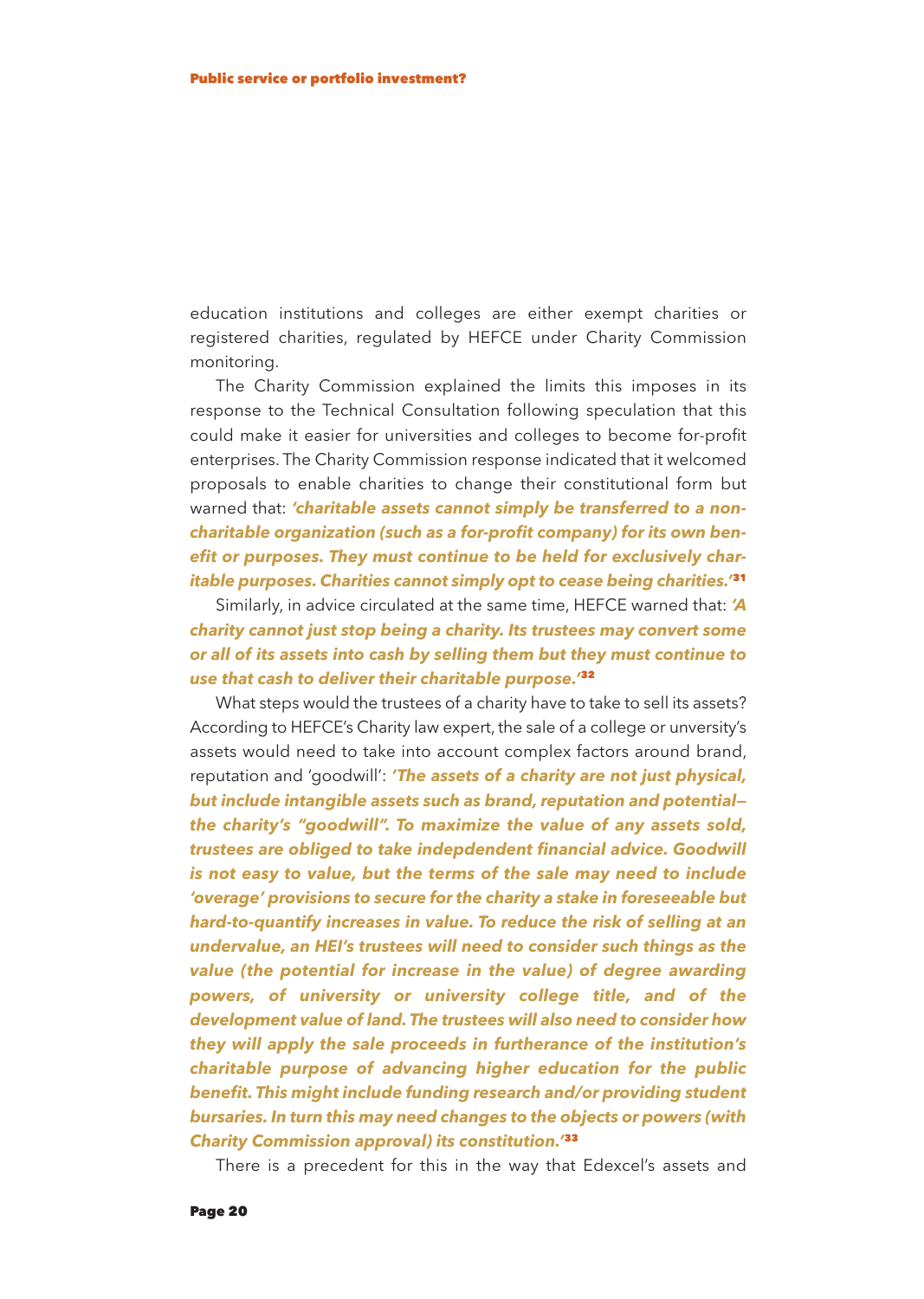education institutions and colleges are either exempt charities or registered charities, regulated by HEFCE under Charity Commission monitoring.

The Charity Commission explained the limits this imposes in its response to the Technical Consultation following speculation that this could make it easier for universities and colleges to become for-profit enterprises. The Charity Commission response indicated that it welcomed proposals to enable charities to change their constitutional form but warned that: ***'charitable assets cannot simply be transferred to a non-charitable organization (such as a for-profit company) for its own benefit or purposes. They must continue to be held for exclusively charitable purposes. Charities cannot simply opt to cease being charities.'***[31]

Similarly, in advice circulated at the same time, HEFCE warned that: ***'A charity cannot just stop being a charity. Its trustees may convert some or all of its assets into cash by selling them but they must continue to use that cash to deliver their charitable purpose.'***[32]

What steps would the trustees of a charity have to take to sell its assets? According to HEFCE's Charity law expert, the sale of a college or unversity's assets would need to take into account complex factors around brand, reputation and 'goodwill': ***'The assets of a charity are not just physical, but include intangible assets such as brand, reputation and potential—the charity's "goodwill". To maximize the value of any assets sold, trustees are obliged to take indepdendent financial advice. Goodwill is not easy to value, but the terms of the sale may need to include 'overage' provisions to secure for the charity a stake in foreseeable but hard-to-quantify increases in value. To reduce the risk of selling at an undervalue, an HEI's trustees will need to consider such things as the value (the potential for increase in the value) of degree awarding powers, of university or university college title, and of the development value of land. The trustees will also need to consider how they will apply the sale proceeds in furtherance of the institution's charitable purpose of advancing higher education for the public benefit. This might include funding research and/or providing student bursaries. In turn this may need changes to the objects or powers (with Charity Commission approval) its constitution.'***[33]

There is a precedent for this in the way that Edexcel's assets and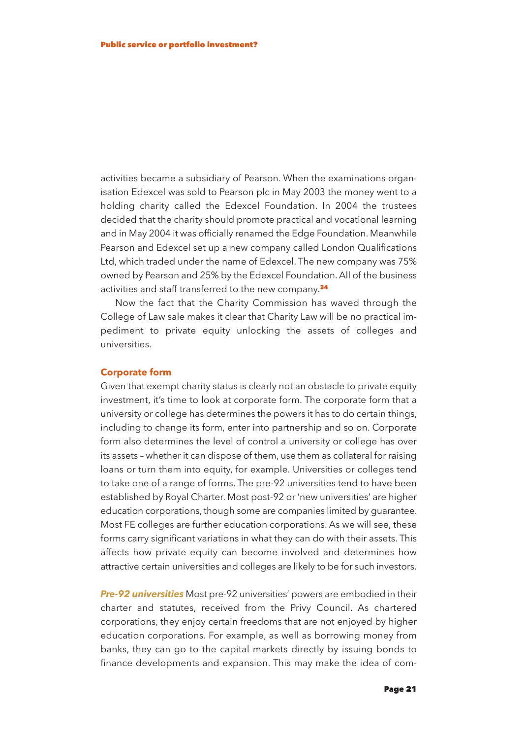activities became a subsidiary of Pearson. When the examinations organisation Edexcel was sold to Pearson plc in May 2003 the money went to a holding charity called the Edexcel Foundation. In 2004 the trustees decided that the charity should promote practical and vocational learning and in May 2004 it was officially renamed the Edge Foundation. Meanwhile Pearson and Edexcel set up a new company called London Qualifications Ltd, which traded under the name of Edexcel. The new company was 75% owned by Pearson and 25% by the Edexcel Foundation. All of the business activities and staff transferred to the new company.[34]

Now the fact that the Charity Commission has waved through the College of Law sale makes it clear that Charity Law will be no practical impediment to private equity unlocking the assets of colleges and universities.

## Corporate form

Given that exempt charity status is clearly not an obstacle to private equity investment, it's time to look at corporate form. The corporate form that a university or college has determines the powers it has to do certain things, including to change its form, enter into partnership and so on. Corporate form also determines the level of control a university or college has over its assets – whether it can dispose of them, use them as collateral for raising loans or turn them into equity, for example. Universities or colleges tend to take one of a range of forms. The pre-92 universities tend to have been established by Royal Charter. Most post-92 or 'new universities' are higher education corporations, though some are companies limited by guarantee. Most FE colleges are further education corporations. As we will see, these forms carry significant variations in what they can do with their assets. This affects how private equity can become involved and determines how attractive certain universities and colleges are likely to be for such investors.

***Pre-92 universities*** Most pre-92 universities' powers are embodied in their charter and statutes, received from the Privy Council. As chartered corporations, they enjoy certain freedoms that are not enjoyed by higher education corporations. For example, as well as borrowing money from banks, they can go to the capital markets directly by issuing bonds to finance developments and expansion. This may make the idea of com-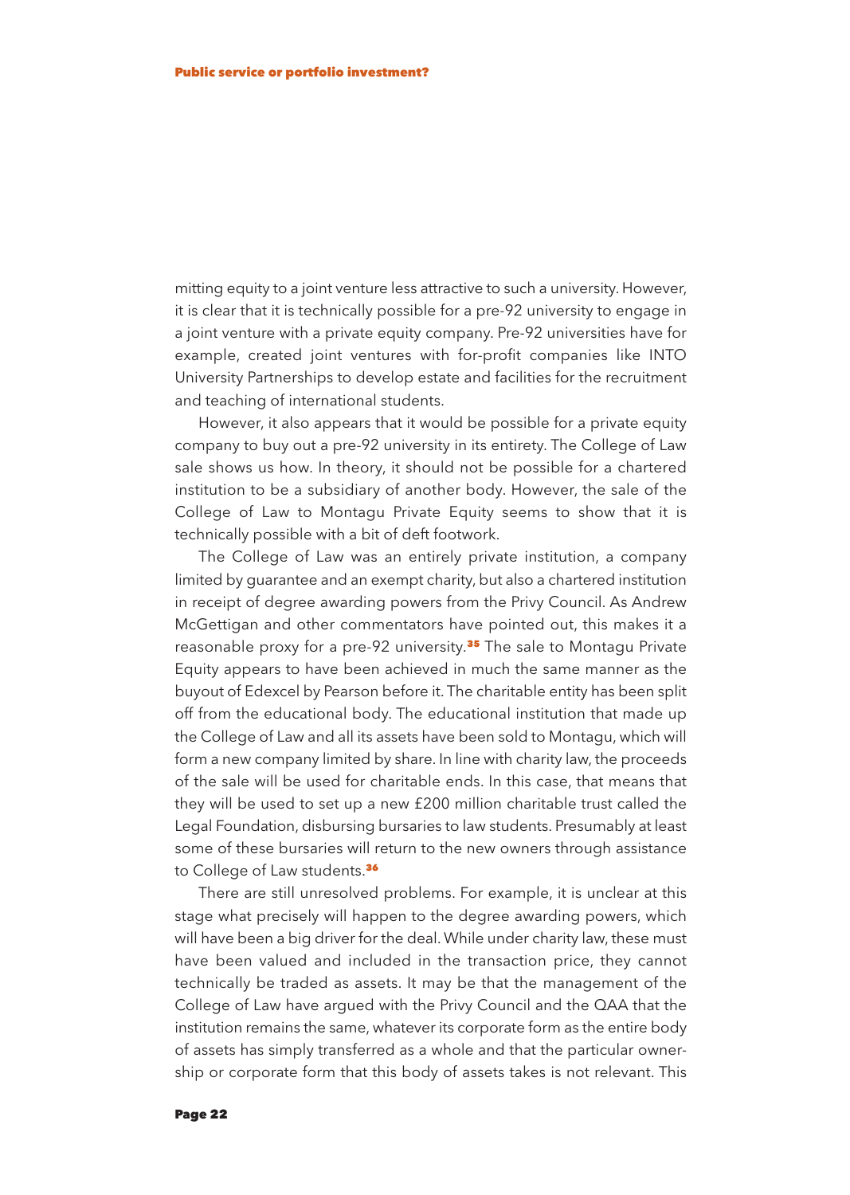mitting equity to a joint venture less attractive to such a university. However, it is clear that it is technically possible for a pre-92 university to engage in a joint venture with a private equity company. Pre-92 universities have for example, created joint ventures with for-profit companies like INTO University Partnerships to develop estate and facilities for the recruitment and teaching of international students.

However, it also appears that it would be possible for a private equity company to buy out a pre-92 university in its entirety. The College of Law sale shows us how. In theory, it should not be possible for a chartered institution to be a subsidiary of another body. However, the sale of the College of Law to Montagu Private Equity seems to show that it is technically possible with a bit of deft footwork.

The College of Law was an entirely private institution, a company limited by guarantee and an exempt charity, but also a chartered institution in receipt of degree awarding powers from the Privy Council. As Andrew McGettigan and other commentators have pointed out, this makes it a reasonable proxy for a pre-92 university.[35] The sale to Montagu Private Equity appears to have been achieved in much the same manner as the buyout of Edexcel by Pearson before it. The charitable entity has been split off from the educational body. The educational institution that made up the College of Law and all its assets have been sold to Montagu, which will form a new company limited by share. In line with charity law, the proceeds of the sale will be used for charitable ends. In this case, that means that they will be used to set up a new £200 million charitable trust called the Legal Foundation, disbursing bursaries to law students. Presumably at least some of these bursaries will return to the new owners through assistance to College of Law students.[36]

There are still unresolved problems. For example, it is unclear at this stage what precisely will happen to the degree awarding powers, which will have been a big driver for the deal. While under charity law, these must have been valued and included in the transaction price, they cannot technically be traded as assets. It may be that the management of the College of Law have argued with the Privy Council and the QAA that the institution remains the same, whatever its corporate form as the entire body of assets has simply transferred as a whole and that the particular ownership or corporate form that this body of assets takes is not relevant. This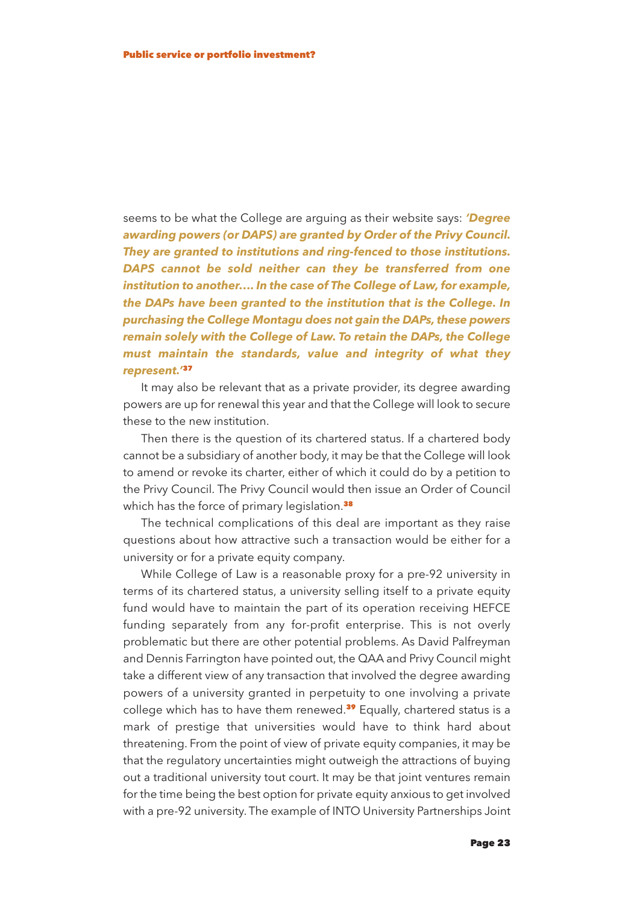seems to be what the College are arguing as their website says: ***'Degree awarding powers (or DAPS) are granted by Order of the Privy Council. They are granted to institutions and ring-fenced to those institutions. DAPS cannot be sold neither can they be transferred from one institution to another…. In the case of The College of Law, for example, the DAPs have been granted to the institution that is the College. In purchasing the College Montagu does not gain the DAPs, these powers remain solely with the College of Law. To retain the DAPs, the College must maintain the standards, value and integrity of what they represent.'***[37]

It may also be relevant that as a private provider, its degree awarding powers are up for renewal this year and that the College will look to secure these to the new institution.

Then there is the question of its chartered status. If a chartered body cannot be a subsidiary of another body, it may be that the College will look to amend or revoke its charter, either of which it could do by a petition to the Privy Council. The Privy Council would then issue an Order of Council which has the force of primary legislation.[38]

The technical complications of this deal are important as they raise questions about how attractive such a transaction would be either for a university or for a private equity company.

While College of Law is a reasonable proxy for a pre-92 university in terms of its chartered status, a university selling itself to a private equity fund would have to maintain the part of its operation receiving HEFCE funding separately from any for-profit enterprise. This is not overly problematic but there are other potential problems. As David Palfreyman and Dennis Farrington have pointed out, the QAA and Privy Council might take a different view of any transaction that involved the degree awarding powers of a university granted in perpetuity to one involving a private college which has to have them renewed.[39] Equally, chartered status is a mark of prestige that universities would have to think hard about threatening. From the point of view of private equity companies, it may be that the regulatory uncertainties might outweigh the attractions of buying out a traditional university tout court. It may be that joint ventures remain for the time being the best option for private equity anxious to get involved with a pre-92 university. The example of INTO University Partnerships Joint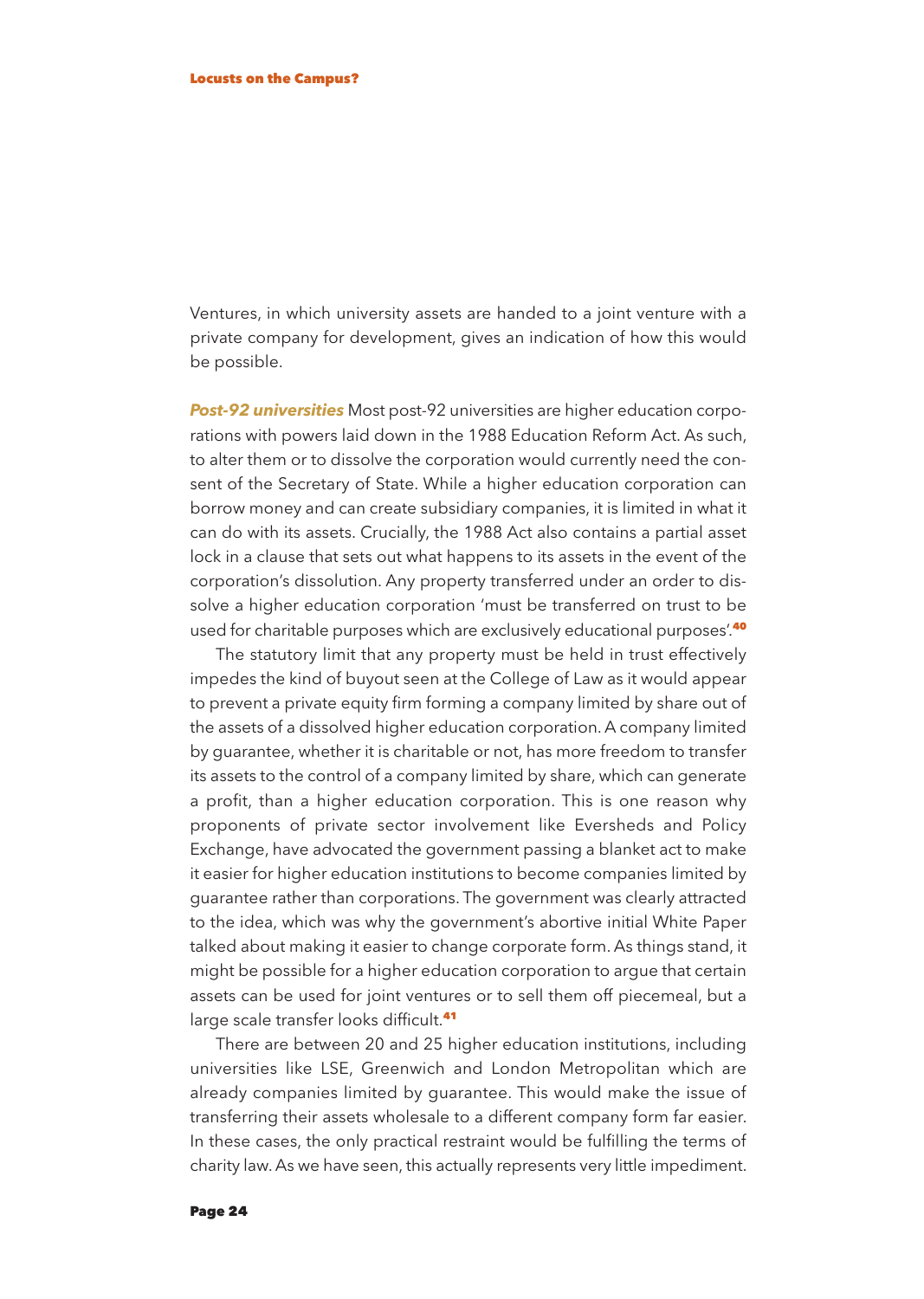Ventures, in which university assets are handed to a joint venture with a private company for development, gives an indication of how this would be possible.

***Post-92 universities*** Most post-92 universities are higher education corporations with powers laid down in the 1988 Education Reform Act. As such, to alter them or to dissolve the corporation would currently need the consent of the Secretary of State. While a higher education corporation can borrow money and can create subsidiary companies, it is limited in what it can do with its assets. Crucially, the 1988 Act also contains a partial asset lock in a clause that sets out what happens to its assets in the event of the corporation's dissolution. Any property transferred under an order to dissolve a higher education corporation 'must be transferred on trust to be used for charitable purposes which are exclusively educational purposes'.[40]

The statutory limit that any property must be held in trust effectively impedes the kind of buyout seen at the College of Law as it would appear to prevent a private equity firm forming a company limited by share out of the assets of a dissolved higher education corporation. A company limited by guarantee, whether it is charitable or not, has more freedom to transfer its assets to the control of a company limited by share, which can generate a profit, than a higher education corporation. This is one reason why proponents of private sector involvement like Eversheds and Policy Exchange, have advocated the government passing a blanket act to make it easier for higher education institutions to become companies limited by guarantee rather than corporations. The government was clearly attracted to the idea, which was why the government's abortive initial White Paper talked about making it easier to change corporate form. As things stand, it might be possible for a higher education corporation to argue that certain assets can be used for joint ventures or to sell them off piecemeal, but a large scale transfer looks difficult.[41]

There are between 20 and 25 higher education institutions, including universities like LSE, Greenwich and London Metropolitan which are already companies limited by guarantee. This would make the issue of transferring their assets wholesale to a different company form far easier. In these cases, the only practical restraint would be fulfilling the terms of charity law. As we have seen, this actually represents very little impediment.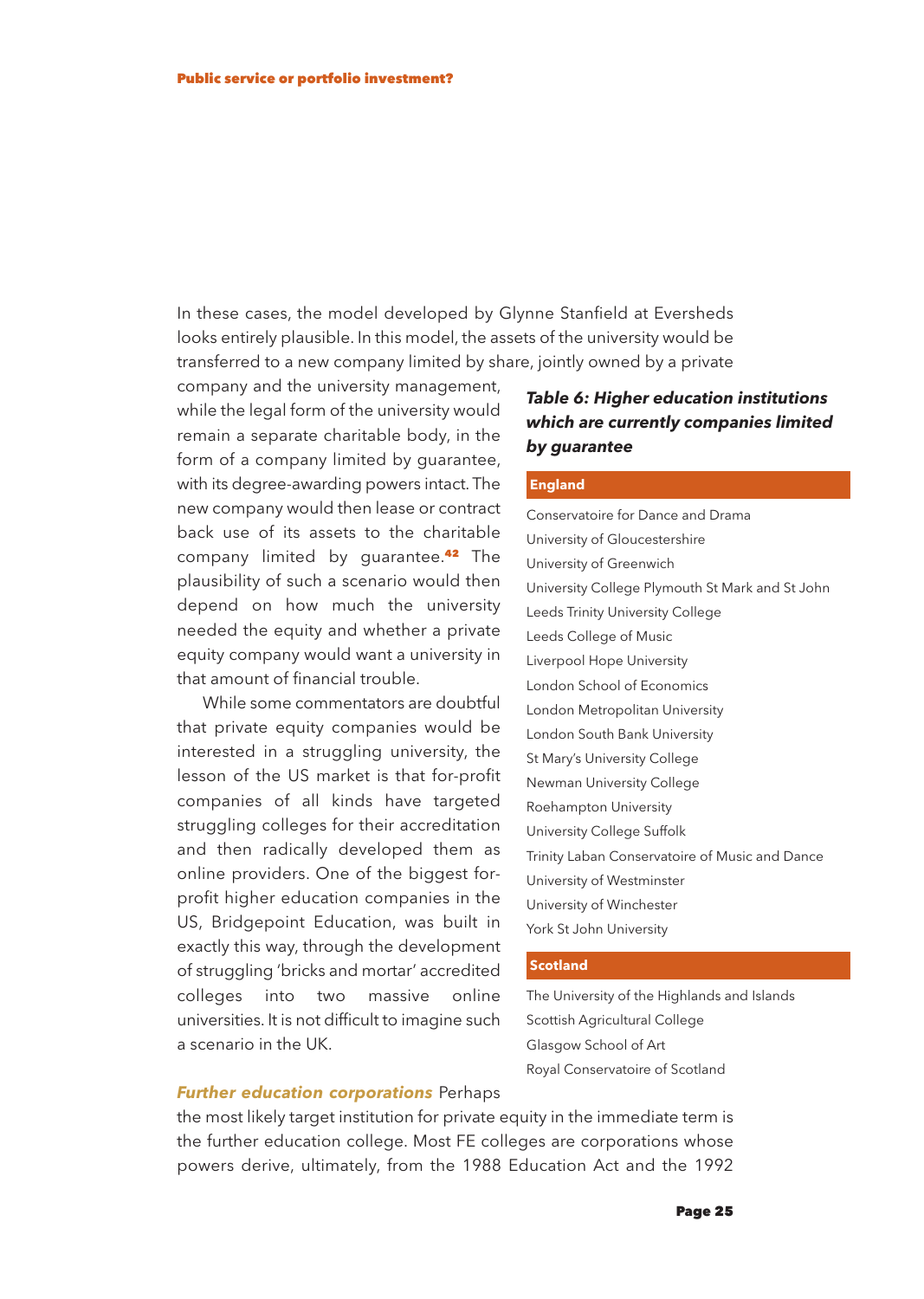In these cases, the model developed by Glynne Stanfield at Eversheds looks entirely plausible. In this model, the assets of the university would be transferred to a new company limited by share, jointly owned by a private company and the university management, while the legal form of the university would remain a separate charitable body, in the form of a company limited by guarantee, with its degree-awarding powers intact. The new company would then lease or contract back use of its assets to the charitable company limited by guarantee.[42] The plausibility of such a scenario would then depend on how much the university needed the equity and whether a private equity company would want a university in that amount of financial trouble.

While some commentators are doubtful that private equity companies would be interested in a struggling university, the lesson of the US market is that for-profit companies of all kinds have targeted struggling colleges for their accreditation and then radically developed them as online providers. One of the biggest for-profit higher education companies in the US, Bridgepoint Education, was built in exactly this way, through the development of struggling 'bricks and mortar' accredited colleges into two massive online universities. It is not difficult to imagine such a scenario in the UK.

***Table 6: Higher education institutions which are currently companies limited by guarantee***

| England |
|---|
| Conservatoire for Dance and Drama |
| University of Gloucestershire |
| University of Greenwich |
| University College Plymouth St Mark and St John |
| Leeds Trinity University College |
| Leeds College of Music |
| Liverpool Hope University |
| London School of Economics |
| London Metropolitan University |
| London South Bank University |
| St Mary's University College |
| Newman University College |
| Roehampton University |
| University College Suffolk |
| Trinity Laban Conservatoire of Music and Dance |
| University of Westminster |
| University of Winchester |
| York St John University |
| **Scotland** |
| The University of the Highlands and Islands |
| Scottish Agricultural College |
| Glasgow School of Art |
| Royal Conservatoire of Scotland |

***Further education corporations*** Perhaps the most likely target institution for private equity in the immediate term is the further education college. Most FE colleges are corporations whose powers derive, ultimately, from the 1988 Education Act and the 1992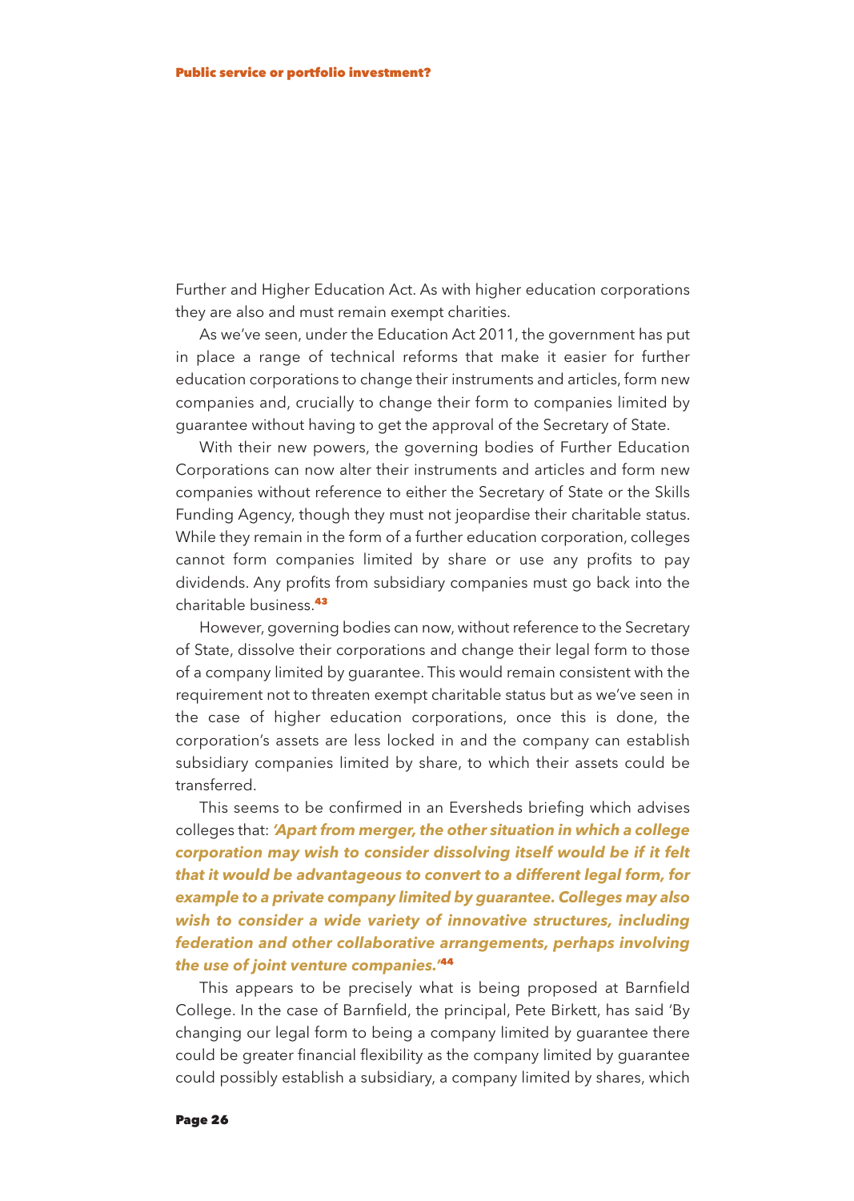Further and Higher Education Act. As with higher education corporations they are also and must remain exempt charities.

As we've seen, under the Education Act 2011, the government has put in place a range of technical reforms that make it easier for further education corporations to change their instruments and articles, form new companies and, crucially to change their form to companies limited by guarantee without having to get the approval of the Secretary of State.

With their new powers, the governing bodies of Further Education Corporations can now alter their instruments and articles and form new companies without reference to either the Secretary of State or the Skills Funding Agency, though they must not jeopardise their charitable status. While they remain in the form of a further education corporation, colleges cannot form companies limited by share or use any profits to pay dividends. Any profits from subsidiary companies must go back into the charitable business.[43]

However, governing bodies can now, without reference to the Secretary of State, dissolve their corporations and change their legal form to those of a company limited by guarantee. This would remain consistent with the requirement not to threaten exempt charitable status but as we've seen in the case of higher education corporations, once this is done, the corporation's assets are less locked in and the company can establish subsidiary companies limited by share, to which their assets could be transferred.

This seems to be confirmed in an Eversheds briefing which advises colleges that: ***'Apart from merger, the other situation in which a college corporation may wish to consider dissolving itself would be if it felt that it would be advantageous to convert to a different legal form, for example to a private company limited by guarantee. Colleges may also wish to consider a wide variety of innovative structures, including federation and other collaborative arrangements, perhaps involving the use of joint venture companies.'***[44]

This appears to be precisely what is being proposed at Barnfield College. In the case of Barnfield, the principal, Pete Birkett, has said 'By changing our legal form to being a company limited by guarantee there could be greater financial flexibility as the company limited by guarantee could possibly establish a subsidiary, a company limited by shares, which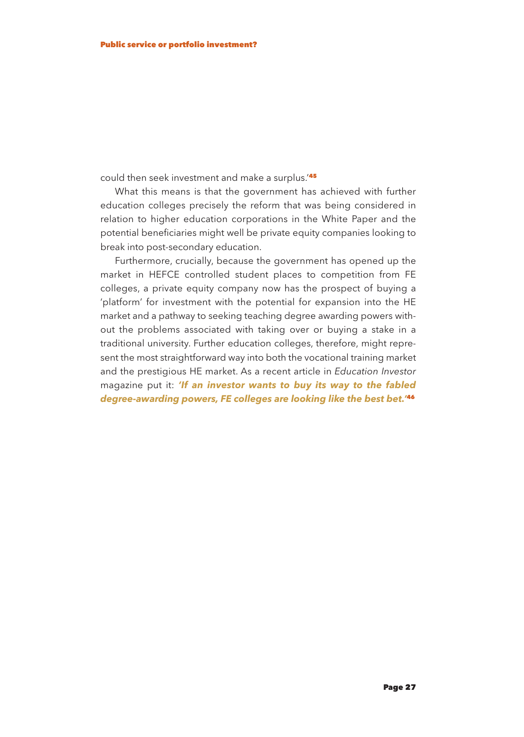could then seek investment and make a surplus.'[45]

What this means is that the government has achieved with further education colleges precisely the reform that was being considered in relation to higher education corporations in the White Paper and the potential beneficiaries might well be private equity companies looking to break into post-secondary education.

Furthermore, crucially, because the government has opened up the market in HEFCE controlled student places to competition from FE colleges, a private equity company now has the prospect of buying a 'platform' for investment with the potential for expansion into the HE market and a pathway to seeking teaching degree awarding powers without the problems associated with taking over or buying a stake in a traditional university. Further education colleges, therefore, might represent the most straightforward way into both the vocational training market and the prestigious HE market. As a recent article in *Education Investor* magazine put it: ***'If an investor wants to buy its way to the fabled degree-awarding powers, FE colleges are looking like the best bet.'***[46]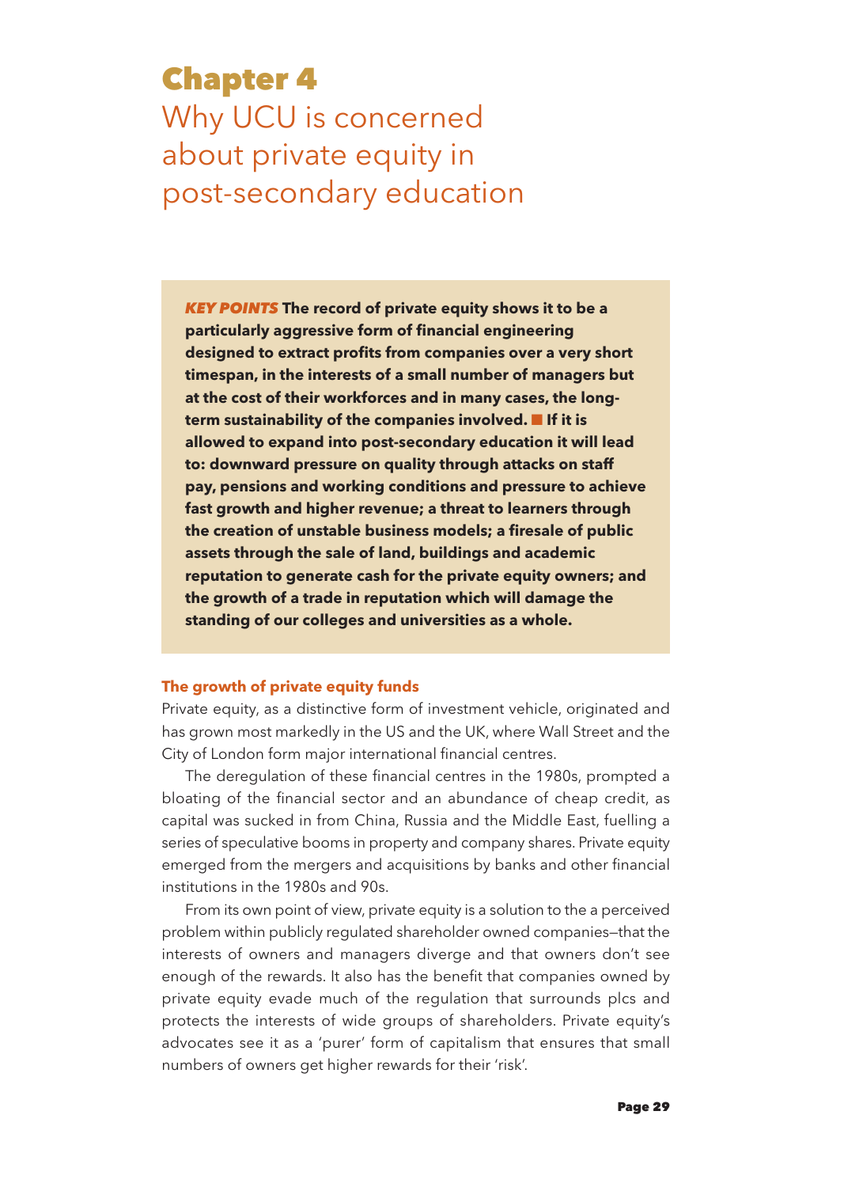# Chapter 4

## Why UCU is concerned about private equity in post-secondary education

***KEY POINTS*** **The record of private equity shows it to be a particularly aggressive form of financial engineering designed to extract profits from companies over a very short timespan, in the interests of a small number of managers but at the cost of their workforces and in many cases, the long-term sustainability of the companies involved. ■ If it is allowed to expand into post-secondary education it will lead to: downward pressure on quality through attacks on staff pay, pensions and working conditions and pressure to achieve fast growth and higher revenue; a threat to learners through the creation of unstable business models; a firesale of public assets through the sale of land, buildings and academic reputation to generate cash for the private equity owners; and the growth of a trade in reputation which will damage the standing of our colleges and universities as a whole.**

### The growth of private equity funds

Private equity, as a distinctive form of investment vehicle, originated and has grown most markedly in the US and the UK, where Wall Street and the City of London form major international financial centres.

The deregulation of these financial centres in the 1980s, prompted a bloating of the financial sector and an abundance of cheap credit, as capital was sucked in from China, Russia and the Middle East, fuelling a series of speculative booms in property and company shares. Private equity emerged from the mergers and acquisitions by banks and other financial institutions in the 1980s and 90s.

From its own point of view, private equity is a solution to the a perceived problem within publicly regulated shareholder owned companies—that the interests of owners and managers diverge and that owners don't see enough of the rewards. It also has the benefit that companies owned by private equity evade much of the regulation that surrounds plcs and protects the interests of wide groups of shareholders. Private equity's advocates see it as a 'purer' form of capitalism that ensures that small numbers of owners get higher rewards for their 'risk'.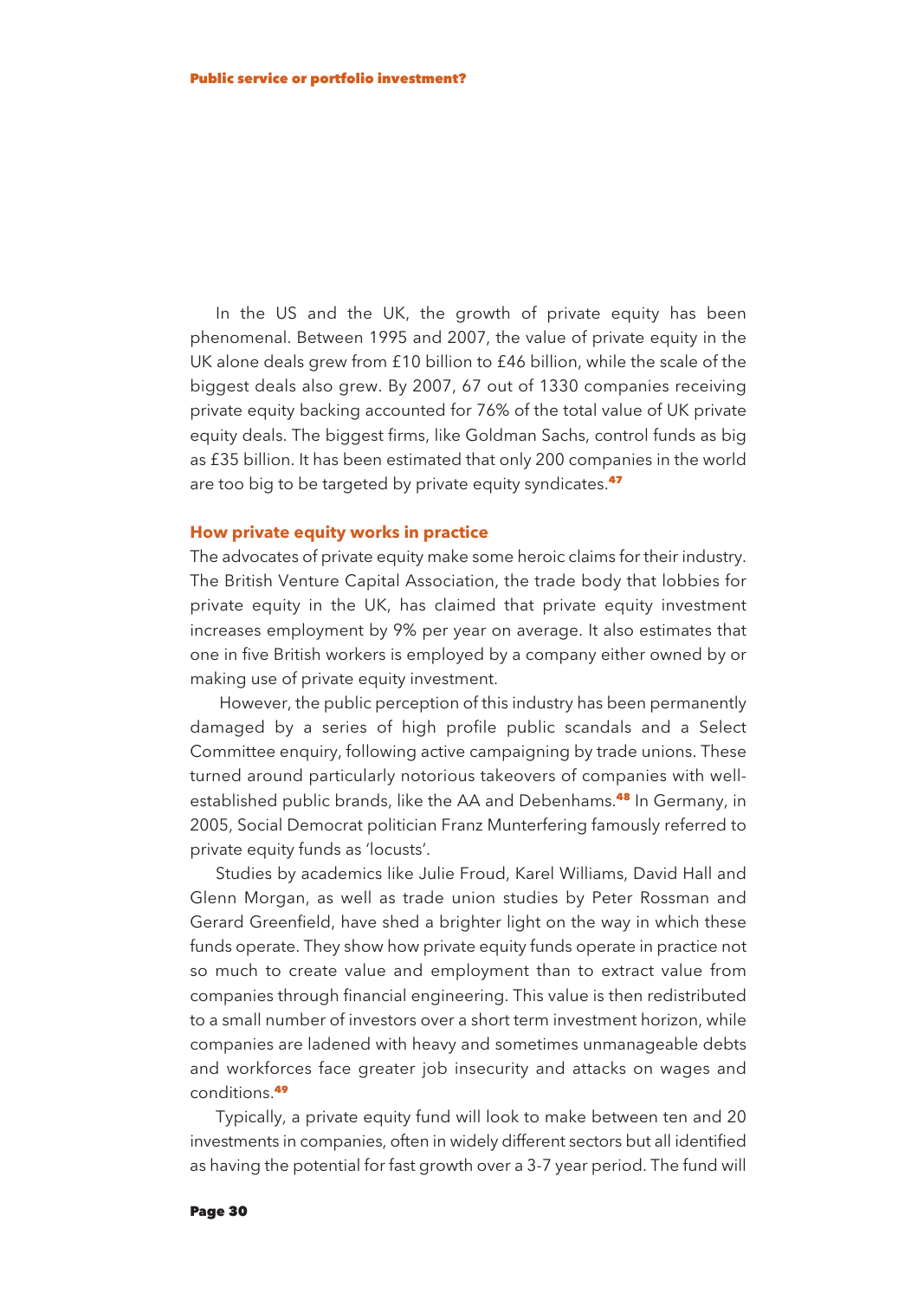In the US and the UK, the growth of private equity has been phenomenal. Between 1995 and 2007, the value of private equity in the UK alone deals grew from £10 billion to £46 billion, while the scale of the biggest deals also grew. By 2007, 67 out of 1330 companies receiving private equity backing accounted for 76% of the total value of UK private equity deals. The biggest firms, like Goldman Sachs, control funds as big as £35 billion. It has been estimated that only 200 companies in the world are too big to be targeted by private equity syndicates.[47]

## How private equity works in practice

The advocates of private equity make some heroic claims for their industry. The British Venture Capital Association, the trade body that lobbies for private equity in the UK, has claimed that private equity investment increases employment by 9% per year on average. It also estimates that one in five British workers is employed by a company either owned by or making use of private equity investment.

However, the public perception of this industry has been permanently damaged by a series of high profile public scandals and a Select Committee enquiry, following active campaigning by trade unions. These turned around particularly notorious takeovers of companies with well-established public brands, like the AA and Debenhams.[48] In Germany, in 2005, Social Democrat politician Franz Munterfering famously referred to private equity funds as 'locusts'.

Studies by academics like Julie Froud, Karel Williams, David Hall and Glenn Morgan, as well as trade union studies by Peter Rossman and Gerard Greenfield, have shed a brighter light on the way in which these funds operate. They show how private equity funds operate in practice not so much to create value and employment than to extract value from companies through financial engineering. This value is then redistributed to a small number of investors over a short term investment horizon, while companies are ladened with heavy and sometimes unmanageable debts and workforces face greater job insecurity and attacks on wages and conditions.[49]

Typically, a private equity fund will look to make between ten and 20 investments in companies, often in widely different sectors but all identified as having the potential for fast growth over a 3-7 year period. The fund will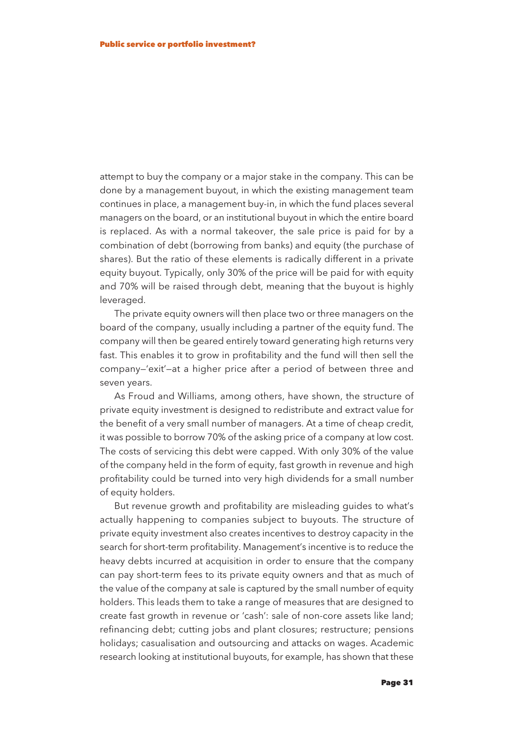attempt to buy the company or a major stake in the company. This can be done by a management buyout, in which the existing management team continues in place, a management buy-in, in which the fund places several managers on the board, or an institutional buyout in which the entire board is replaced. As with a normal takeover, the sale price is paid for by a combination of debt (borrowing from banks) and equity (the purchase of shares). But the ratio of these elements is radically different in a private equity buyout. Typically, only 30% of the price will be paid for with equity and 70% will be raised through debt, meaning that the buyout is highly leveraged.

The private equity owners will then place two or three managers on the board of the company, usually including a partner of the equity fund. The company will then be geared entirely toward generating high returns very fast. This enables it to grow in profitability and the fund will then sell the company—'exit'—at a higher price after a period of between three and seven years.

As Froud and Williams, among others, have shown, the structure of private equity investment is designed to redistribute and extract value for the benefit of a very small number of managers. At a time of cheap credit, it was possible to borrow 70% of the asking price of a company at low cost. The costs of servicing this debt were capped. With only 30% of the value of the company held in the form of equity, fast growth in revenue and high profitability could be turned into very high dividends for a small number of equity holders.

But revenue growth and profitability are misleading guides to what's actually happening to companies subject to buyouts. The structure of private equity investment also creates incentives to destroy capacity in the search for short-term profitability. Management's incentive is to reduce the heavy debts incurred at acquisition in order to ensure that the company can pay short-term fees to its private equity owners and that as much of the value of the company at sale is captured by the small number of equity holders. This leads them to take a range of measures that are designed to create fast growth in revenue or 'cash': sale of non-core assets like land; refinancing debt; cutting jobs and plant closures; restructure; pensions holidays; casualisation and outsourcing and attacks on wages. Academic research looking at institutional buyouts, for example, has shown that these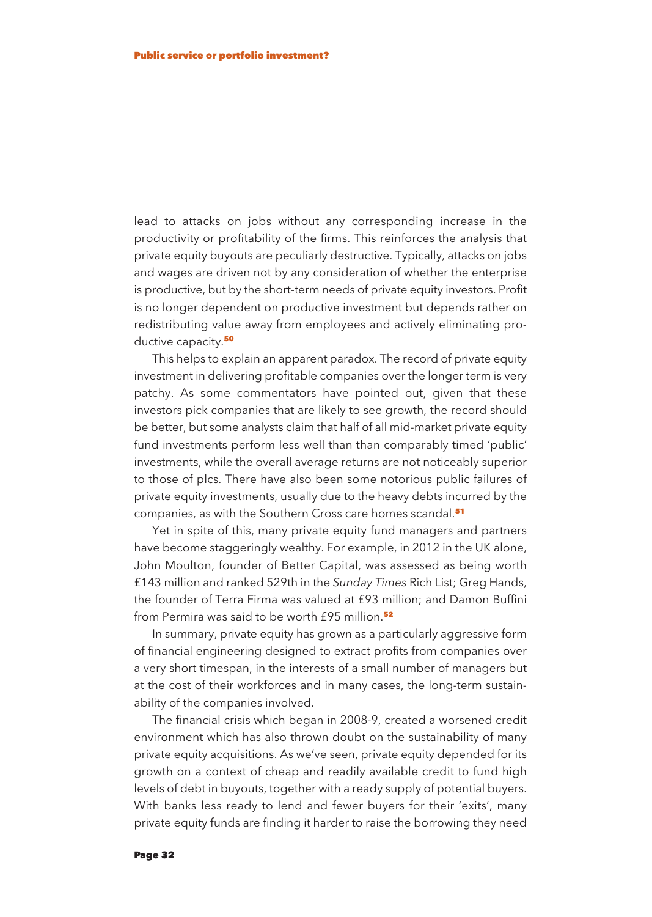lead to attacks on jobs without any corresponding increase in the productivity or profitability of the firms. This reinforces the analysis that private equity buyouts are peculiarly destructive. Typically, attacks on jobs and wages are driven not by any consideration of whether the enterprise is productive, but by the short-term needs of private equity investors. Profit is no longer dependent on productive investment but depends rather on redistributing value away from employees and actively eliminating productive capacity.[50]

This helps to explain an apparent paradox. The record of private equity investment in delivering profitable companies over the longer term is very patchy. As some commentators have pointed out, given that these investors pick companies that are likely to see growth, the record should be better, but some analysts claim that half of all mid-market private equity fund investments perform less well than than comparably timed 'public' investments, while the overall average returns are not noticeably superior to those of plcs. There have also been some notorious public failures of private equity investments, usually due to the heavy debts incurred by the companies, as with the Southern Cross care homes scandal.[51]

Yet in spite of this, many private equity fund managers and partners have become staggeringly wealthy. For example, in 2012 in the UK alone, John Moulton, founder of Better Capital, was assessed as being worth £143 million and ranked 529th in the *Sunday Times* Rich List; Greg Hands, the founder of Terra Firma was valued at £93 million; and Damon Buffini from Permira was said to be worth £95 million.[52]

In summary, private equity has grown as a particularly aggressive form of financial engineering designed to extract profits from companies over a very short timespan, in the interests of a small number of managers but at the cost of their workforces and in many cases, the long-term sustainability of the companies involved.

The financial crisis which began in 2008-9, created a worsened credit environment which has also thrown doubt on the sustainability of many private equity acquisitions. As we've seen, private equity depended for its growth on a context of cheap and readily available credit to fund high levels of debt in buyouts, together with a ready supply of potential buyers. With banks less ready to lend and fewer buyers for their 'exits', many private equity funds are finding it harder to raise the borrowing they need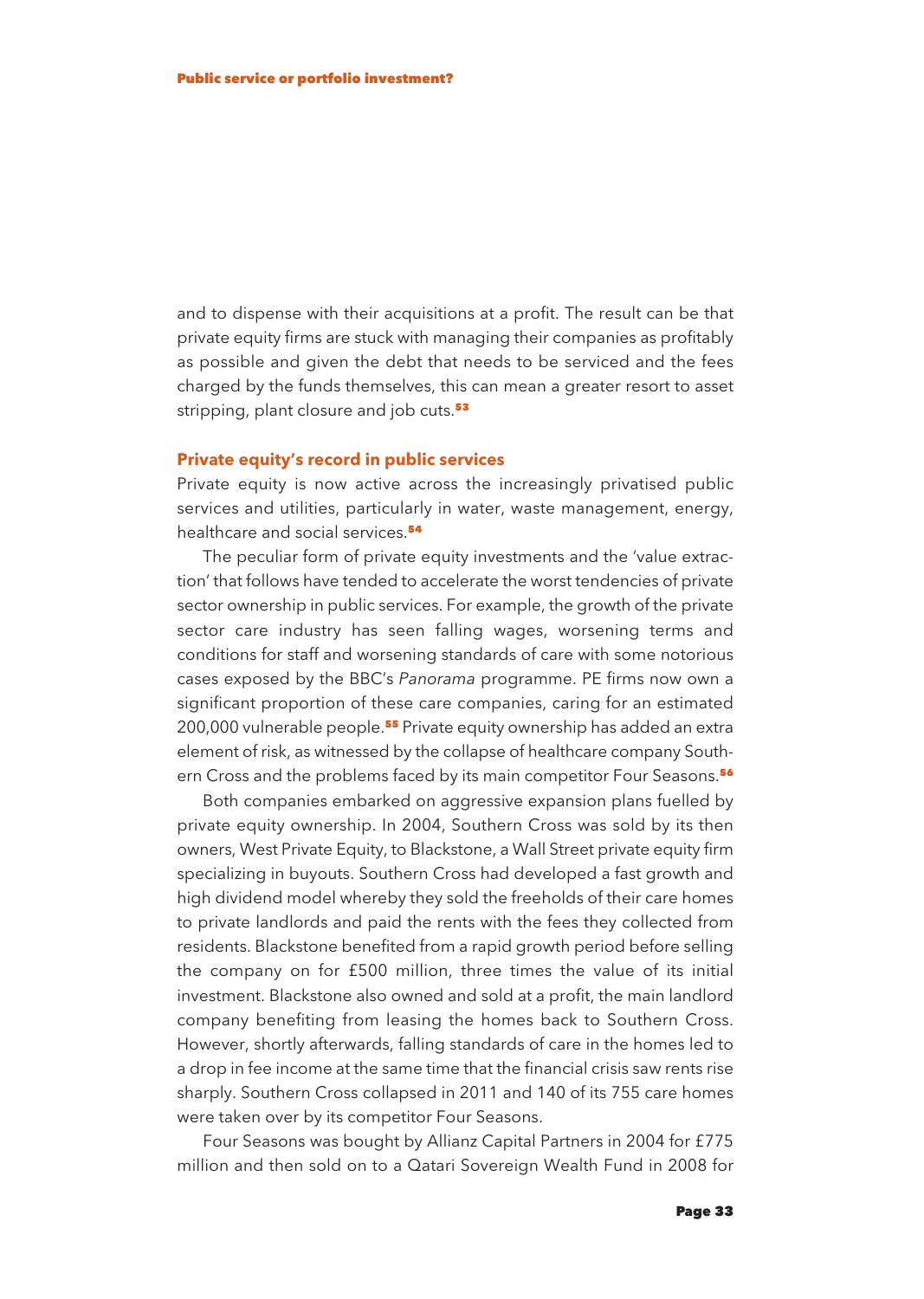and to dispense with their acquisitions at a profit. The result can be that private equity firms are stuck with managing their companies as profitably as possible and given the debt that needs to be serviced and the fees charged by the funds themselves, this can mean a greater resort to asset stripping, plant closure and job cuts.[53]

## Private equity's record in public services

Private equity is now active across the increasingly privatised public services and utilities, particularly in water, waste management, energy, healthcare and social services.[54]

The peculiar form of private equity investments and the 'value extraction' that follows have tended to accelerate the worst tendencies of private sector ownership in public services. For example, the growth of the private sector care industry has seen falling wages, worsening terms and conditions for staff and worsening standards of care with some notorious cases exposed by the BBC's *Panorama* programme. PE firms now own a significant proportion of these care companies, caring for an estimated 200,000 vulnerable people.[55] Private equity ownership has added an extra element of risk, as witnessed by the collapse of healthcare company Southern Cross and the problems faced by its main competitor Four Seasons.[56]

Both companies embarked on aggressive expansion plans fuelled by private equity ownership. In 2004, Southern Cross was sold by its then owners, West Private Equity, to Blackstone, a Wall Street private equity firm specializing in buyouts. Southern Cross had developed a fast growth and high dividend model whereby they sold the freeholds of their care homes to private landlords and paid the rents with the fees they collected from residents. Blackstone benefited from a rapid growth period before selling the company on for £500 million, three times the value of its initial investment. Blackstone also owned and sold at a profit, the main landlord company benefiting from leasing the homes back to Southern Cross. However, shortly afterwards, falling standards of care in the homes led to a drop in fee income at the same time that the financial crisis saw rents rise sharply. Southern Cross collapsed in 2011 and 140 of its 755 care homes were taken over by its competitor Four Seasons.

Four Seasons was bought by Allianz Capital Partners in 2004 for £775 million and then sold on to a Qatari Sovereign Wealth Fund in 2008 for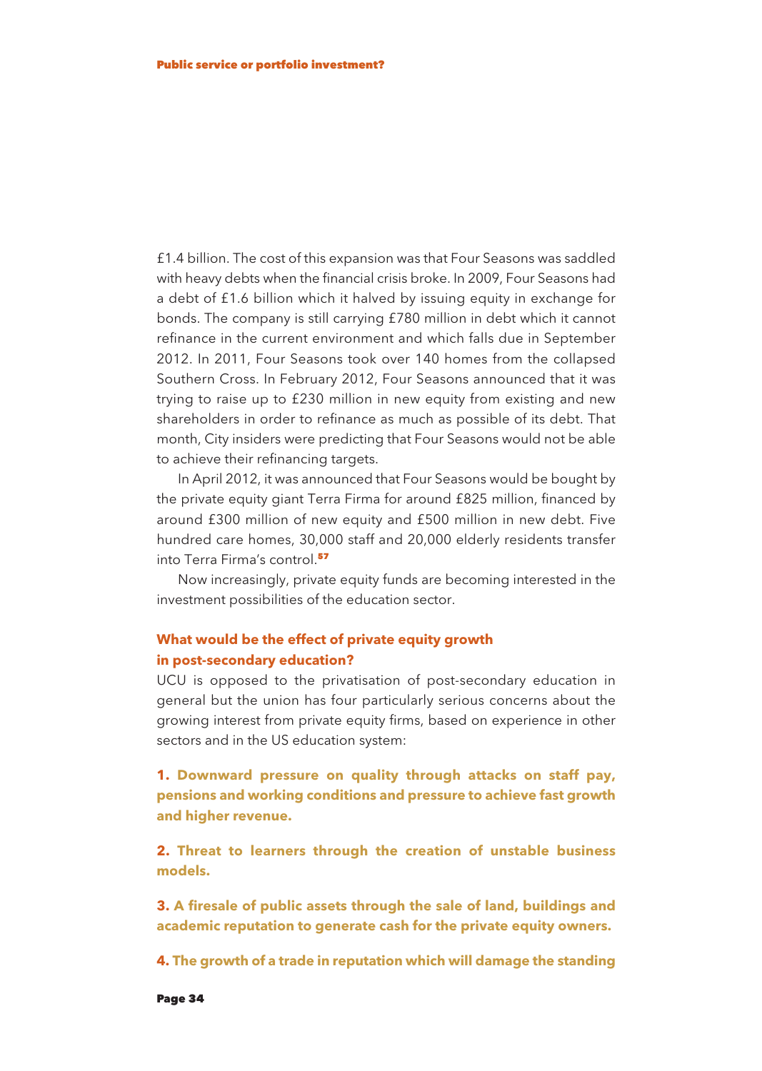£1.4 billion. The cost of this expansion was that Four Seasons was saddled with heavy debts when the financial crisis broke. In 2009, Four Seasons had a debt of £1.6 billion which it halved by issuing equity in exchange for bonds. The company is still carrying £780 million in debt which it cannot refinance in the current environment and which falls due in September 2012. In 2011, Four Seasons took over 140 homes from the collapsed Southern Cross. In February 2012, Four Seasons announced that it was trying to raise up to £230 million in new equity from existing and new shareholders in order to refinance as much as possible of its debt. That month, City insiders were predicting that Four Seasons would not be able to achieve their refinancing targets.

In April 2012, it was announced that Four Seasons would be bought by the private equity giant Terra Firma for around £825 million, financed by around £300 million of new equity and £500 million in new debt. Five hundred care homes, 30,000 staff and 20,000 elderly residents transfer into Terra Firma's control.[57]

Now increasingly, private equity funds are becoming interested in the investment possibilities of the education sector.

### What would be the effect of private equity growth in post-secondary education?

UCU is opposed to the privatisation of post-secondary education in general but the union has four particularly serious concerns about the growing interest from private equity firms, based on experience in other sectors and in the US education system:

**1. Downward pressure on quality through attacks on staff pay, pensions and working conditions and pressure to achieve fast growth and higher revenue.**

**2. Threat to learners through the creation of unstable business models.**

**3. A firesale of public assets through the sale of land, buildings and academic reputation to generate cash for the private equity owners.**

**4. The growth of a trade in reputation which will damage the standing**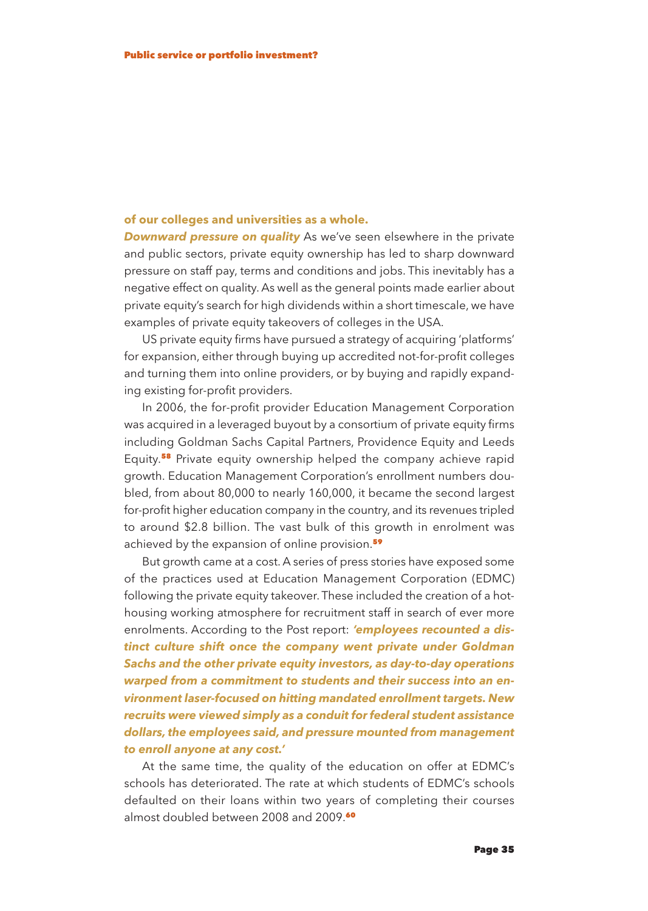**of our colleges and universities as a whole.**

***Downward pressure on quality*** As we've seen elsewhere in the private and public sectors, private equity ownership has led to sharp downward pressure on staff pay, terms and conditions and jobs. This inevitably has a negative effect on quality. As well as the general points made earlier about private equity's search for high dividends within a short timescale, we have examples of private equity takeovers of colleges in the USA.

US private equity firms have pursued a strategy of acquiring 'platforms' for expansion, either through buying up accredited not-for-profit colleges and turning them into online providers, or by buying and rapidly expanding existing for-profit providers.

In 2006, the for-profit provider Education Management Corporation was acquired in a leveraged buyout by a consortium of private equity firms including Goldman Sachs Capital Partners, Providence Equity and Leeds Equity.[58] Private equity ownership helped the company achieve rapid growth. Education Management Corporation's enrollment numbers doubled, from about 80,000 to nearly 160,000, it became the second largest for-profit higher education company in the country, and its revenues tripled to around $2.8 billion. The vast bulk of this growth in enrolment was achieved by the expansion of online provision.[59]

But growth came at a cost. A series of press stories have exposed some of the practices used at Education Management Corporation (EDMC) following the private equity takeover. These included the creation of a hot-housing working atmosphere for recruitment staff in search of ever more enrolments. According to the Post report: ***'employees recounted a distinct culture shift once the company went private under Goldman Sachs and the other private equity investors, as day-to-day operations warped from a commitment to students and their success into an environment laser-focused on hitting mandated enrollment targets. New recruits were viewed simply as a conduit for federal student assistance dollars, the employees said, and pressure mounted from management to enroll anyone at any cost.'***

At the same time, the quality of the education on offer at EDMC's schools has deteriorated. The rate at which students of EDMC's schools defaulted on their loans within two years of completing their courses almost doubled between 2008 and 2009.[60]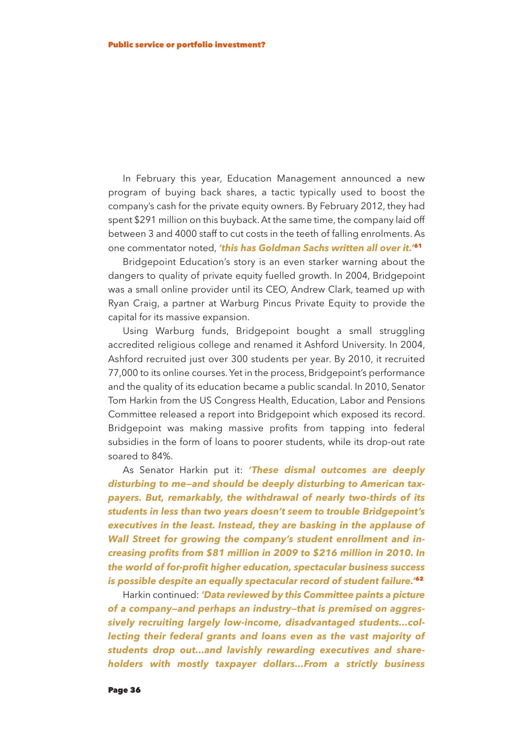In February this year, Education Management announced a new program of buying back shares, a tactic typically used to boost the company's cash for the private equity owners. By February 2012, they had spent $291 million on this buyback. At the same time, the company laid off between 3 and 4000 staff to cut costs in the teeth of falling enrolments. As one commentator noted, ***'this has Goldman Sachs written all over it.'***[61]

Bridgepoint Education's story is an even starker warning about the dangers to quality of private equity fuelled growth. In 2004, Bridgepoint was a small online provider until its CEO, Andrew Clark, teamed up with Ryan Craig, a partner at Warburg Pincus Private Equity to provide the capital for its massive expansion.

Using Warburg funds, Bridgepoint bought a small struggling accredited religious college and renamed it Ashford University. In 2004, Ashford recruited just over 300 students per year. By 2010, it recruited 77,000 to its online courses. Yet in the process, Bridgepoint's performance and the quality of its education became a public scandal. In 2010, Senator Tom Harkin from the US Congress Health, Education, Labor and Pensions Committee released a report into Bridgepoint which exposed its record. Bridgepoint was making massive profits from tapping into federal subsidies in the form of loans to poorer students, while its drop-out rate soared to 84%.

As Senator Harkin put it: ***'These dismal outcomes are deeply disturbing to me—and should be deeply disturbing to American taxpayers. But, remarkably, the withdrawal of nearly two-thirds of its students in less than two years doesn't seem to trouble Bridgepoint's executives in the least. Instead, they are basking in the applause of Wall Street for growing the company's student enrollment and increasing profits from $81 million in 2009 to $216 million in 2010. In the world of for-profit higher education, spectacular business success is possible despite an equally spectacular record of student failure.'***[62]

Harkin continued: ***'Data reviewed by this Committee paints a picture of a company—and perhaps an industry—that is premised on aggressively recruiting largely low-income, disadvantaged students...collecting their federal grants and loans even as the vast majority of students drop out...and lavishly rewarding executives and shareholders with mostly taxpayer dollars...From a strictly business***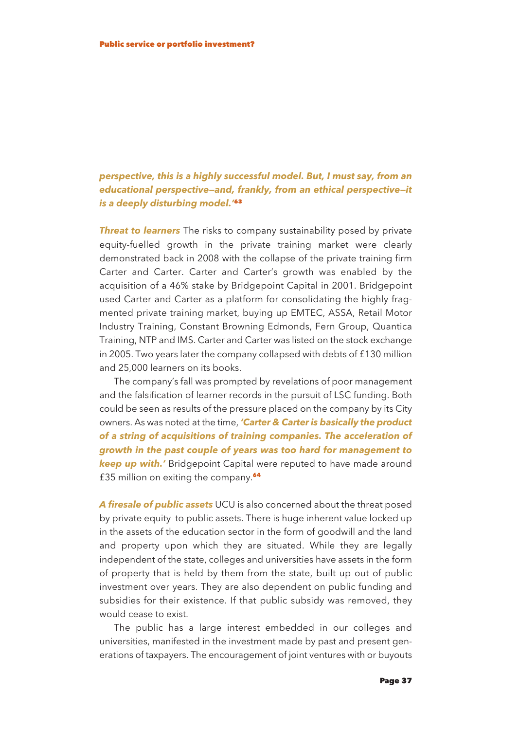***perspective, this is a highly successful model. But, I must say, from an educational perspective—and, frankly, from an ethical perspective—it is a deeply disturbing model.'***[63]

***Threat to learners*** The risks to company sustainability posed by private equity-fuelled growth in the private training market were clearly demonstrated back in 2008 with the collapse of the private training firm Carter and Carter. Carter and Carter's growth was enabled by the acquisition of a 46% stake by Bridgepoint Capital in 2001. Bridgepoint used Carter and Carter as a platform for consolidating the highly fragmented private training market, buying up EMTEC, ASSA, Retail Motor Industry Training, Constant Browning Edmonds, Fern Group, Quantica Training, NTP and IMS. Carter and Carter was listed on the stock exchange in 2005. Two years later the company collapsed with debts of £130 million and 25,000 learners on its books.

The company's fall was prompted by revelations of poor management and the falsification of learner records in the pursuit of LSC funding. Both could be seen as results of the pressure placed on the company by its City owners. As was noted at the time, ***'Carter & Carter is basically the product of a string of acquisitions of training companies. The acceleration of growth in the past couple of years was too hard for management to keep up with.'*** Bridgepoint Capital were reputed to have made around £35 million on exiting the company.[64]

***A firesale of public assets*** UCU is also concerned about the threat posed by private equity to public assets. There is huge inherent value locked up in the assets of the education sector in the form of goodwill and the land and property upon which they are situated. While they are legally independent of the state, colleges and universities have assets in the form of property that is held by them from the state, built up out of public investment over years. They are also dependent on public funding and subsidies for their existence. If that public subsidy was removed, they would cease to exist.

The public has a large interest embedded in our colleges and universities, manifested in the investment made by past and present generations of taxpayers. The encouragement of joint ventures with or buyouts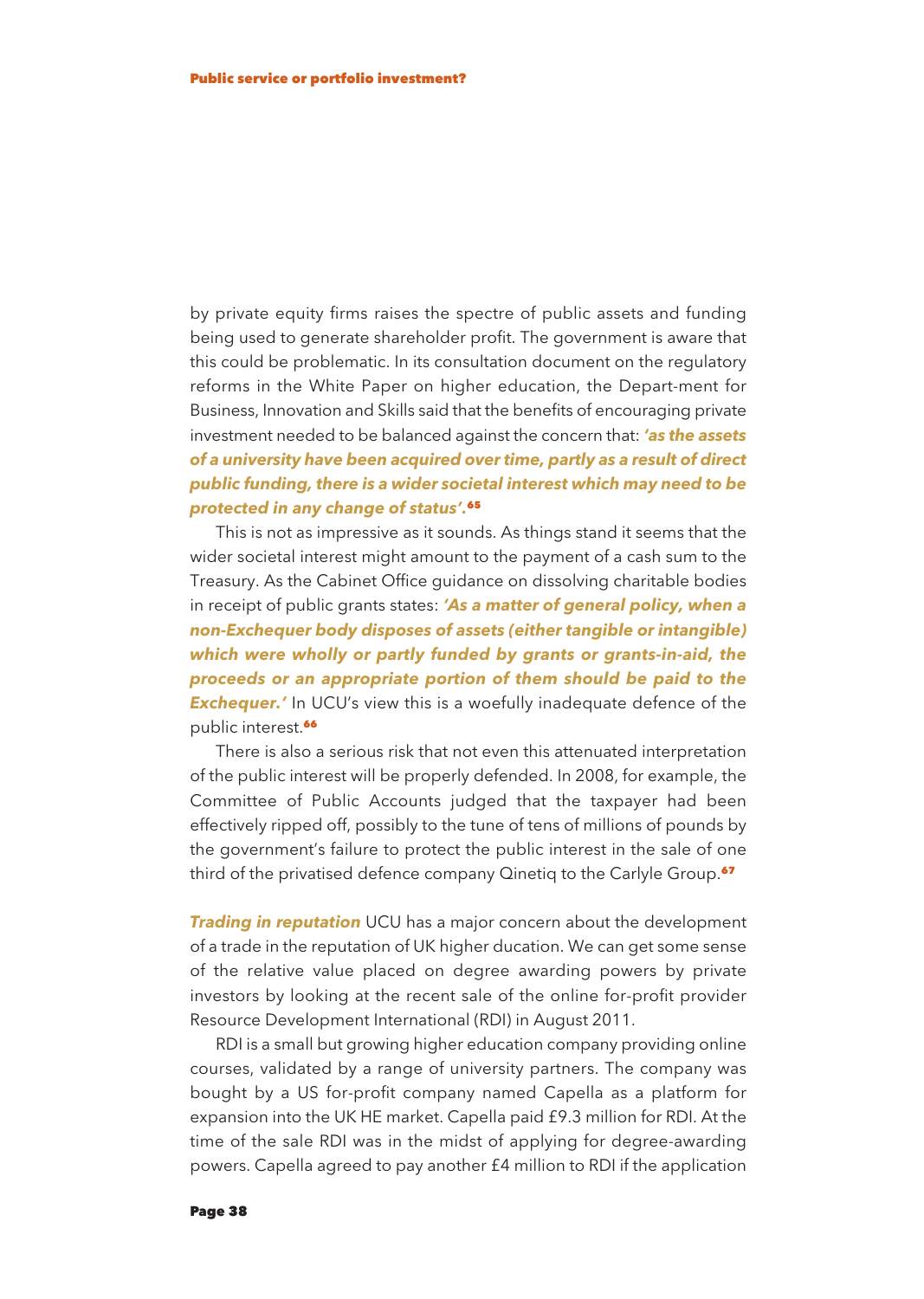by private equity firms raises the spectre of public assets and funding being used to generate shareholder profit. The government is aware that this could be problematic. In its consultation document on the regulatory reforms in the White Paper on higher education, the Depart-ment for Business, Innovation and Skills said that the benefits of encouraging private investment needed to be balanced against the concern that: ***'as the assets of a university have been acquired over time, partly as a result of direct public funding, there is a wider societal interest which may need to be protected in any change of status'.***[65]

This is not as impressive as it sounds. As things stand it seems that the wider societal interest might amount to the payment of a cash sum to the Treasury. As the Cabinet Office guidance on dissolving charitable bodies in receipt of public grants states: ***'As a matter of general policy, when a non-Exchequer body disposes of assets (either tangible or intangible) which were wholly or partly funded by grants or grants-in-aid, the proceeds or an appropriate portion of them should be paid to the Exchequer.'*** In UCU's view this is a woefully inadequate defence of the public interest.[66]

There is also a serious risk that not even this attenuated interpretation of the public interest will be properly defended. In 2008, for example, the Committee of Public Accounts judged that the taxpayer had been effectively ripped off, possibly to the tune of tens of millions of pounds by the government's failure to protect the public interest in the sale of one third of the privatised defence company Qinetiq to the Carlyle Group.[67]

***Trading in reputation*** UCU has a major concern about the development of a trade in the reputation of UK higher ducation. We can get some sense of the relative value placed on degree awarding powers by private investors by looking at the recent sale of the online for-profit provider Resource Development International (RDI) in August 2011.

RDI is a small but growing higher education company providing online courses, validated by a range of university partners. The company was bought by a US for-profit company named Capella as a platform for expansion into the UK HE market. Capella paid £9.3 million for RDI. At the time of the sale RDI was in the midst of applying for degree-awarding powers. Capella agreed to pay another £4 million to RDI if the application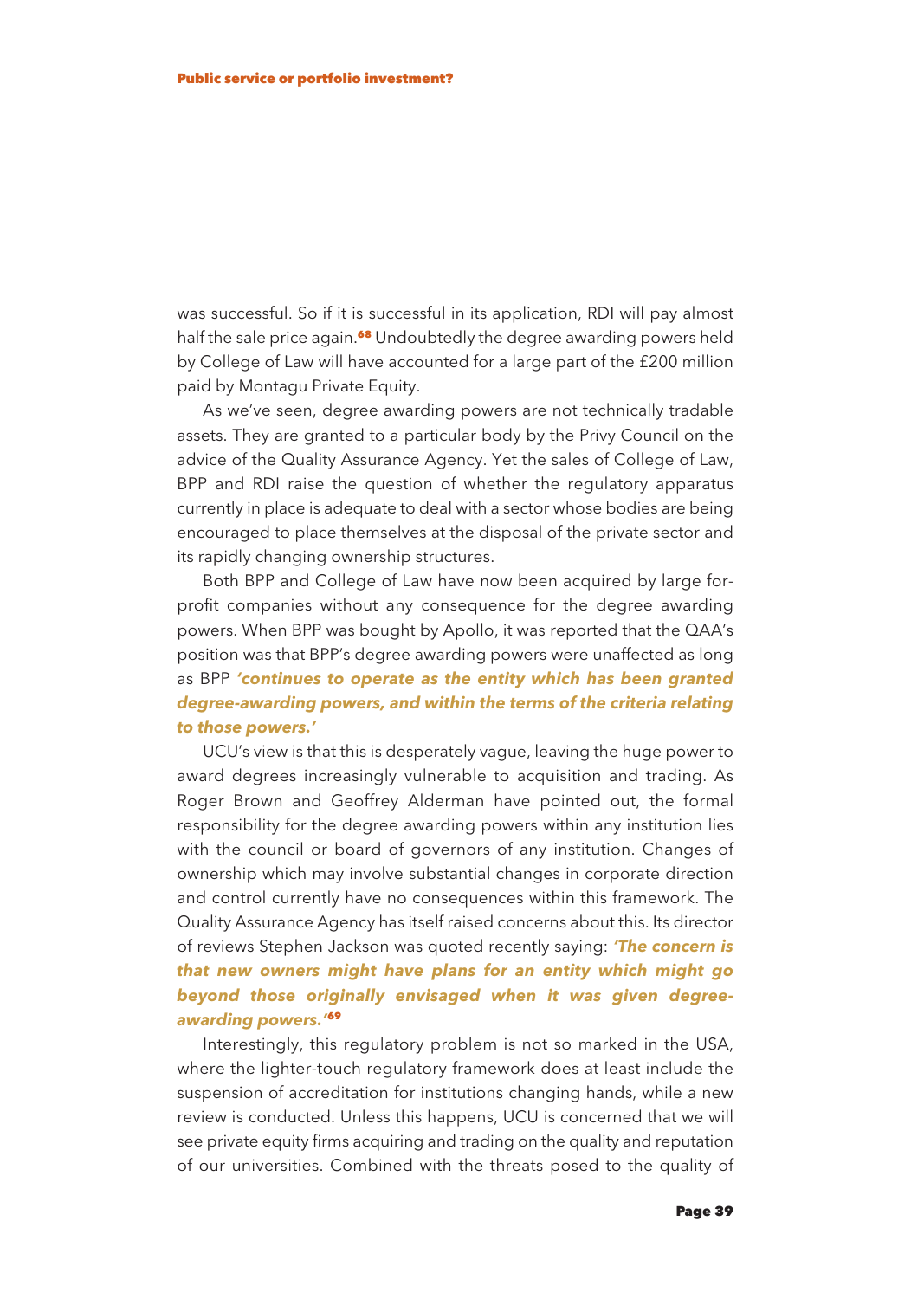was successful. So if it is successful in its application, RDI will pay almost half the sale price again.[68] Undoubtedly the degree awarding powers held by College of Law will have accounted for a large part of the £200 million paid by Montagu Private Equity.

As we've seen, degree awarding powers are not technically tradable assets. They are granted to a particular body by the Privy Council on the advice of the Quality Assurance Agency. Yet the sales of College of Law, BPP and RDI raise the question of whether the regulatory apparatus currently in place is adequate to deal with a sector whose bodies are being encouraged to place themselves at the disposal of the private sector and its rapidly changing ownership structures.

Both BPP and College of Law have now been acquired by large for-profit companies without any consequence for the degree awarding powers. When BPP was bought by Apollo, it was reported that the QAA's position was that BPP's degree awarding powers were unaffected as long as BPP ***'continues to operate as the entity which has been granted degree-awarding powers, and within the terms of the criteria relating to those powers.'***

UCU's view is that this is desperately vague, leaving the huge power to award degrees increasingly vulnerable to acquisition and trading. As Roger Brown and Geoffrey Alderman have pointed out, the formal responsibility for the degree awarding powers within any institution lies with the council or board of governors of any institution. Changes of ownership which may involve substantial changes in corporate direction and control currently have no consequences within this framework. The Quality Assurance Agency has itself raised concerns about this. Its director of reviews Stephen Jackson was quoted recently saying: ***'The concern is that new owners might have plans for an entity which might go beyond those originally envisaged when it was given degree-awarding powers.'***[69]

Interestingly, this regulatory problem is not so marked in the USA, where the lighter-touch regulatory framework does at least include the suspension of accreditation for institutions changing hands, while a new review is conducted. Unless this happens, UCU is concerned that we will see private equity firms acquiring and trading on the quality and reputation of our universities. Combined with the threats posed to the quality of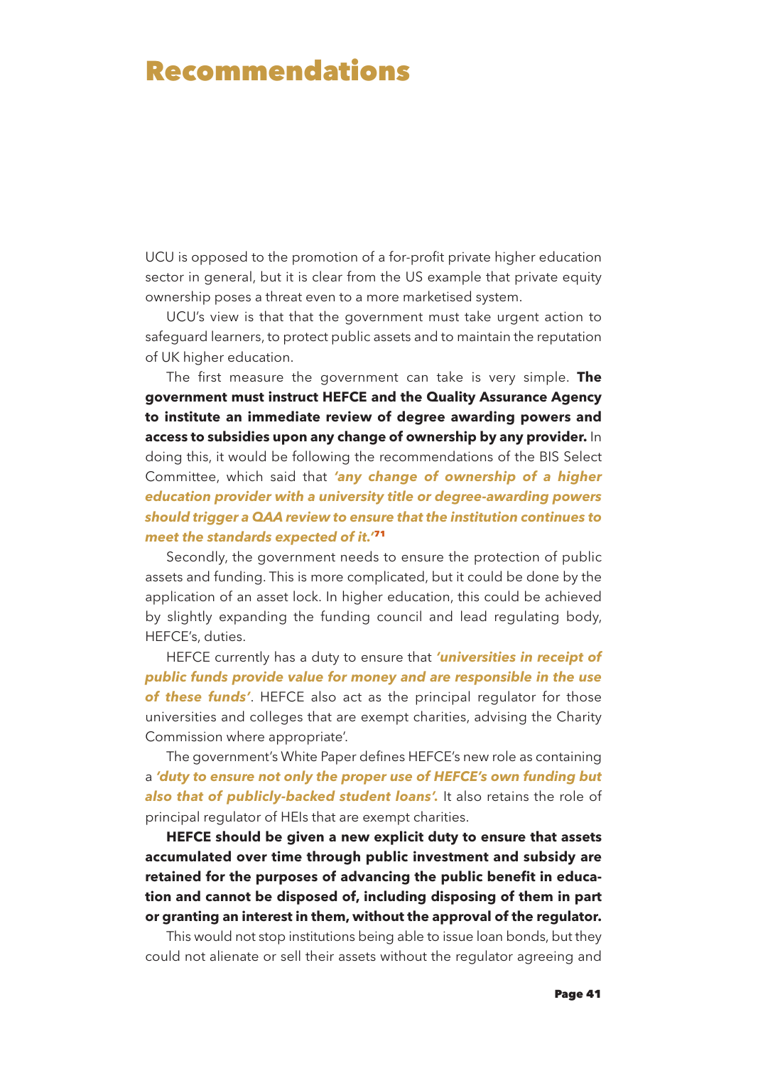# Recommendations

UCU is opposed to the promotion of a for-profit private higher education sector in general, but it is clear from the US example that private equity ownership poses a threat even to a more marketised system.

UCU's view is that that the government must take urgent action to safeguard learners, to protect public assets and to maintain the reputation of UK higher education.

The first measure the government can take is very simple. **The government must instruct HEFCE and the Quality Assurance Agency to institute an immediate review of degree awarding powers and access to subsidies upon any change of ownership by any provider.** In doing this, it would be following the recommendations of the BIS Select Committee, which said that ***'any change of ownership of a higher education provider with a university title or degree-awarding powers should trigger a QAA review to ensure that the institution continues to meet the standards expected of it.'***[71]

Secondly, the government needs to ensure the protection of public assets and funding. This is more complicated, but it could be done by the application of an asset lock. In higher education, this could be achieved by slightly expanding the funding council and lead regulating body, HEFCE's, duties.

HEFCE currently has a duty to ensure that ***'universities in receipt of public funds provide value for money and are responsible in the use of these funds'***. HEFCE also act as the principal regulator for those universities and colleges that are exempt charities, advising the Charity Commission where appropriate'.

The government's White Paper defines HEFCE's new role as containing a ***'duty to ensure not only the proper use of HEFCE's own funding but also that of publicly-backed student loans'.*** It also retains the role of principal regulator of HEIs that are exempt charities.

**HEFCE should be given a new explicit duty to ensure that assets accumulated over time through public investment and subsidy are retained for the purposes of advancing the public benefit in education and cannot be disposed of, including disposing of them in part or granting an interest in them, without the approval of the regulator.**

This would not stop institutions being able to issue loan bonds, but they could not alienate or sell their assets without the regulator agreeing and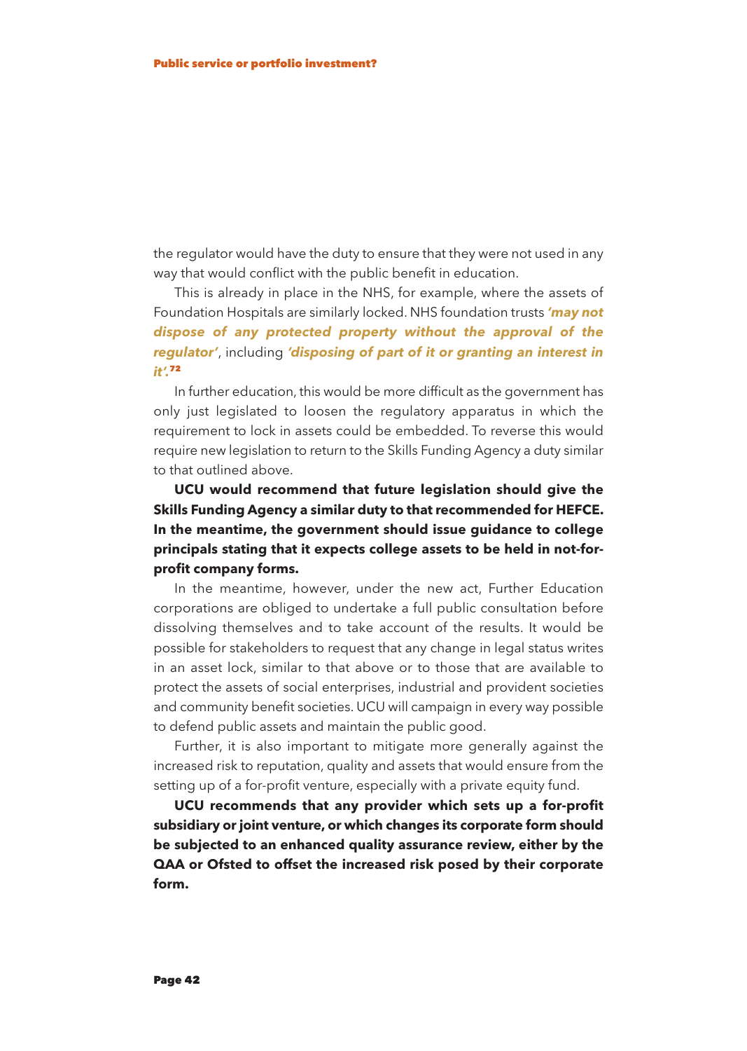the regulator would have the duty to ensure that they were not used in any way that would conflict with the public benefit in education.

This is already in place in the NHS, for example, where the assets of Foundation Hospitals are similarly locked. NHS foundation trusts ***'may not dispose of any protected property without the approval of the regulator'***, including ***'disposing of part of it or granting an interest in it'.***[72]

In further education, this would be more difficult as the government has only just legislated to loosen the regulatory apparatus in which the requirement to lock in assets could be embedded. To reverse this would require new legislation to return to the Skills Funding Agency a duty similar to that outlined above.

**UCU would recommend that future legislation should give the Skills Funding Agency a similar duty to that recommended for HEFCE. In the meantime, the government should issue guidance to college principals stating that it expects college assets to be held in not-for-profit company forms.**

In the meantime, however, under the new act, Further Education corporations are obliged to undertake a full public consultation before dissolving themselves and to take account of the results. It would be possible for stakeholders to request that any change in legal status writes in an asset lock, similar to that above or to those that are available to protect the assets of social enterprises, industrial and provident societies and community benefit societies. UCU will campaign in every way possible to defend public assets and maintain the public good.

Further, it is also important to mitigate more generally against the increased risk to reputation, quality and assets that would ensure from the setting up of a for-profit venture, especially with a private equity fund.

**UCU recommends that any provider which sets up a for-profit subsidiary or joint venture, or which changes its corporate form should be subjected to an enhanced quality assurance review, either by the QAA or Ofsted to offset the increased risk posed by their corporate form.**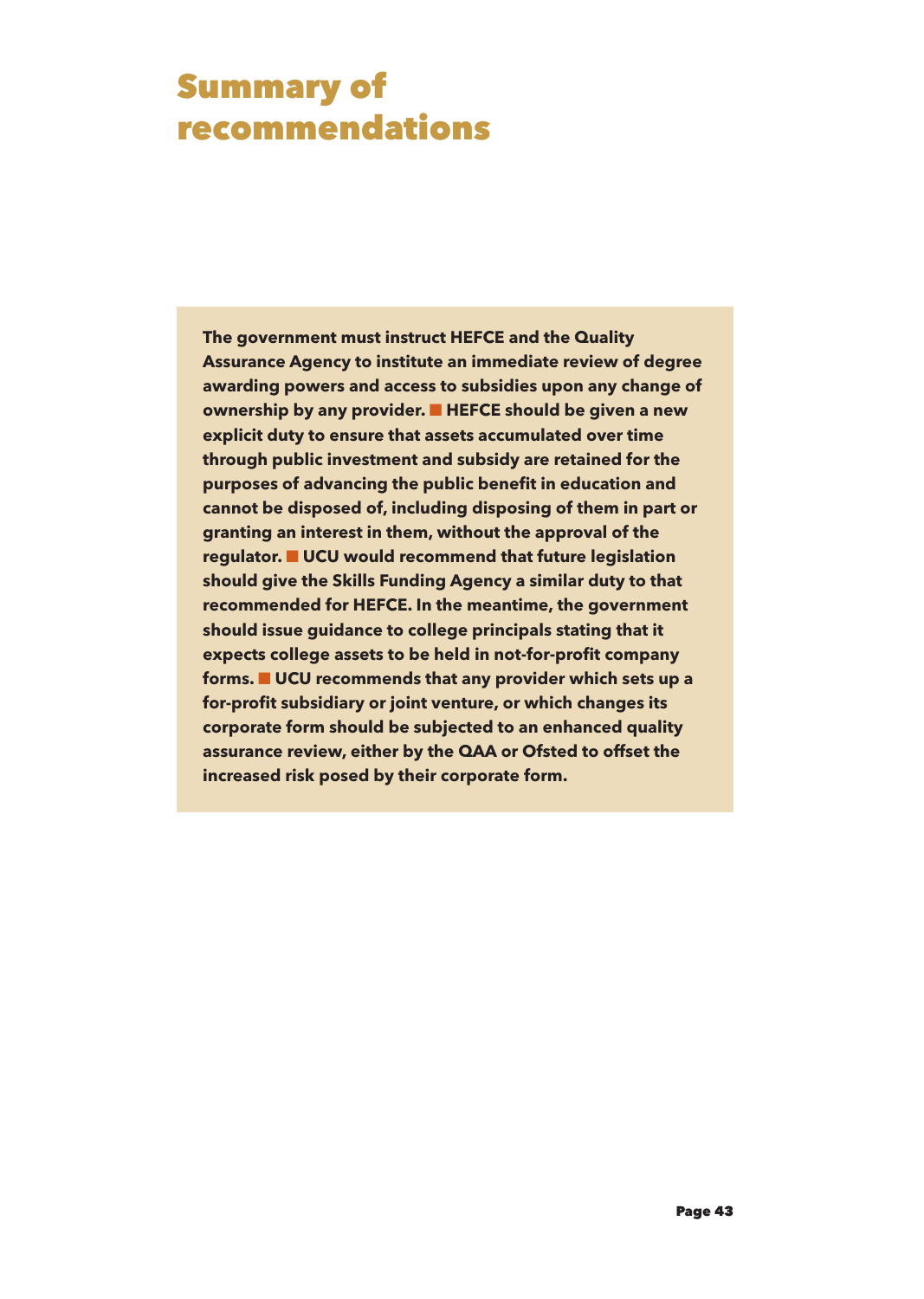# Summary of recommendations

**The government must instruct HEFCE and the Quality Assurance Agency to institute an immediate review of degree awarding powers and access to subsidies upon any change of ownership by any provider. ■ HEFCE should be given a new explicit duty to ensure that assets accumulated over time through public investment and subsidy are retained for the purposes of advancing the public benefit in education and cannot be disposed of, including disposing of them in part or granting an interest in them, without the approval of the regulator. ■ UCU would recommend that future legislation should give the Skills Funding Agency a similar duty to that recommended for HEFCE. In the meantime, the government should issue guidance to college principals stating that it expects college assets to be held in not-for-profit company forms. ■ UCU recommends that any provider which sets up a for-profit subsidiary or joint venture, or which changes its corporate form should be subjected to an enhanced quality assurance review, either by the QAA or Ofsted to offset the increased risk posed by their corporate form.**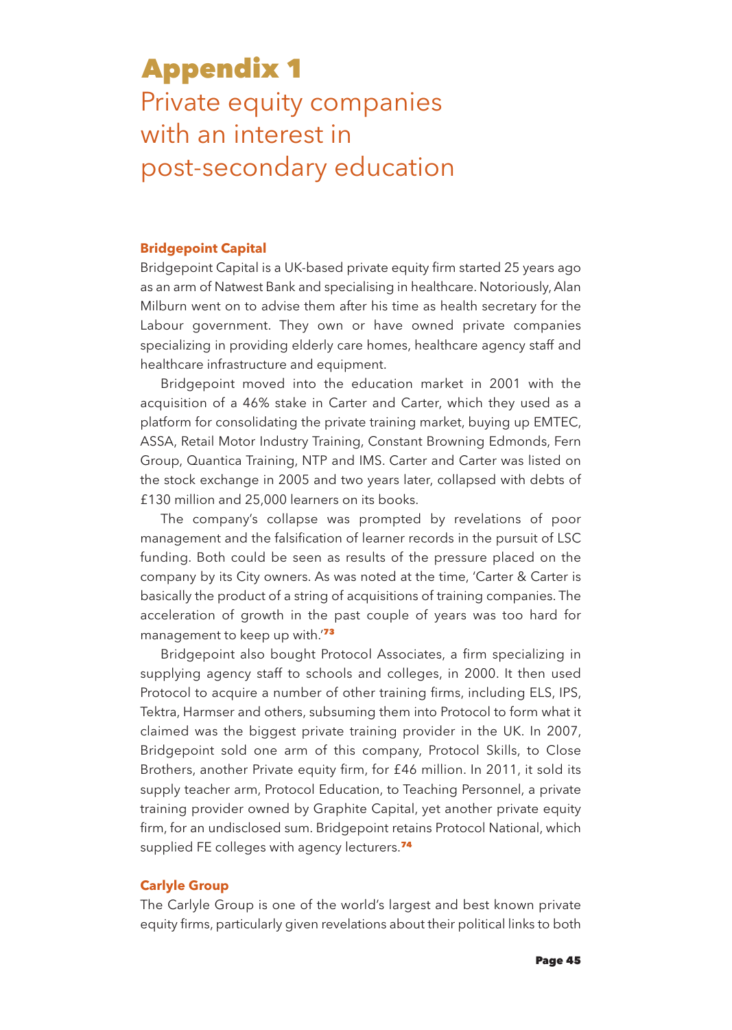# Appendix 1

## Private equity companies with an interest in post-secondary education

### Bridgepoint Capital

Bridgepoint Capital is a UK-based private equity firm started 25 years ago as an arm of Natwest Bank and specialising in healthcare. Notoriously, Alan Milburn went on to advise them after his time as health secretary for the Labour government. They own or have owned private companies specializing in providing elderly care homes, healthcare agency staff and healthcare infrastructure and equipment.

Bridgepoint moved into the education market in 2001 with the acquisition of a 46% stake in Carter and Carter, which they used as a platform for consolidating the private training market, buying up EMTEC, ASSA, Retail Motor Industry Training, Constant Browning Edmonds, Fern Group, Quantica Training, NTP and IMS. Carter and Carter was listed on the stock exchange in 2005 and two years later, collapsed with debts of £130 million and 25,000 learners on its books.

The company's collapse was prompted by revelations of poor management and the falsification of learner records in the pursuit of LSC funding. Both could be seen as results of the pressure placed on the company by its City owners. As was noted at the time, 'Carter & Carter is basically the product of a string of acquisitions of training companies. The acceleration of growth in the past couple of years was too hard for management to keep up with.'[73]

Bridgepoint also bought Protocol Associates, a firm specializing in supplying agency staff to schools and colleges, in 2000. It then used Protocol to acquire a number of other training firms, including ELS, IPS, Tektra, Harmser and others, subsuming them into Protocol to form what it claimed was the biggest private training provider in the UK. In 2007, Bridgepoint sold one arm of this company, Protocol Skills, to Close Brothers, another Private equity firm, for £46 million. In 2011, it sold its supply teacher arm, Protocol Education, to Teaching Personnel, a private training provider owned by Graphite Capital, yet another private equity firm, for an undisclosed sum. Bridgepoint retains Protocol National, which supplied FE colleges with agency lecturers.[74]

### Carlyle Group

The Carlyle Group is one of the world's largest and best known private equity firms, particularly given revelations about their political links to both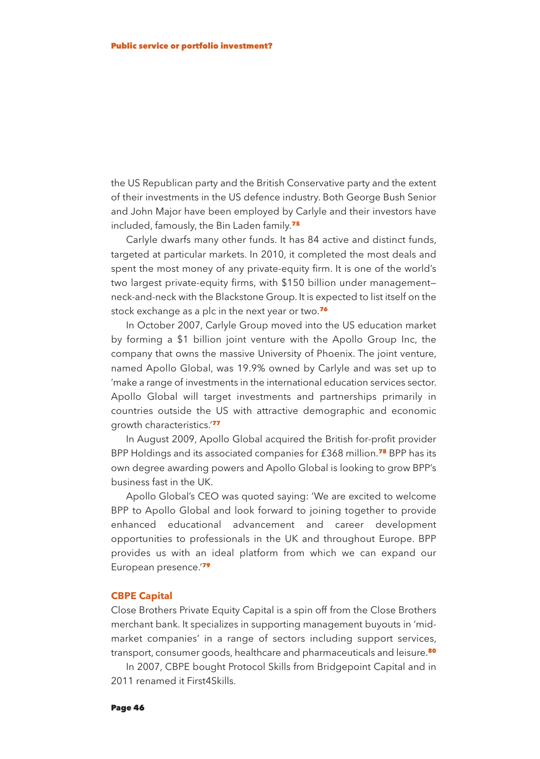the US Republican party and the British Conservative party and the extent of their investments in the US defence industry. Both George Bush Senior and John Major have been employed by Carlyle and their investors have included, famously, the Bin Laden family.[75]

Carlyle dwarfs many other funds. It has 84 active and distinct funds, targeted at particular markets. In 2010, it completed the most deals and spent the most money of any private-equity firm. It is one of the world's two largest private-equity firms, with $150 billion under management—neck-and-neck with the Blackstone Group. It is expected to list itself on the stock exchange as a plc in the next year or two.[76]

In October 2007, Carlyle Group moved into the US education market by forming a $1 billion joint venture with the Apollo Group Inc, the company that owns the massive University of Phoenix. The joint venture, named Apollo Global, was 19.9% owned by Carlyle and was set up to 'make a range of investments in the international education services sector. Apollo Global will target investments and partnerships primarily in countries outside the US with attractive demographic and economic growth characteristics.'[77]

In August 2009, Apollo Global acquired the British for-profit provider BPP Holdings and its associated companies for £368 million.[78] BPP has its own degree awarding powers and Apollo Global is looking to grow BPP's business fast in the UK.

Apollo Global's CEO was quoted saying: 'We are excited to welcome BPP to Apollo Global and look forward to joining together to provide enhanced educational advancement and career development opportunities to professionals in the UK and throughout Europe. BPP provides us with an ideal platform from which we can expand our European presence.'[79]

### CBPE Capital

Close Brothers Private Equity Capital is a spin off from the Close Brothers merchant bank. It specializes in supporting management buyouts in 'mid-market companies' in a range of sectors including support services, transport, consumer goods, healthcare and pharmaceuticals and leisure.[80]

In 2007, CBPE bought Protocol Skills from Bridgepoint Capital and in 2011 renamed it First4Skills.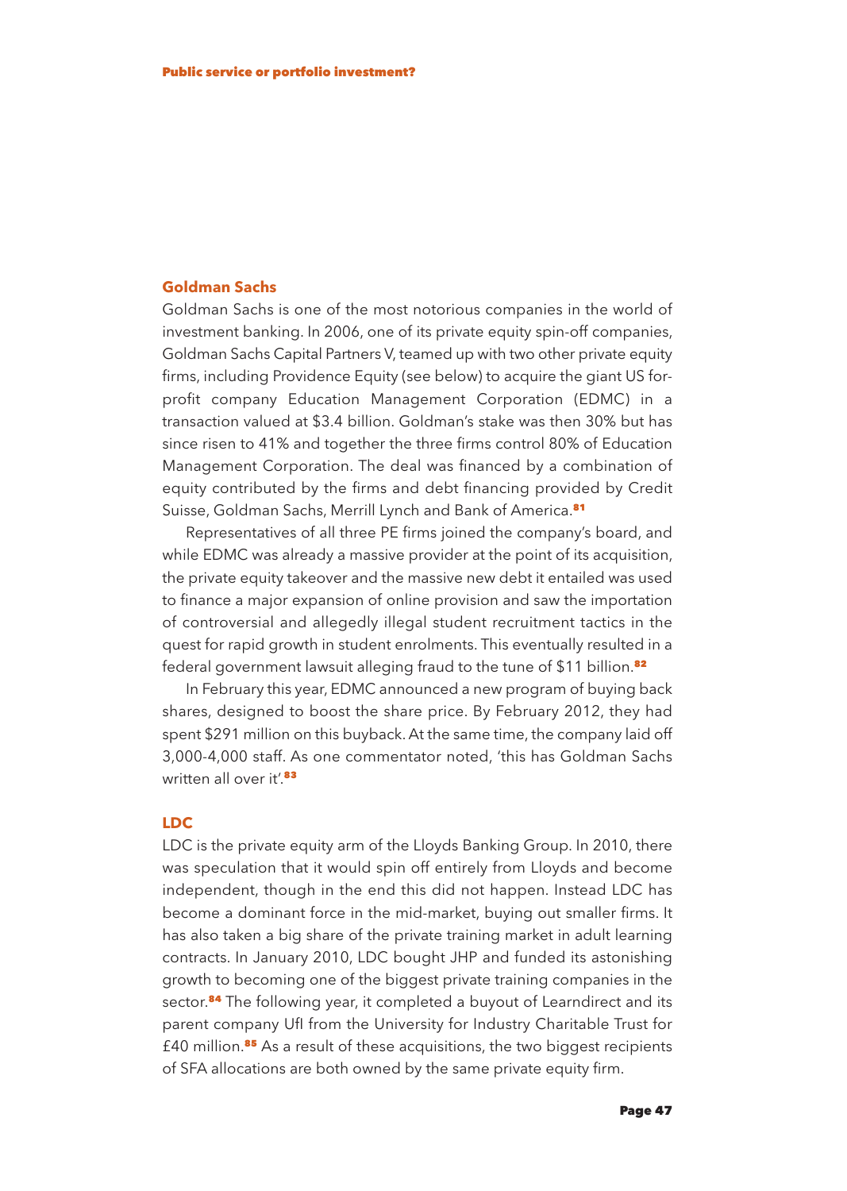## Goldman Sachs

Goldman Sachs is one of the most notorious companies in the world of investment banking. In 2006, one of its private equity spin-off companies, Goldman Sachs Capital Partners V, teamed up with two other private equity firms, including Providence Equity (see below) to acquire the giant US for-profit company Education Management Corporation (EDMC) in a transaction valued at $3.4 billion. Goldman's stake was then 30% but has since risen to 41% and together the three firms control 80% of Education Management Corporation. The deal was financed by a combination of equity contributed by the firms and debt financing provided by Credit Suisse, Goldman Sachs, Merrill Lynch and Bank of America.[81]

Representatives of all three PE firms joined the company's board, and while EDMC was already a massive provider at the point of its acquisition, the private equity takeover and the massive new debt it entailed was used to finance a major expansion of online provision and saw the importation of controversial and allegedly illegal student recruitment tactics in the quest for rapid growth in student enrolments. This eventually resulted in a federal government lawsuit alleging fraud to the tune of $11 billion.[82]

In February this year, EDMC announced a new program of buying back shares, designed to boost the share price. By February 2012, they had spent $291 million on this buyback. At the same time, the company laid off 3,000-4,000 staff. As one commentator noted, 'this has Goldman Sachs written all over it'.[83]

## LDC

LDC is the private equity arm of the Lloyds Banking Group. In 2010, there was speculation that it would spin off entirely from Lloyds and become independent, though in the end this did not happen. Instead LDC has become a dominant force in the mid-market, buying out smaller firms. It has also taken a big share of the private training market in adult learning contracts. In January 2010, LDC bought JHP and funded its astonishing growth to becoming one of the biggest private training companies in the sector.[84] The following year, it completed a buyout of Learndirect and its parent company Ufl from the University for Industry Charitable Trust for £40 million.[85] As a result of these acquisitions, the two biggest recipients of SFA allocations are both owned by the same private equity firm.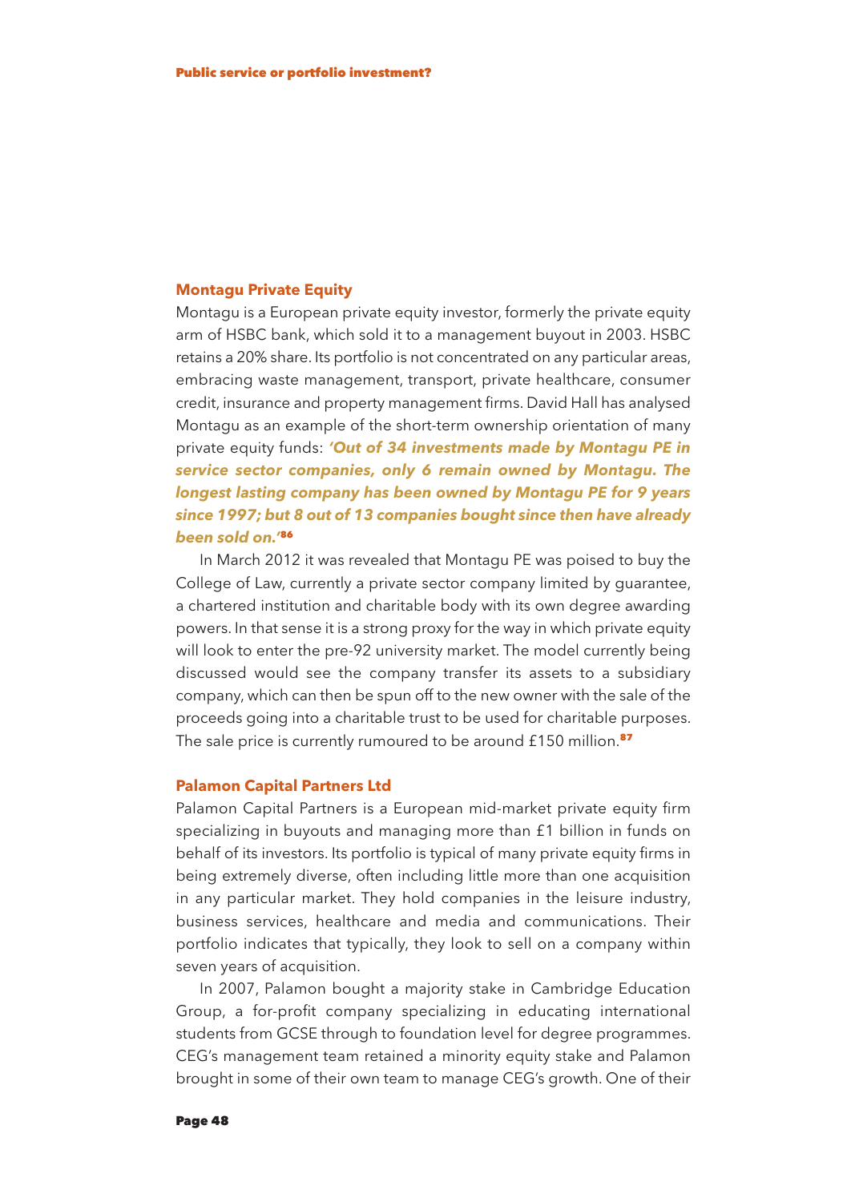## Montagu Private Equity

Montagu is a European private equity investor, formerly the private equity arm of HSBC bank, which sold it to a management buyout in 2003. HSBC retains a 20% share. Its portfolio is not concentrated on any particular areas, embracing waste management, transport, private healthcare, consumer credit, insurance and property management firms. David Hall has analysed Montagu as an example of the short-term ownership orientation of many private equity funds: ***'Out of 34 investments made by Montagu PE in service sector companies, only 6 remain owned by Montagu. The longest lasting company has been owned by Montagu PE for 9 years since 1997; but 8 out of 13 companies bought since then have already been sold on.'***[86]

In March 2012 it was revealed that Montagu PE was poised to buy the College of Law, currently a private sector company limited by guarantee, a chartered institution and charitable body with its own degree awarding powers. In that sense it is a strong proxy for the way in which private equity will look to enter the pre-92 university market. The model currently being discussed would see the company transfer its assets to a subsidiary company, which can then be spun off to the new owner with the sale of the proceeds going into a charitable trust to be used for charitable purposes. The sale price is currently rumoured to be around £150 million.[87]

## Palamon Capital Partners Ltd

Palamon Capital Partners is a European mid-market private equity firm specializing in buyouts and managing more than £1 billion in funds on behalf of its investors. Its portfolio is typical of many private equity firms in being extremely diverse, often including little more than one acquisition in any particular market. They hold companies in the leisure industry, business services, healthcare and media and communications. Their portfolio indicates that typically, they look to sell on a company within seven years of acquisition.

In 2007, Palamon bought a majority stake in Cambridge Education Group, a for-profit company specializing in educating international students from GCSE through to foundation level for degree programmes. CEG's management team retained a minority equity stake and Palamon brought in some of their own team to manage CEG's growth. One of their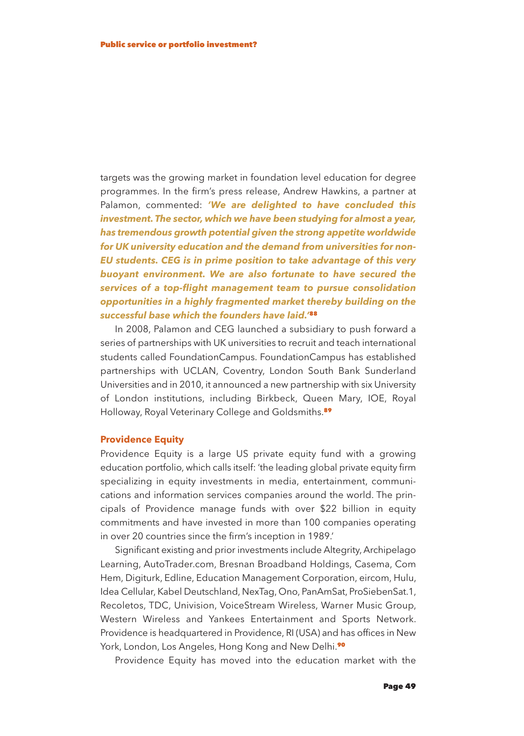targets was the growing market in foundation level education for degree programmes. In the firm's press release, Andrew Hawkins, a partner at Palamon, commented: ***'We are delighted to have concluded this investment. The sector, which we have been studying for almost a year, has tremendous growth potential given the strong appetite worldwide for UK university education and the demand from universities for non-EU students. CEG is in prime position to take advantage of this very buoyant environment. We are also fortunate to have secured the services of a top-flight management team to pursue consolidation opportunities in a highly fragmented market thereby building on the successful base which the founders have laid.'***[88]

In 2008, Palamon and CEG launched a subsidiary to push forward a series of partnerships with UK universities to recruit and teach international students called FoundationCampus. FoundationCampus has established partnerships with UCLAN, Coventry, London South Bank Sunderland Universities and in 2010, it announced a new partnership with six University of London institutions, including Birkbeck, Queen Mary, IOE, Royal Holloway, Royal Veterinary College and Goldsmiths.[89]

### Providence Equity

Providence Equity is a large US private equity fund with a growing education portfolio, which calls itself: 'the leading global private equity firm specializing in equity investments in media, entertainment, communications and information services companies around the world. The principals of Providence manage funds with over $22 billion in equity commitments and have invested in more than 100 companies operating in over 20 countries since the firm's inception in 1989.'

Significant existing and prior investments include Altegrity, Archipelago Learning, AutoTrader.com, Bresnan Broadband Holdings, Casema, Com Hem, Digiturk, Edline, Education Management Corporation, eircom, Hulu, Idea Cellular, Kabel Deutschland, NexTag, Ono, PanAmSat, ProSiebenSat.1, Recoletos, TDC, Univision, VoiceStream Wireless, Warner Music Group, Western Wireless and Yankees Entertainment and Sports Network. Providence is headquartered in Providence, RI (USA) and has offices in New York, London, Los Angeles, Hong Kong and New Delhi.[90]

Providence Equity has moved into the education market with the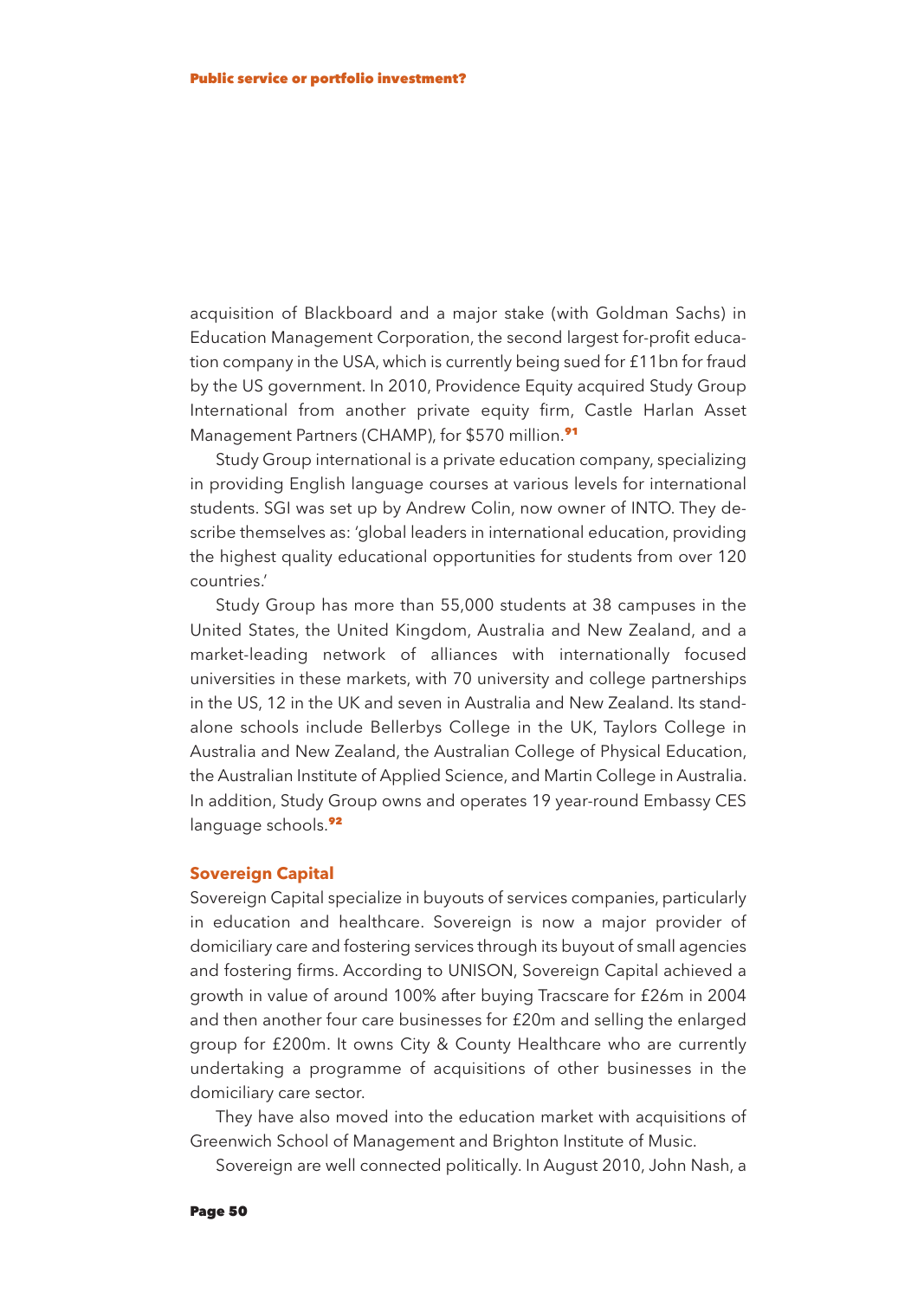acquisition of Blackboard and a major stake (with Goldman Sachs) in Education Management Corporation, the second largest for-profit education company in the USA, which is currently being sued for £11bn for fraud by the US government. In 2010, Providence Equity acquired Study Group International from another private equity firm, Castle Harlan Asset Management Partners (CHAMP), for $570 million.[91]

Study Group international is a private education company, specializing in providing English language courses at various levels for international students. SGI was set up by Andrew Colin, now owner of INTO. They describe themselves as: 'global leaders in international education, providing the highest quality educational opportunities for students from over 120 countries.'

Study Group has more than 55,000 students at 38 campuses in the United States, the United Kingdom, Australia and New Zealand, and a market-leading network of alliances with internationally focused universities in these markets, with 70 university and college partnerships in the US, 12 in the UK and seven in Australia and New Zealand. Its standalone schools include Bellerbys College in the UK, Taylors College in Australia and New Zealand, the Australian College of Physical Education, the Australian Institute of Applied Science, and Martin College in Australia. In addition, Study Group owns and operates 19 year-round Embassy CES language schools.[92]

## Sovereign Capital

Sovereign Capital specialize in buyouts of services companies, particularly in education and healthcare. Sovereign is now a major provider of domiciliary care and fostering services through its buyout of small agencies and fostering firms. According to UNISON, Sovereign Capital achieved a growth in value of around 100% after buying Tracscare for £26m in 2004 and then another four care businesses for £20m and selling the enlarged group for £200m. It owns City & County Healthcare who are currently undertaking a programme of acquisitions of other businesses in the domiciliary care sector.

They have also moved into the education market with acquisitions of Greenwich School of Management and Brighton Institute of Music.

Sovereign are well connected politically. In August 2010, John Nash, a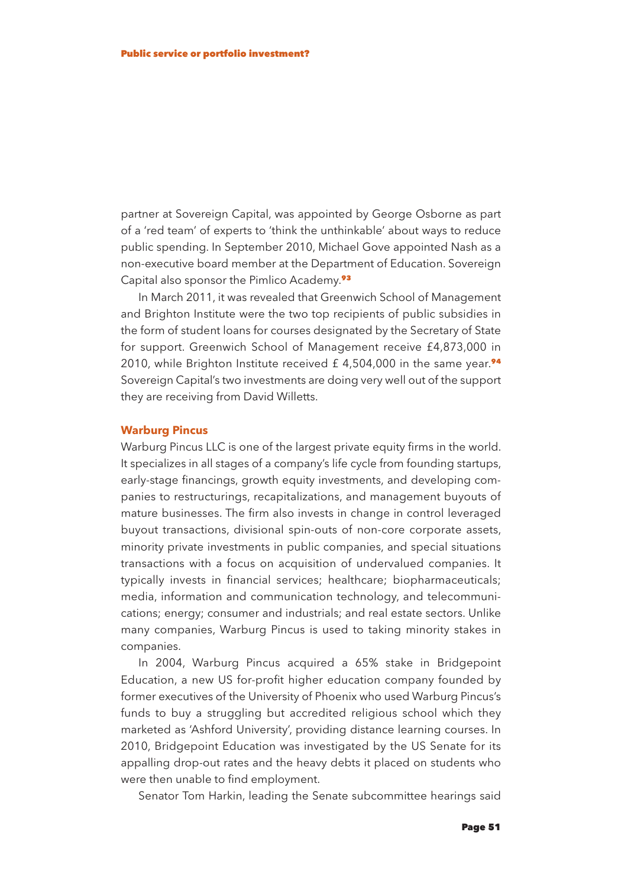partner at Sovereign Capital, was appointed by George Osborne as part of a 'red team' of experts to 'think the unthinkable' about ways to reduce public spending. In September 2010, Michael Gove appointed Nash as a non-executive board member at the Department of Education. Sovereign Capital also sponsor the Pimlico Academy.[93]

In March 2011, it was revealed that Greenwich School of Management and Brighton Institute were the two top recipients of public subsidies in the form of student loans for courses designated by the Secretary of State for support. Greenwich School of Management receive £4,873,000 in 2010, while Brighton Institute received £ 4,504,000 in the same year.[94] Sovereign Capital's two investments are doing very well out of the support they are receiving from David Willetts.

### Warburg Pincus

Warburg Pincus LLC is one of the largest private equity firms in the world. It specializes in all stages of a company's life cycle from founding startups, early-stage financings, growth equity investments, and developing companies to restructurings, recapitalizations, and management buyouts of mature businesses. The firm also invests in change in control leveraged buyout transactions, divisional spin-outs of non-core corporate assets, minority private investments in public companies, and special situations transactions with a focus on acquisition of undervalued companies. It typically invests in financial services; healthcare; biopharmaceuticals; media, information and communication technology, and telecommunications; energy; consumer and industrials; and real estate sectors. Unlike many companies, Warburg Pincus is used to taking minority stakes in companies.

In 2004, Warburg Pincus acquired a 65% stake in Bridgepoint Education, a new US for-profit higher education company founded by former executives of the University of Phoenix who used Warburg Pincus's funds to buy a struggling but accredited religious school which they marketed as 'Ashford University', providing distance learning courses. In 2010, Bridgepoint Education was investigated by the US Senate for its appalling drop-out rates and the heavy debts it placed on students who were then unable to find employment.

Senator Tom Harkin, leading the Senate subcommittee hearings said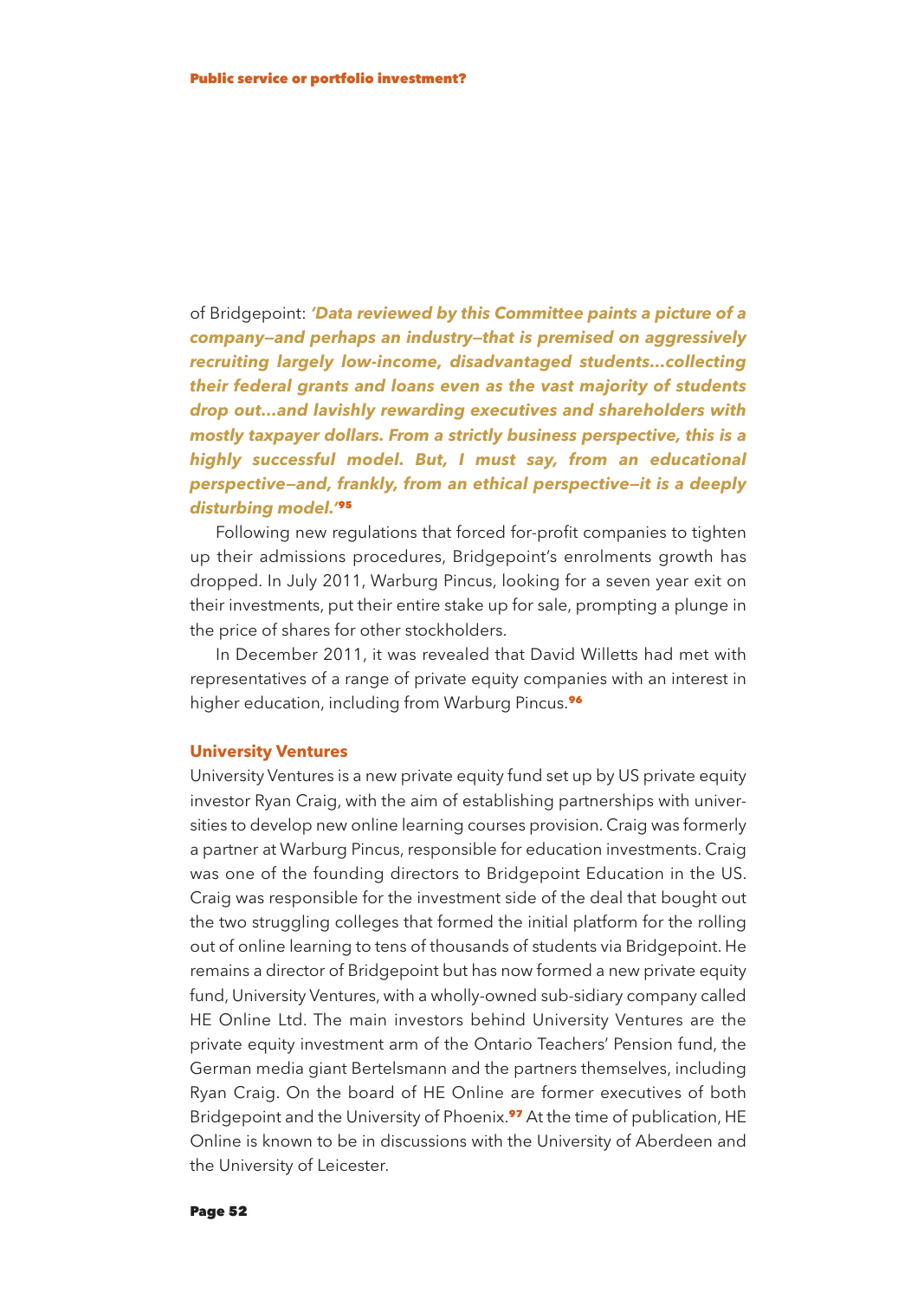of Bridgepoint: ***'Data reviewed by this Committee paints a picture of a company–and perhaps an industry–that is premised on aggressively recruiting largely low-income, disadvantaged students...collecting their federal grants and loans even as the vast majority of students drop out...and lavishly rewarding executives and shareholders with mostly taxpayer dollars. From a strictly business perspective, this is a highly successful model. But, I must say, from an educational perspective–and, frankly, from an ethical perspective–it is a deeply disturbing model.'***[95]

Following new regulations that forced for-profit companies to tighten up their admissions procedures, Bridgepoint's enrolments growth has dropped. In July 2011, Warburg Pincus, looking for a seven year exit on their investments, put their entire stake up for sale, prompting a plunge in the price of shares for other stockholders.

In December 2011, it was revealed that David Willetts had met with representatives of a range of private equity companies with an interest in higher education, including from Warburg Pincus.[96]

### University Ventures

University Ventures is a new private equity fund set up by US private equity investor Ryan Craig, with the aim of establishing partnerships with universities to develop new online learning courses provision. Craig was formerly a partner at Warburg Pincus, responsible for education investments. Craig was one of the founding directors to Bridgepoint Education in the US. Craig was responsible for the investment side of the deal that bought out the two struggling colleges that formed the initial platform for the rolling out of online learning to tens of thousands of students via Bridgepoint. He remains a director of Bridgepoint but has now formed a new private equity fund, University Ventures, with a wholly-owned sub-sidiary company called HE Online Ltd. The main investors behind University Ventures are the private equity investment arm of the Ontario Teachers' Pension fund, the German media giant Bertelsmann and the partners themselves, including Ryan Craig. On the board of HE Online are former executives of both Bridgepoint and the University of Phoenix.[97] At the time of publication, HE Online is known to be in discussions with the University of Aberdeen and the University of Leicester.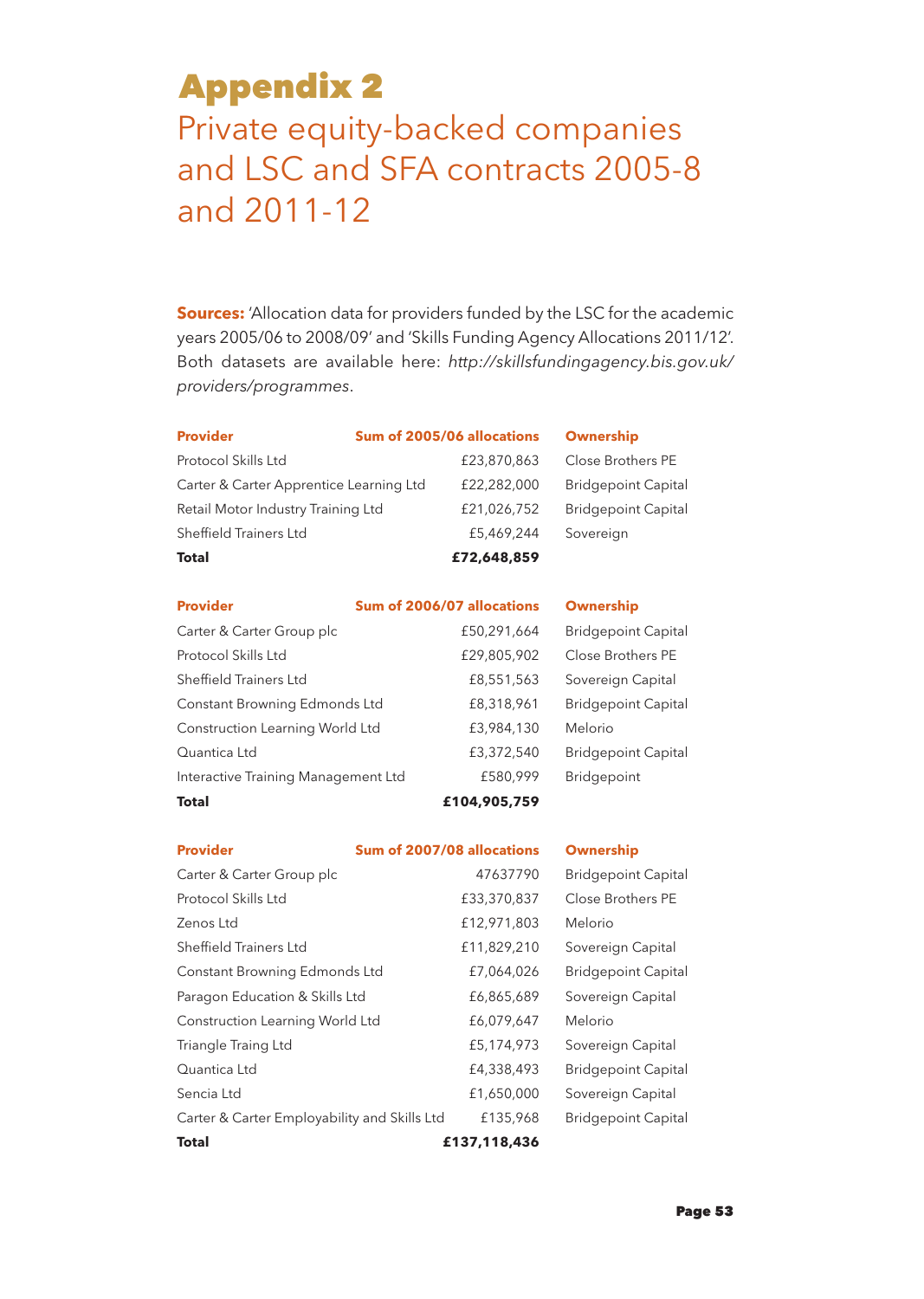# Appendix 2

## Private equity-backed companies and LSC and SFA contracts 2005-8 and 2011-12

**Sources:** 'Allocation data for providers funded by the LSC for the academic years 2005/06 to 2008/09' and 'Skills Funding Agency Allocations 2011/12'. Both datasets are available here: *http://skillsfundingagency.bis.gov.uk/providers/programmes*.

| Provider | Sum of 2005/06 allocations | Ownership |
|---|---|---|
| Protocol Skills Ltd | £23,870,863 | Close Brothers PE |
| Carter & Carter Apprentice Learning Ltd | £22,282,000 | Bridgepoint Capital |
| Retail Motor Industry Training Ltd | £21,026,752 | Bridgepoint Capital |
| Sheffield Trainers Ltd | £5,469,244 | Sovereign |
| **Total** | **£72,648,859** | |

| Provider | Sum of 2006/07 allocations | Ownership |
|---|---|---|
| Carter & Carter Group plc | £50,291,664 | Bridgepoint Capital |
| Protocol Skills Ltd | £29,805,902 | Close Brothers PE |
| Sheffield Trainers Ltd | £8,551,563 | Sovereign Capital |
| Constant Browning Edmonds Ltd | £8,318,961 | Bridgepoint Capital |
| Construction Learning World Ltd | £3,984,130 | Melorio |
| Quantica Ltd | £3,372,540 | Bridgepoint Capital |
| Interactive Training Management Ltd | £580,999 | Bridgepoint |
| **Total** | **£104,905,759** | |

| Provider | Sum of 2007/08 allocations | Ownership |
|---|---|---|
| Carter & Carter Group plc | 47637790 | Bridgepoint Capital |
| Protocol Skills Ltd | £33,370,837 | Close Brothers PE |
| Zenos Ltd | £12,971,803 | Melorio |
| Sheffield Trainers Ltd | £11,829,210 | Sovereign Capital |
| Constant Browning Edmonds Ltd | £7,064,026 | Bridgepoint Capital |
| Paragon Education & Skills Ltd | £6,865,689 | Sovereign Capital |
| Construction Learning World Ltd | £6,079,647 | Melorio |
| Triangle Traing Ltd | £5,174,973 | Sovereign Capital |
| Quantica Ltd | £4,338,493 | Bridgepoint Capital |
| Sencia Ltd | £1,650,000 | Sovereign Capital |
| Carter & Carter Employability and Skills Ltd | £135,968 | Bridgepoint Capital |
| **Total** | **£137,118,436** | |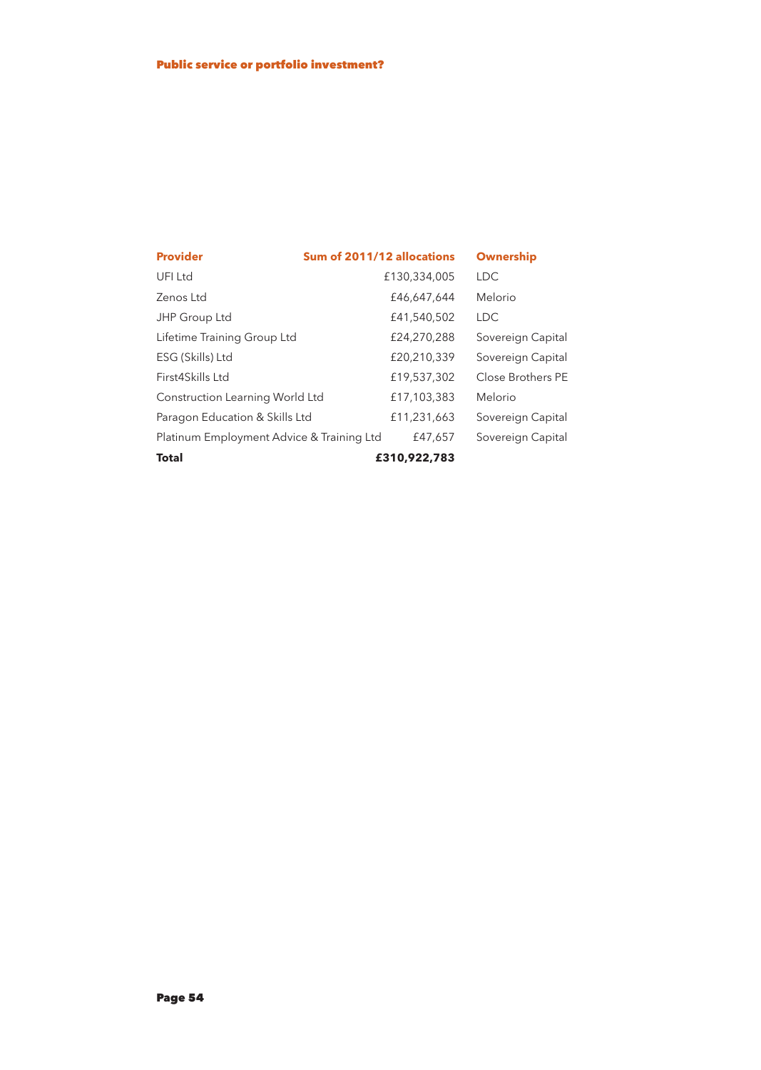| Provider | Sum of 2011/12 allocations | Ownership |
|---|---|---|
| UFI Ltd | £130,334,005 | LDC |
| Zenos Ltd | £46,647,644 | Melorio |
| JHP Group Ltd | £41,540,502 | LDC |
| Lifetime Training Group Ltd | £24,270,288 | Sovereign Capital |
| ESG (Skills) Ltd | £20,210,339 | Sovereign Capital |
| First4Skills Ltd | £19,537,302 | Close Brothers PE |
| Construction Learning World Ltd | £17,103,383 | Melorio |
| Paragon Education & Skills Ltd | £11,231,663 | Sovereign Capital |
| Platinum Employment Advice & Training Ltd | £47,657 | Sovereign Capital |
| **Total** | **£310,922,783** | |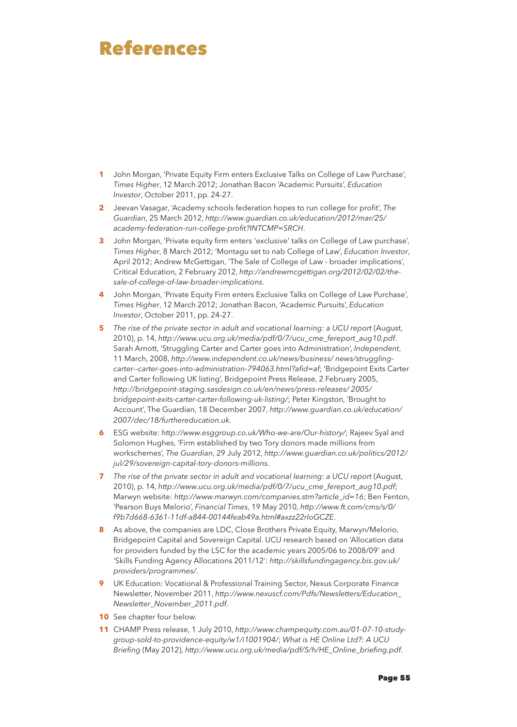# References

1. John Morgan, 'Private Equity Firm enters Exclusive Talks on College of Law Purchase', *Times Higher*, 12 March 2012; Jonathan Bacon 'Academic Pursuits', *Education Investor*, October 2011, pp. 24-27.
2. Jeevan Vasagar, 'Academy schools federation hopes to run college for profit', *The Guardian*, 25 March 2012, *http://www.guardian.co.uk/education/2012/mar/25/academy-federation-run-college-profit?INTCMP=SRCH*.
3. John Morgan, 'Private equity firm enters 'exclusive' talks on College of Law purchase', *Times Higher*, 8 March 2012; 'Montagu set to nab College of Law', *Education Investor*, April 2012; Andrew McGettigan, 'The Sale of College of Law - broader implications', Critical Education, 2 February 2012, *http://andrewmcgettigan.org/2012/02/02/the-sale-of-college-of-law-broader-implications*.
4. John Morgan, 'Private Equity Firm enters Exclusive Talks on College of Law Purchase', *Times Higher*, 12 March 2012; Jonathan Bacon, 'Academic Pursuits', *Education Investor*, October 2011, pp. 24-27.
5. *The rise of the private sector in adult and vocational learning: a UCU report* (August, 2010), p. 14, *http://www.ucu.org.uk/media/pdf/0/7/ucu_cme_fereport_aug10.pdf*. Sarah Arnott, 'Struggling Carter and Carter goes into Administration', *Independent*, 11 March, 2008, *http://www.independent.co.uk/news/business/ news/struggling-carter--carter-goes-into-administration-794063.html?afid=af*; 'Bridgepoint Exits Carter and Carter following UK listing', Bridgepoint Press Release, 2 February 2005, *http://bridgepoint-staging.sasdesign.co.uk/en/news/press-releases/ 2005/ bridgepoint-exits-carter-carter-following-uk-listing/*; Peter Kingston, 'Brought to Account', The Guardian, 18 December 2007, *http://www.guardian.co.uk/education/ 2007/dec/18/furthereducation.uk*.
6. ESG website: *http://www.esggroup.co.uk/Who-we-are/Our-history/*; Rajeev Syal and Solomon Hughes, 'Firm established by two Tory donors made millions from workschemes', *The Guardian*, 29 July 2012, *http://www.guardian.co.uk/politics/2012/ jul/29/sovereign-capital-tory-donors-millions*.
7. *The rise of the private sector in adult and vocational learning: a UCU report* (August, 2010), p. 14, *http://www.ucu.org.uk/media/pdf/0/7/ucu_cme_fereport_aug10.pdf*; Marwyn website: *http://www.marwyn.com/companies.stm?article_id=16*; Ben Fenton, 'Pearson Buys Melorio', *Financial Times*, 19 May 2010, *http://www.ft.com/cms/s/0/ f9b7d668-6361-11df-a844-00144feab49a.html#axzz22rIoGCZE*.
8. As above, the companies are LDC, Close Brothers Private Equity, Marwyn/Melorio, Bridgepoint Capital and Sovereign Capital. UCU research based on 'Allocation data for providers funded by the LSC for the academic years 2005/06 to 2008/09' and 'Skills Funding Agency Allocations 2011/12': *http://skillsfundingagency.bis.gov.uk/ providers/programmes/*.
9. UK Education: Vocational & Professional Training Sector, Nexus Corporate Finance Newsletter, November 2011, *http://www.nexuscf.com/Pdfs/Newsletters/Education_ Newsletter_November_2011.pdf*.
10. See chapter four below.
11. CHAMP Press release, 1 July 2010, *http://www.champequity.com.au/01-07-10-study-group-sold-to-providence-equity/w1/i1001904/*; *What is HE Online Ltd?: A UCU Briefing* (May 2012), *http://www.ucu.org.uk/media/pdf/5/h/HE_Online_briefing.pdf*.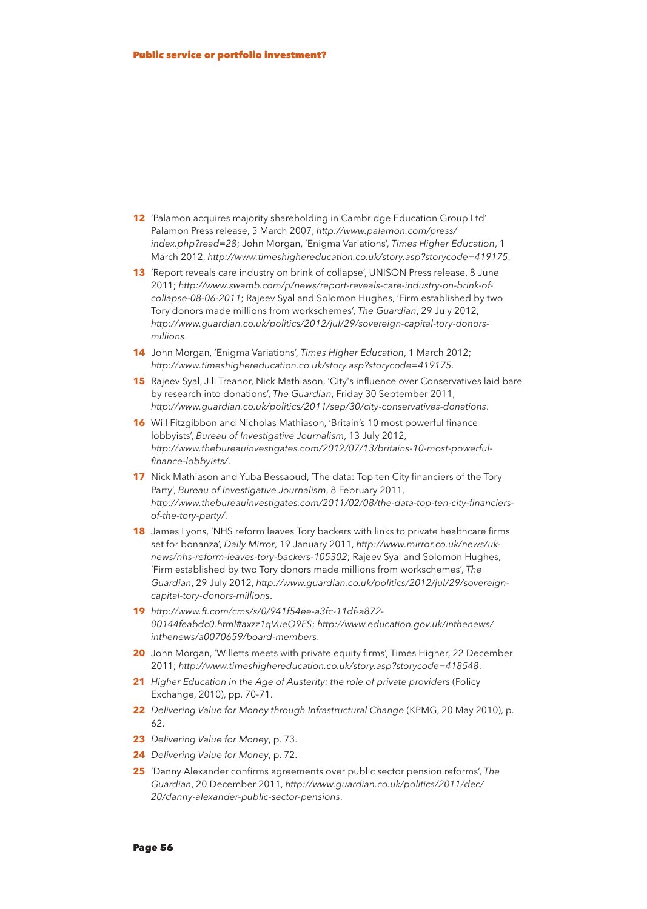12. 'Palamon acquires majority shareholding in Cambridge Education Group Ltd' Palamon Press release, 5 March 2007, *http://www.palamon.com/press/index.php?read=28*; John Morgan, 'Enigma Variations', *Times Higher Education*, 1 March 2012, *http://www.timeshighereducation.co.uk/story.asp?storycode=419175*.
13. 'Report reveals care industry on brink of collapse', UNISON Press release, 8 June 2011; *http://www.swamb.com/p/news/report-reveals-care-industry-on-brink-of-collapse-08-06-2011*; Rajeev Syal and Solomon Hughes, 'Firm established by two Tory donors made millions from workschemes', *The Guardian*, 29 July 2012, *http://www.guardian.co.uk/politics/2012/jul/29/sovereign-capital-tory-donors-millions*.
14. John Morgan, 'Enigma Variations', *Times Higher Education*, 1 March 2012; *http://www.timeshighereducation.co.uk/story.asp?storycode=419175*.
15. Rajeev Syal, Jill Treanor, Nick Mathiason, 'City's influence over Conservatives laid bare by research into donations', *The Guardian*, Friday 30 September 2011, *http://www.guardian.co.uk/politics/2011/sep/30/city-conservatives-donations*.
16. Will Fitzgibbon and Nicholas Mathiason, 'Britain's 10 most powerful finance lobbyists', *Bureau of Investigative Journalism*, 13 July 2012, *http://www.thebureauinvestigates.com/2012/07/13/britains-10-most-powerful-finance-lobbyists/*.
17. Nick Mathiason and Yuba Bessaoud, 'The data: Top ten City financiers of the Tory Party', *Bureau of Investigative Journalism*, 8 February 2011, *http://www.thebureauinvestigates.com/2011/02/08/the-data-top-ten-city-financiers-of-the-tory-party/*.
18. James Lyons, 'NHS reform leaves Tory backers with links to private healthcare firms set for bonanza', *Daily Mirror*, 19 January 2011, *http://www.mirror.co.uk/news/uk-news/nhs-reform-leaves-tory-backers-105302*; Rajeev Syal and Solomon Hughes, 'Firm established by two Tory donors made millions from workschemes', *The Guardian*, 29 July 2012, *http://www.guardian.co.uk/politics/2012/jul/29/sovereign-capital-tory-donors-millions*.
19. *http://www.ft.com/cms/s/0/941f54ee-a3fc-11df-a872-00144feabdc0.html#axzz1qVueO9FS*; *http://www.education.gov.uk/inthenews/inthenews/a0070659/board-members*.
20. John Morgan, 'Willetts meets with private equity firms', Times Higher, 22 December 2011; *http://www.timeshighereducation.co.uk/story.asp?storycode=418548*.
21. *Higher Education in the Age of Austerity: the role of private providers* (Policy Exchange, 2010), pp. 70-71.
22. *Delivering Value for Money through Infrastructural Change* (KPMG, 20 May 2010), p. 62.
23. *Delivering Value for Money*, p. 73.
24. *Delivering Value for Money*, p. 72.
25. 'Danny Alexander confirms agreements over public sector pension reforms', *The Guardian*, 20 December 2011, *http://www.guardian.co.uk/politics/2011/dec/20/danny-alexander-public-sector-pensions*.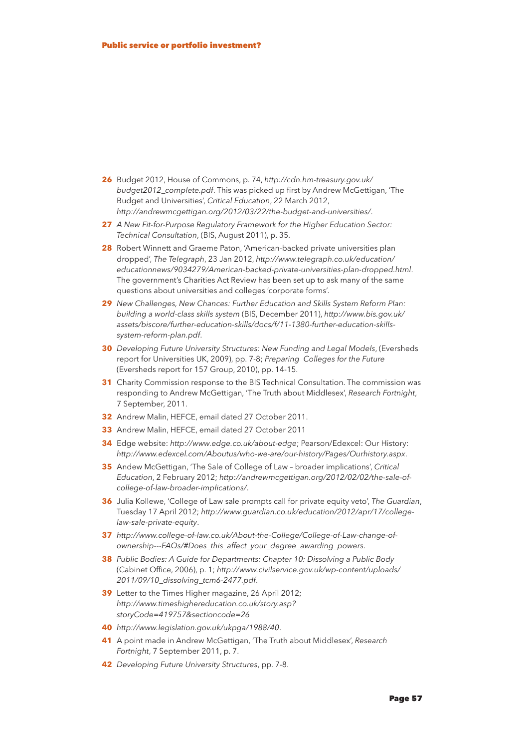**26** Budget 2012, House of Commons, p. 74, *http://cdn.hm-treasury.gov.uk/budget2012_complete.pdf*. This was picked up first by Andrew McGettigan, 'The Budget and Universities', *Critical Education*, 22 March 2012, *http://andrewmcgettigan.org/2012/03/22/the-budget-and-universities/*.

**27** *A New Fit-for-Purpose Regulatory Framework for the Higher Education Sector: Technical Consultation*, (BIS, August 2011), p. 35.

**28** Robert Winnett and Graeme Paton, 'American-backed private universities plan dropped', *The Telegraph*, 23 Jan 2012, *http://www.telegraph.co.uk/education/educationnews/9034279/American-backed-private-universities-plan-dropped.html*. The government's Charities Act Review has been set up to ask many of the same questions about universities and colleges 'corporate forms'.

**29** *New Challenges, New Chances: Further Education and Skills System Reform Plan: building a world-class skills system* (BIS, December 2011), *http://www.bis.gov.uk/assets/biscore/further-education-skills/docs/f/11-1380-further-education-skills-system-reform-plan.pdf*.

**30** *Developing Future University Structures: New Funding and Legal Models*, (Eversheds report for Universities UK, 2009), pp. 7-8; *Preparing Colleges for the Future* (Eversheds report for 157 Group, 2010), pp. 14-15.

**31** Charity Commission response to the BIS Technical Consultation. The commission was responding to Andrew McGettigan, 'The Truth about Middlesex', *Research Fortnight*, 7 September, 2011.

**32** Andrew Malin, HEFCE, email dated 27 October 2011.

**33** Andrew Malin, HEFCE, email dated 27 October 2011

**34** Edge website: *http://www.edge.co.uk/about-edge*; Pearson/Edexcel: Our History: *http://www.edexcel.com/Aboutus/who-we-are/our-history/Pages/Ourhistory.aspx*.

**35** Andew McGettigan, 'The Sale of College of Law – broader implications', *Critical Education*, 2 February 2012; *http://andrewmcgettigan.org/2012/02/02/the-sale-of-college-of-law-broader-implications/*.

**36** Julia Kollewe, 'College of Law sale prompts call for private equity veto', *The Guardian*, Tuesday 17 April 2012; *http://www.guardian.co.uk/education/2012/apr/17/college-law-sale-private-equity*.

**37** *http://www.college-of-law.co.uk/About-the-College/College-of-Law-change-of-ownership---FAQs/#Does_this_affect_your_degree_awarding_powers*.

**38** *Public Bodies: A Guide for Departments: Chapter 10: Dissolving a Public Body* (Cabinet Office, 2006), p. 1; *http://www.civilservice.gov.uk/wp-content/uploads/2011/09/10_dissolving_tcm6-2477.pdf*.

**39** Letter to the Times Higher magazine, 26 April 2012; *http://www.timeshighereducation.co.uk/story.asp?storyCode=419757&sectioncode=26*

**40** *http://www.legislation.gov.uk/ukpga/1988/40*.

**41** A point made in Andrew McGettigan, 'The Truth about Middlesex', *Research Fortnight*, 7 September 2011, p. 7.

**42** *Developing Future University Structures*, pp. 7-8.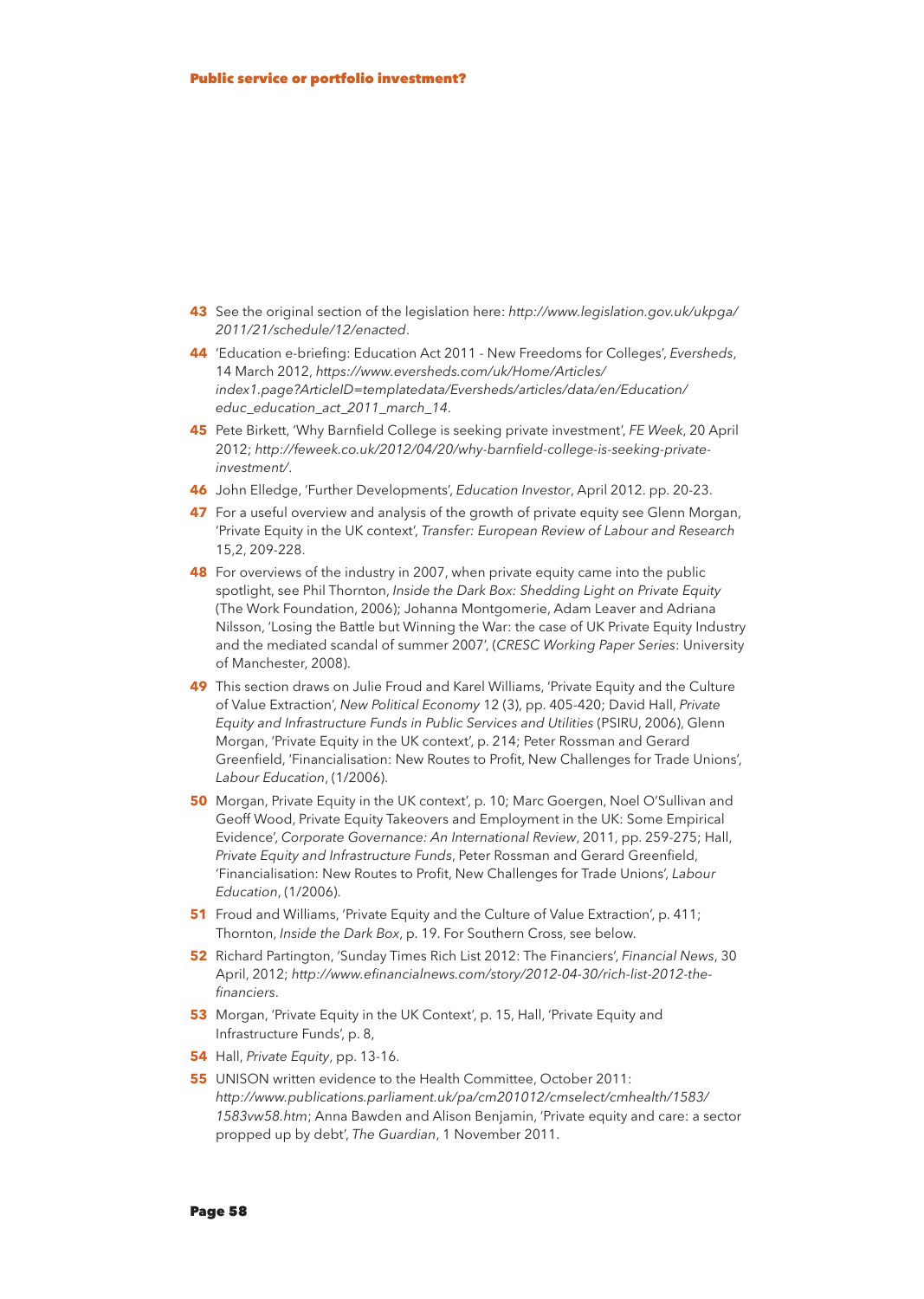**43** See the original section of the legislation here: *http://www.legislation.gov.uk/ukpga/2011/21/schedule/12/enacted*.

**44** 'Education e-briefing: Education Act 2011 - New Freedoms for Colleges', *Eversheds*, 14 March 2012, *https://www.eversheds.com/uk/Home/Articles/index1.page?ArticleID=templatedata/Eversheds/articles/data/en/Education/educ_education_act_2011_march_14*.

**45** Pete Birkett, 'Why Barnfield College is seeking private investment', *FE Week*, 20 April 2012; *http://feweek.co.uk/2012/04/20/why-barnfield-college-is-seeking-private-investment/*.

**46** John Elledge, 'Further Developments', *Education Investor*, April 2012. pp. 20-23.

**47** For a useful overview and analysis of the growth of private equity see Glenn Morgan, 'Private Equity in the UK context', *Transfer: European Review of Labour and Research* 15,2, 209-228.

**48** For overviews of the industry in 2007, when private equity came into the public spotlight, see Phil Thornton, *Inside the Dark Box: Shedding Light on Private Equity* (The Work Foundation, 2006); Johanna Montgomerie, Adam Leaver and Adriana Nilsson, 'Losing the Battle but Winning the War: the case of UK Private Equity Industry and the mediated scandal of summer 2007', (*CRESC Working Paper Series*: University of Manchester, 2008).

**49** This section draws on Julie Froud and Karel Williams, 'Private Equity and the Culture of Value Extraction', *New Political Economy* 12 (3), pp. 405-420; David Hall, *Private Equity and Infrastructure Funds in Public Services and Utilities* (PSIRU, 2006), Glenn Morgan, 'Private Equity in the UK context', p. 214; Peter Rossman and Gerard Greenfield, 'Financialisation: New Routes to Profit, New Challenges for Trade Unions', *Labour Education*, (1/2006).

**50** Morgan, Private Equity in the UK context', p. 10; Marc Goergen, Noel O'Sullivan and Geoff Wood, Private Equity Takeovers and Employment in the UK: Some Empirical Evidence', *Corporate Governance: An International Review*, 2011, pp. 259-275; Hall, *Private Equity and Infrastructure Funds*, Peter Rossman and Gerard Greenfield, 'Financialisation: New Routes to Profit, New Challenges for Trade Unions', *Labour Education*, (1/2006).

**51** Froud and Williams, 'Private Equity and the Culture of Value Extraction', p. 411; Thornton, *Inside the Dark Box*, p. 19. For Southern Cross, see below.

**52** Richard Partington, 'Sunday Times Rich List 2012: The Financiers', *Financial News*, 30 April, 2012; *http://www.efinancialnews.com/story/2012-04-30/rich-list-2012-the-financiers*.

**53** Morgan, 'Private Equity in the UK Context', p. 15, Hall, 'Private Equity and Infrastructure Funds', p. 8,

**54** Hall, *Private Equity*, pp. 13-16.

**55** UNISON written evidence to the Health Committee, October 2011: *http://www.publications.parliament.uk/pa/cm201012/cmselect/cmhealth/1583/1583vw58.htm*; Anna Bawden and Alison Benjamin, 'Private equity and care: a sector propped up by debt', *The Guardian*, 1 November 2011.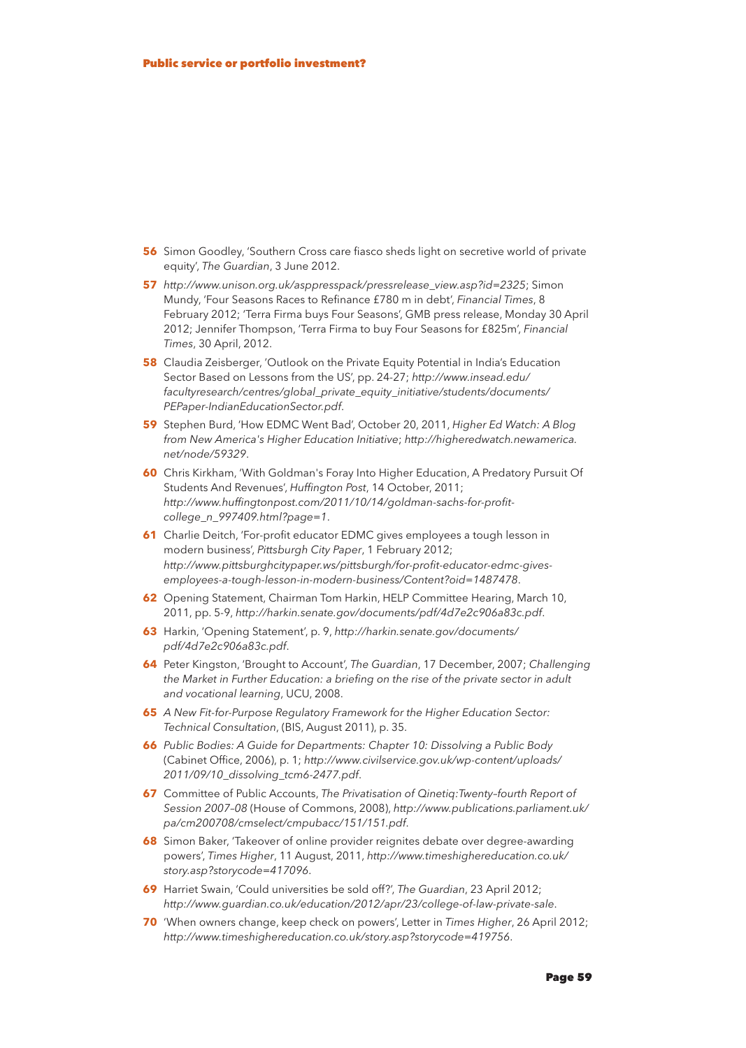**56** Simon Goodley, 'Southern Cross care fiasco sheds light on secretive world of private equity', *The Guardian*, 3 June 2012.

**57** *http://www.unison.org.uk/asppresspack/pressrelease_view.asp?id=2325*; Simon Mundy, 'Four Seasons Races to Refinance £780 m in debt', *Financial Times*, 8 February 2012; 'Terra Firma buys Four Seasons', GMB press release, Monday 30 April 2012; Jennifer Thompson, 'Terra Firma to buy Four Seasons for £825m', *Financial Times*, 30 April, 2012.

**58** Claudia Zeisberger, 'Outlook on the Private Equity Potential in India's Education Sector Based on Lessons from the US', pp. 24-27; *http://www.insead.edu/facultyresearch/centres/global_private_equity_initiative/students/documents/PEPaper-IndianEducationSector.pdf*.

**59** Stephen Burd, 'How EDMC Went Bad', October 20, 2011, *Higher Ed Watch: A Blog from New America's Higher Education Initiative*; *http://higheredwatch.newamerica.net/node/59329*.

**60** Chris Kirkham, 'With Goldman's Foray Into Higher Education, A Predatory Pursuit Of Students And Revenues', *Huffington Post*, 14 October, 2011; *http://www.huffingtonpost.com/2011/10/14/goldman-sachs-for-profit-college_n_997409.html?page=1*.

**61** Charlie Deitch, 'For-profit educator EDMC gives employees a tough lesson in modern business', *Pittsburgh City Paper*, 1 February 2012; *http://www.pittsburghcitypaper.ws/pittsburgh/for-profit-educator-edmc-gives-employees-a-tough-lesson-in-modern-business/Content?oid=1487478*.

**62** Opening Statement, Chairman Tom Harkin, HELP Committee Hearing, March 10, 2011, pp. 5-9, *http://harkin.senate.gov/documents/pdf/4d7e2c906a83c.pdf*.

**63** Harkin, 'Opening Statement', p. 9, *http://harkin.senate.gov/documents/pdf/4d7e2c906a83c.pdf*.

**64** Peter Kingston, 'Brought to Account', *The Guardian*, 17 December, 2007; *Challenging the Market in Further Education: a briefing on the rise of the private sector in adult and vocational learning*, UCU, 2008.

**65** *A New Fit-for-Purpose Regulatory Framework for the Higher Education Sector: Technical Consultation*, (BIS, August 2011), p. 35.

**66** *Public Bodies: A Guide for Departments: Chapter 10: Dissolving a Public Body* (Cabinet Office, 2006), p. 1; *http://www.civilservice.gov.uk/wp-content/uploads/2011/09/10_dissolving_tcm6-2477.pdf*.

**67** Committee of Public Accounts, *The Privatisation of Qinetiq:Twenty–fourth Report of Session 2007–08* (House of Commons, 2008), *http://www.publications.parliament.uk/pa/cm200708/cmselect/cmpubacc/151/151.pdf*.

**68** Simon Baker, 'Takeover of online provider reignites debate over degree-awarding powers', *Times Higher*, 11 August, 2011, *http://www.timeshighereducation.co.uk/story.asp?storycode=417096*.

**69** Harriet Swain, 'Could universities be sold off?', *The Guardian*, 23 April 2012; *http://www.guardian.co.uk/education/2012/apr/23/college-of-law-private-sale*.

**70** 'When owners change, keep check on powers', Letter in *Times Higher*, 26 April 2012; *http://www.timeshighereducation.co.uk/story.asp?storycode=419756*.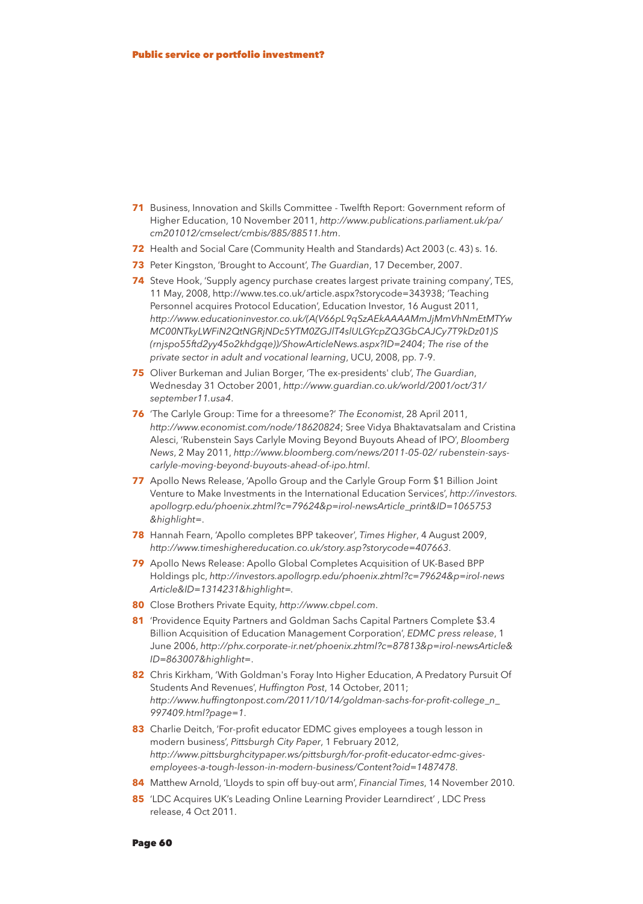**71** Business, Innovation and Skills Committee - Twelfth Report: Government reform of Higher Education, 10 November 2011, *http://www.publications.parliament.uk/pa/cm201012/cmselect/cmbis/885/88511.htm*.

**72** Health and Social Care (Community Health and Standards) Act 2003 (c. 43) s. 16.

**73** Peter Kingston, 'Brought to Account', *The Guardian*, 17 December, 2007.

**74** Steve Hook, 'Supply agency purchase creates largest private training company', TES, 11 May, 2008, http://www.tes.co.uk/article.aspx?storycode=343938; 'Teaching Personnel acquires Protocol Education', Education Investor, 16 August 2011, *http://www.educationinvestor.co.uk/(A(V66pL9qSzAEkAAAAMmJjMmVhNmEtMTYwMC00NTkyLWFiN2QtNGRjNDc5YTM0ZGJlT4slULGYcpZQ3GbCAJCy7T9kDz01)S(rnjspo55ftd2yy45o2khdgqe))/ShowArticleNews.aspx?ID=2404*; *The rise of the private sector in adult and vocational learning*, UCU, 2008, pp. 7-9.

**75** Oliver Burkeman and Julian Borger, 'The ex-presidents' club', *The Guardian*, Wednesday 31 October 2001, *http://www.guardian.co.uk/world/2001/oct/31/september11.usa4*.

**76** 'The Carlyle Group: Time for a threesome?' *The Economist*, 28 April 2011, *http://www.economist.com/node/18620824*; Sree Vidya Bhaktavatsalam and Cristina Alesci, 'Rubenstein Says Carlyle Moving Beyond Buyouts Ahead of IPO', *Bloomberg News*, 2 May 2011, *http://www.bloomberg.com/news/2011-05-02/ rubenstein-says-carlyle-moving-beyond-buyouts-ahead-of-ipo.html*.

**77** Apollo News Release, 'Apollo Group and the Carlyle Group Form $1 Billion Joint Venture to Make Investments in the International Education Services', *http://investors.apollogrp.edu/phoenix.zhtml?c=79624&p=irol-newsArticle_print&ID=1065753&highlight=*.

**78** Hannah Fearn, 'Apollo completes BPP takeover', *Times Higher*, 4 August 2009, *http://www.timeshighereducation.co.uk/story.asp?storycode=407663*.

**79** Apollo News Release: Apollo Global Completes Acquisition of UK-Based BPP Holdings plc, *http://investors.apollogrp.edu/phoenix.zhtml?c=79624&p=irol-newsArticle&ID=1314231&highlight=*.

**80** Close Brothers Private Equity, *http://www.cbpel.com*.

**81** 'Providence Equity Partners and Goldman Sachs Capital Partners Complete $3.4 Billion Acquisition of Education Management Corporation', *EDMC press release*, 1 June 2006, *http://phx.corporate-ir.net/phoenix.zhtml?c=87813&p=irol-newsArticle&ID=863007&highlight=*.

**82** Chris Kirkham, 'With Goldman's Foray Into Higher Education, A Predatory Pursuit Of Students And Revenues', *Huffington Post*, 14 October, 2011; *http://www.huffingtonpost.com/2011/10/14/goldman-sachs-for-profit-college_n_997409.html?page=1*.

**83** Charlie Deitch, 'For-profit educator EDMC gives employees a tough lesson in modern business', *Pittsburgh City Paper*, 1 February 2012, *http://www.pittsburghcitypaper.ws/pittsburgh/for-profit-educator-edmc-gives-employees-a-tough-lesson-in-modern-business/Content?oid=1487478*.

**84** Matthew Arnold, 'Lloyds to spin off buy-out arm', *Financial Times*, 14 November 2010.

**85** 'LDC Acquires UK's Leading Online Learning Provider Learndirect' , LDC Press release, 4 Oct 2011.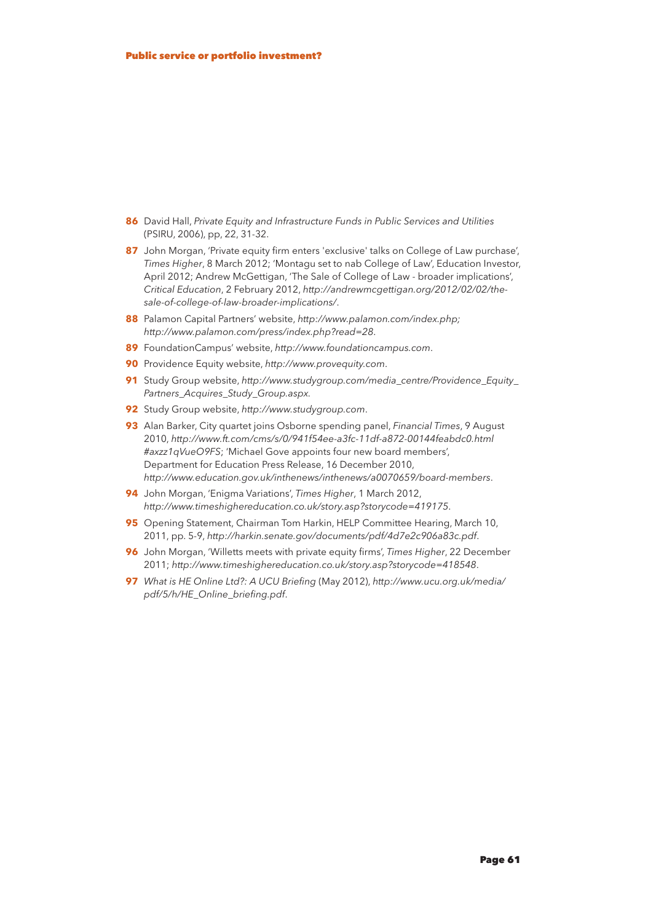**86** David Hall, *Private Equity and Infrastructure Funds in Public Services and Utilities* (PSIRU, 2006), pp, 22, 31-32.

**87** John Morgan, 'Private equity firm enters 'exclusive' talks on College of Law purchase', *Times Higher*, 8 March 2012; 'Montagu set to nab College of Law', Education Investor, April 2012; Andrew McGettigan, 'The Sale of College of Law - broader implications', *Critical Education*, 2 February 2012, *http://andrewmcgettigan.org/2012/02/02/the-sale-of-college-of-law-broader-implications/*.

**88** Palamon Capital Partners' website, *http://www.palamon.com/index.php; http://www.palamon.com/press/index.php?read=28*.

**89** FoundationCampus' website, *http://www.foundationcampus.com*.

**90** Providence Equity website, *http://www.provequity.com*.

**91** Study Group website, *http://www.studygroup.com/media_centre/Providence_Equity_Partners_Acquires_Study_Group.aspx*.

**92** Study Group website, *http://www.studygroup.com*.

**93** Alan Barker, City quartet joins Osborne spending panel, *Financial Times*, 9 August 2010, *http://www.ft.com/cms/s/0/941f54ee-a3fc-11df-a872-00144feabdc0.html#axzz1qVueO9FS*; 'Michael Gove appoints four new board members', Department for Education Press Release, 16 December 2010, *http://www.education.gov.uk/inthenews/inthenews/a0070659/board-members*.

**94** John Morgan, 'Enigma Variations', *Times Higher*, 1 March 2012, *http://www.timeshighereducation.co.uk/story.asp?storycode=419175*.

**95** Opening Statement, Chairman Tom Harkin, HELP Committee Hearing, March 10, 2011, pp. 5-9, *http://harkin.senate.gov/documents/pdf/4d7e2c906a83c.pdf*.

**96** John Morgan, 'Willetts meets with private equity firms', *Times Higher*, 22 December 2011; *http://www.timeshighereducation.co.uk/story.asp?storycode=418548*.

**97** *What is HE Online Ltd?: A UCU Briefing* (May 2012), *http://www.ucu.org.uk/media/pdf/5/h/HE_Online_briefing.pdf*.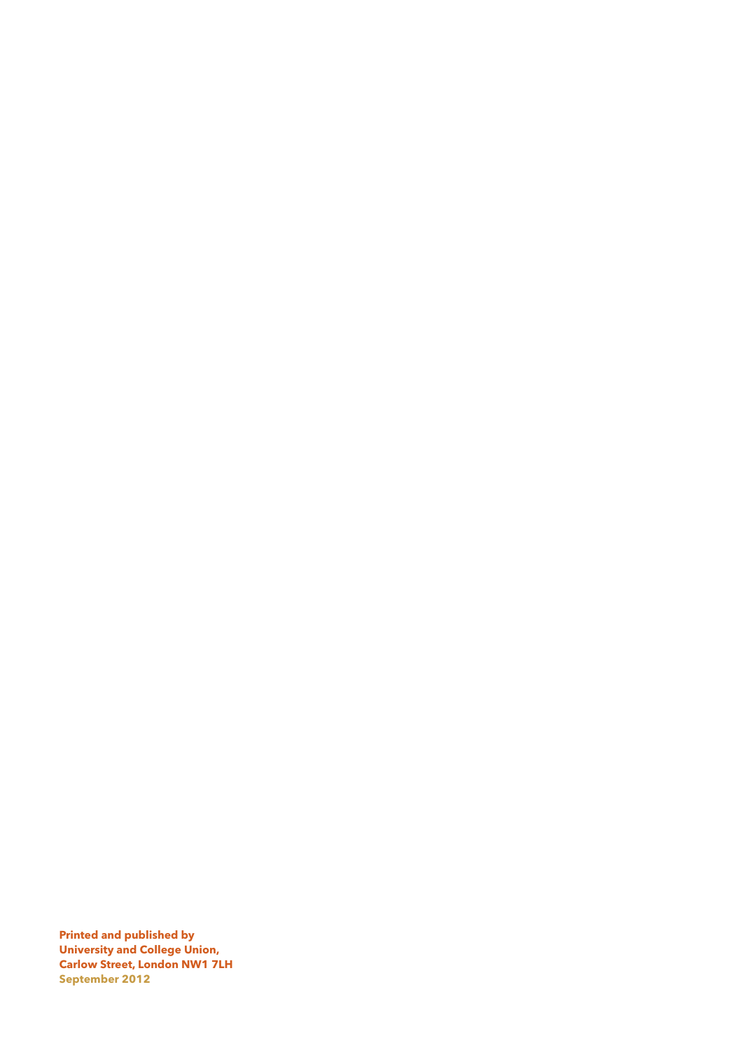**Printed and published by**
**University and College Union,**
**Carlow Street, London NW1 7LH**
**September 2012**